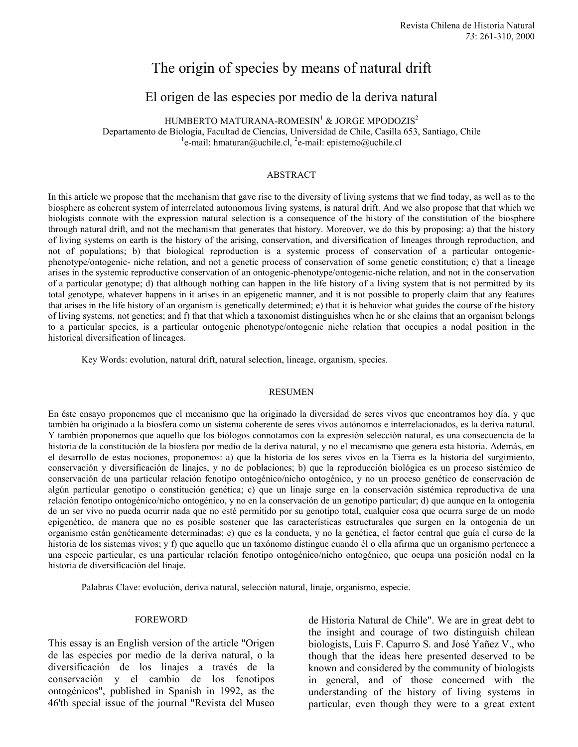# The origin of species by means of natural drift

## El origen de las especies por medio de la deriva natural

HUMBERTO MATURANA-ROMESIN[1] & JORGE MPODOZIS[2]

Departamento de Biología, Facultad de Ciencias, Universidad de Chile, Casilla 653, Santiago, Chile

[1]e-mail: hmaturan@uchile.cl, [2]e-mail: epistemo@uchile.cl

### ABSTRACT

In this article we propose that the mechanism that gave rise to the diversity of living systems that we find today, as well as to the biosphere as coherent system of interrelated autonomous living systems, is natural drift. And we also propose that that which we biologists connote with the expression natural selection is a consequence of the history of the constitution of the biosphere through natural drift, and not the mechanism that generates that history. Moreover, we do this by proposing: a) that the history of living systems on earth is the history of the arising, conservation, and diversification of lineages through reproduction, and not of populations; b) that biological reproduction is a systemic process of conservation of a particular ontogenic-phenotype/ontogenic- niche relation, and not a genetic process of conservation of some genetic constitution; c) that a lineage arises in the systemic reproductive conservation of an ontogenic-phenotype/ontogenic-niche relation, and not in the conservation of a particular genotype; d) that although nothing can happen in the life history of a living system that is not permitted by its total genotype, whatever happens in it arises in an epigenetic manner, and it is not possible to properly claim that any features that arises in the life history of an organism is genetically determined; e) that it is behavior what guides the course of the history of living systems, not genetics; and f) that that which a taxonomist distinguishes when he or she claims that an organism belongs to a particular species, is a particular ontogenic phenotype/ontogenic niche relation that occupies a nodal position in the historical diversification of lineages.

Key Words: evolution, natural drift, natural selection, lineage, organism, species.

### RESUMEN

En éste ensayo proponemos que el mecanismo que ha originado la diversidad de seres vivos que encontramos hoy día, y que también ha originado a la biosfera como un sistema coherente de seres vivos autónomos e interrelacionados, es la deriva natural. Y también proponemos que aquello que los biólogos connotamos con la expresión selección natural, es una consecuencia de la historia de la constitución de la biosfera por medio de la deriva natural, y no el mecanismo que genera esta historia. Además, en el desarrollo de estas nociones, proponemos: a) que la historia de los seres vivos en la Tierra es la historia del surgimiento, conservación y diversificación de linajes, y no de poblaciones; b) que la reproducción biológica es un proceso sistémico de conservación de una particular relación fenotipo ontogénico/nicho ontogénico, y no un proceso genético de conservación de algún particular genotipo o constitución genética; c) que un linaje surge en la conservación sistémica reproductiva de una relación fenotipo ontogénico/nicho ontogénico, y no en la conservación de un genotipo particular; d) que aunque en la ontogenia de un ser vivo no pueda ocurrir nada que no esté permitido por su genotipo total, cualquier cosa que ocurra surge de un modo epigenético, de manera que no es posible sostener que las características estructurales que surgen en la ontogenia de un organismo están genéticamente determinadas; e) que es la conducta, y no la genética, el factor central que guía el curso de la historia de los sistemas vivos; y f) que aquello que un taxónomo distingue cuando él o ella afirma que un organismo pertenece a una especie particular, es una particular relación fenotipo ontogénico/nicho ontogénico, que ocupa una posición nodal en la historia de diversificación del linaje.

Palabras Clave: evolución, deriva natural, selección natural, linaje, organismo, especie.

### FOREWORD

This essay is an English version of the article "Origen de las especies por medio de la deriva natural, o la diversificación de los linajes a través de la conservación y el cambio de los fenotipos ontogénicos", published in Spanish in 1992, as the 46'th special issue of the journal "Revista del Museo de Historia Natural de Chile". We are in great debt to the insight and courage of two distinguish chilean biologists, Luis F. Capurro S. and José Yañez V., who though that the ideas here presented deserved to be known and considered by the community of biologists in general, and of those concerned with the understanding of the history of living systems in particular, even though they were to a great extent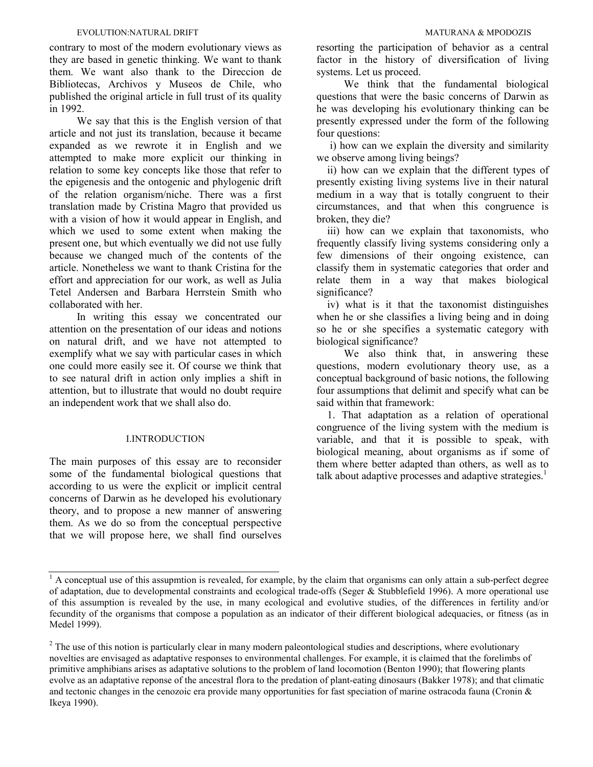contrary to most of the modern evolutionary views as they are based in genetic thinking. We want to thank them. We want also thank to the Direccion de Bibliotecas, Archivos y Museos de Chile, who published the original article in full trust of its quality in 1992.

We say that this is the English version of that article and not just its translation, because it became expanded as we rewrote it in English and we attempted to make more explicit our thinking in relation to some key concepts like those that refer to the epigenesis and the ontogenic and phylogenic drift of the relation organism/niche. There was a first translation made by Cristina Magro that provided us with a vision of how it would appear in English, and which we used to some extent when making the present one, but which eventually we did not use fully because we changed much of the contents of the article. Nonetheless we want to thank Cristina for the effort and appreciation for our work, as well as Julia Tetel Andersen and Barbara Herrstein Smith who collaborated with her.

In writing this essay we concentrated our attention on the presentation of our ideas and notions on natural drift, and we have not attempted to exemplify what we say with particular cases in which one could more easily see it. Of course we think that to see natural drift in action only implies a shift in attention, but to illustrate that would no doubt require an independent work that we shall also do.

## I.INTRODUCTION

The main purposes of this essay are to reconsider some of the fundamental biological questions that according to us were the explicit or implicit central concerns of Darwin as he developed his evolutionary theory, and to propose a new manner of answering them. As we do so from the conceptual perspective that we will propose here, we shall find ourselves resorting the participation of behavior as a central factor in the history of diversification of living systems. Let us proceed.

We think that the fundamental biological questions that were the basic concerns of Darwin as he was developing his evolutionary thinking can be presently expressed under the form of the following four questions:

i) how can we explain the diversity and similarity we observe among living beings?

ii) how can we explain that the different types of presently existing living systems live in their natural medium in a way that is totally congruent to their circumstances, and that when this congruence is broken, they die?

iii) how can we explain that taxonomists, who frequently classify living systems considering only a few dimensions of their ongoing existence, can classify them in systematic categories that order and relate them in a way that makes biological significance?

iv) what is it that the taxonomist distinguishes when he or she classifies a living being and in doing so he or she specifies a systematic category with biological significance?

We also think that, in answering these questions, modern evolutionary theory use, as a conceptual background of basic notions, the following four assumptions that delimit and specify what can be said within that framework:

1. That adaptation as a relation of operational congruence of the living system with the medium is variable, and that it is possible to speak, with biological meaning, about organisms as if some of them where better adapted than others, as well as to talk about adaptive processes and adaptive strategies.[1]

---

[1] A conceptual use of this assupmtion is revealed, for example, by the claim that organisms can only attain a sub-perfect degree of adaptation, due to developmental constraints and ecological trade-offs (Seger & Stubblefield 1996). A more operational use of this assumption is revealed by the use, in many ecological and evolutive studies, of the differences in fertility and/or fecundity of the organisms that compose a population as an indicator of their different biological adequacies, or fitness (as in Medel 1999).

[2] The use of this notion is particularly clear in many modern paleontological studies and descriptions, where evolutionary novelties are envisaged as adaptative responses to environmental challenges. For example, it is claimed that the forelimbs of primitive amphibians arises as adaptative solutions to the problem of land locomotion (Benton 1990); that flowering plants evolve as an adaptative reponse of the ancestral flora to the predation of plant-eating dinosaurs (Bakker 1978); and that climatic and tectonic changes in the cenozoic era provide many opportunities for fast speciation of marine ostracoda fauna (Cronin & Ikeya 1990).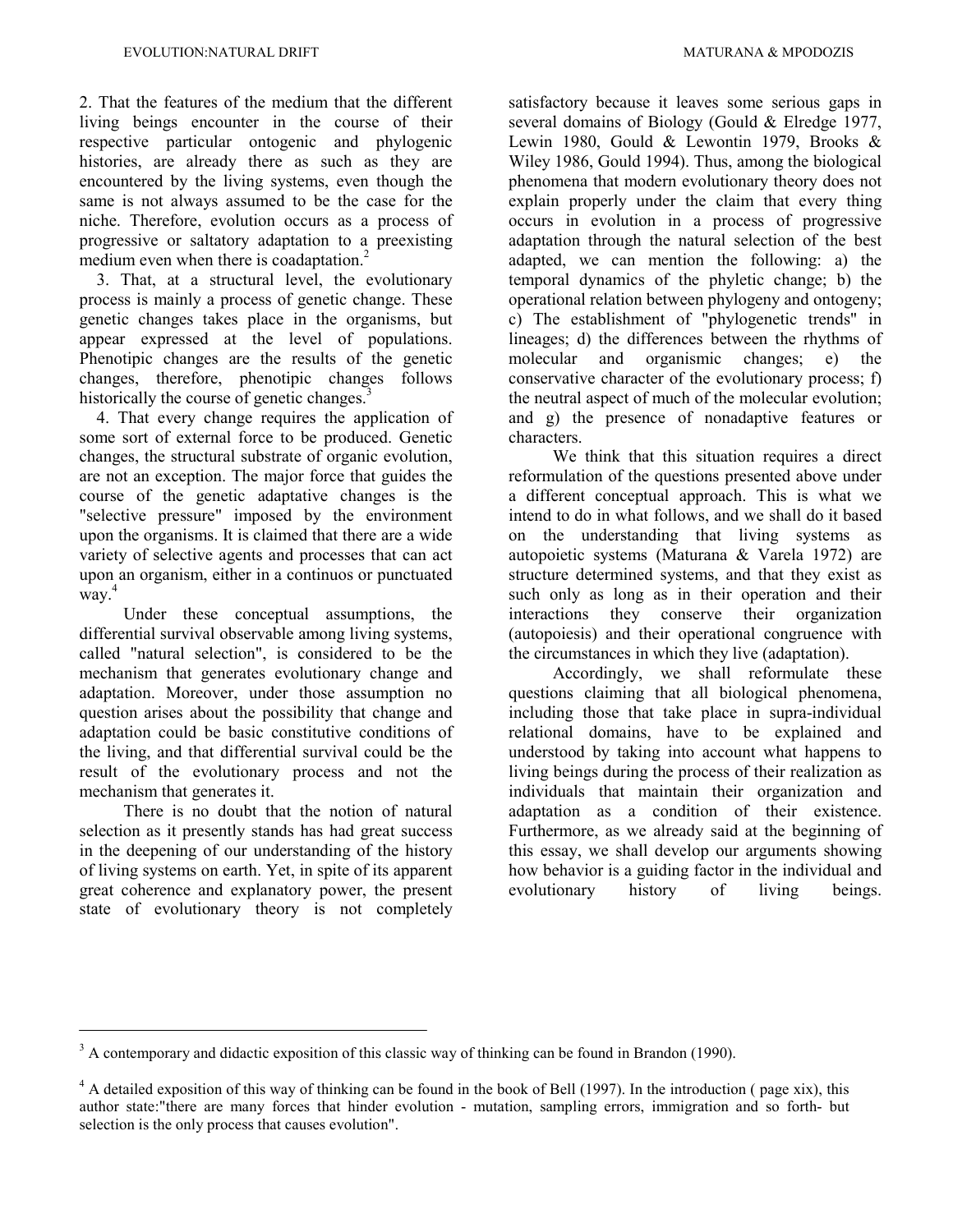2. That the features of the medium that the different living beings encounter in the course of their respective particular ontogenic and phylogenic histories, are already there as such as they are encountered by the living systems, even though the same is not always assumed to be the case for the niche. Therefore, evolution occurs as a process of progressive or saltatory adaptation to a preexisting medium even when there is coadaptation.[2]

3. That, at a structural level, the evolutionary process is mainly a process of genetic change. These genetic changes takes place in the organisms, but appear expressed at the level of populations. Phenotipic changes are the results of the genetic changes, therefore, phenotipic changes follows historically the course of genetic changes.[3]

4. That every change requires the application of some sort of external force to be produced. Genetic changes, the structural substrate of organic evolution, are not an exception. The major force that guides the course of the genetic adaptative changes is the "selective pressure" imposed by the environment upon the organisms. It is claimed that there are a wide variety of selective agents and processes that can act upon an organism, either in a continuos or punctuated way.[4]

Under these conceptual assumptions, the differential survival observable among living systems, called "natural selection", is considered to be the mechanism that generates evolutionary change and adaptation. Moreover, under those assumption no question arises about the possibility that change and adaptation could be basic constitutive conditions of the living, and that differential survival could be the result of the evolutionary process and not the mechanism that generates it.

There is no doubt that the notion of natural selection as it presently stands has had great success in the deepening of our understanding of the history of living systems on earth. Yet, in spite of its apparent great coherence and explanatory power, the present state of evolutionary theory is not completely satisfactory because it leaves some serious gaps in several domains of Biology (Gould & Elredge 1977, Lewin 1980, Gould & Lewontin 1979, Brooks & Wiley 1986, Gould 1994). Thus, among the biological phenomena that modern evolutionary theory does not explain properly under the claim that every thing occurs in evolution in a process of progressive adaptation through the natural selection of the best adapted, we can mention the following: a) the temporal dynamics of the phyletic change; b) the operational relation between phylogeny and ontogeny; c) The establishment of "phylogenetic trends" in lineages; d) the differences between the rhythms of molecular and organismic changes; e) the conservative character of the evolutionary process; f) the neutral aspect of much of the molecular evolution; and g) the presence of nonadaptive features or characters.

We think that this situation requires a direct reformulation of the questions presented above under a different conceptual approach. This is what we intend to do in what follows, and we shall do it based on the understanding that living systems as autopoietic systems (Maturana & Varela 1972) are structure determined systems, and that they exist as such only as long as in their operation and their interactions they conserve their organization (autopoiesis) and their operational congruence with the circumstances in which they live (adaptation).

Accordingly, we shall reformulate these questions claiming that all biological phenomena, including those that take place in supra-individual relational domains, have to be explained and understood by taking into account what happens to living beings during the process of their realization as individuals that maintain their organization and adaptation as a condition of their existence. Furthermore, as we already said at the beginning of this essay, we shall develop our arguments showing how behavior is a guiding factor in the individual and evolutionary history of living beings.

---

[3] A contemporary and didactic exposition of this classic way of thinking can be found in Brandon (1990).

[4] A detailed exposition of this way of thinking can be found in the book of Bell (1997). In the introduction ( page xix), this author state:"there are many forces that hinder evolution - mutation, sampling errors, immigration and so forth- but selection is the only process that causes evolution".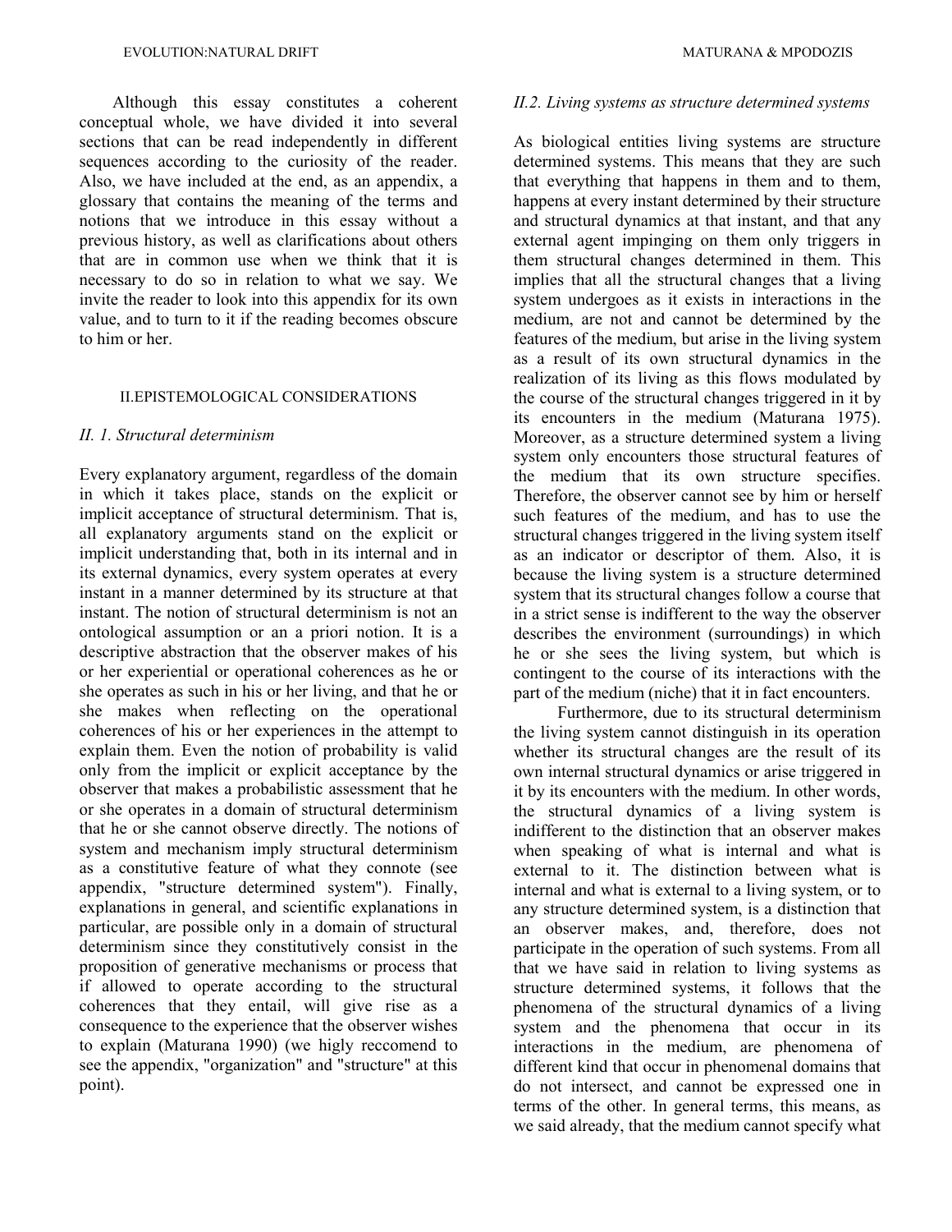Although this essay constitutes a coherent conceptual whole, we have divided it into several sections that can be read independently in different sequences according to the curiosity of the reader. Also, we have included at the end, as an appendix, a glossary that contains the meaning of the terms and notions that we introduce in this essay without a previous history, as well as clarifications about others that are in common use when we think that it is necessary to do so in relation to what we say. We invite the reader to look into this appendix for its own value, and to turn to it if the reading becomes obscure to him or her.

## II.EPISTEMOLOGICAL CONSIDERATIONS

### *II. 1. Structural determinism*

Every explanatory argument, regardless of the domain in which it takes place, stands on the explicit or implicit acceptance of structural determinism. That is, all explanatory arguments stand on the explicit or implicit understanding that, both in its internal and in its external dynamics, every system operates at every instant in a manner determined by its structure at that instant. The notion of structural determinism is not an ontological assumption or an a priori notion. It is a descriptive abstraction that the observer makes of his or her experiential or operational coherences as he or she operates as such in his or her living, and that he or she makes when reflecting on the operational coherences of his or her experiences in the attempt to explain them. Even the notion of probability is valid only from the implicit or explicit acceptance by the observer that makes a probabilistic assessment that he or she operates in a domain of structural determinism that he or she cannot observe directly. The notions of system and mechanism imply structural determinism as a constitutive feature of what they connote (see appendix, "structure determined system"). Finally, explanations in general, and scientific explanations in particular, are possible only in a domain of structural determinism since they constitutively consist in the proposition of generative mechanisms or process that if allowed to operate according to the structural coherences that they entail, will give rise as a consequence to the experience that the observer wishes to explain (Maturana 1990) (we higly reccomend to see the appendix, "organization" and "structure" at this point).

### *II.2. Living systems as structure determined systems*

As biological entities living systems are structure determined systems. This means that they are such that everything that happens in them and to them, happens at every instant determined by their structure and structural dynamics at that instant, and that any external agent impinging on them only triggers in them structural changes determined in them. This implies that all the structural changes that a living system undergoes as it exists in interactions in the medium, are not and cannot be determined by the features of the medium, but arise in the living system as a result of its own structural dynamics in the realization of its living as this flows modulated by the course of the structural changes triggered in it by its encounters in the medium (Maturana 1975). Moreover, as a structure determined system a living system only encounters those structural features of the medium that its own structure specifies. Therefore, the observer cannot see by him or herself such features of the medium, and has to use the structural changes triggered in the living system itself as an indicator or descriptor of them. Also, it is because the living system is a structure determined system that its structural changes follow a course that in a strict sense is indifferent to the way the observer describes the environment (surroundings) in which he or she sees the living system, but which is contingent to the course of its interactions with the part of the medium (niche) that it in fact encounters.

Furthermore, due to its structural determinism the living system cannot distinguish in its operation whether its structural changes are the result of its own internal structural dynamics or arise triggered in it by its encounters with the medium. In other words, the structural dynamics of a living system is indifferent to the distinction that an observer makes when speaking of what is internal and what is external to it. The distinction between what is internal and what is external to a living system, or to any structure determined system, is a distinction that an observer makes, and, therefore, does not participate in the operation of such systems. From all that we have said in relation to living systems as structure determined systems, it follows that the phenomena of the structural dynamics of a living system and the phenomena that occur in its interactions in the medium, are phenomena of different kind that occur in phenomenal domains that do not intersect, and cannot be expressed one in terms of the other. In general terms, this means, as we said already, that the medium cannot specify what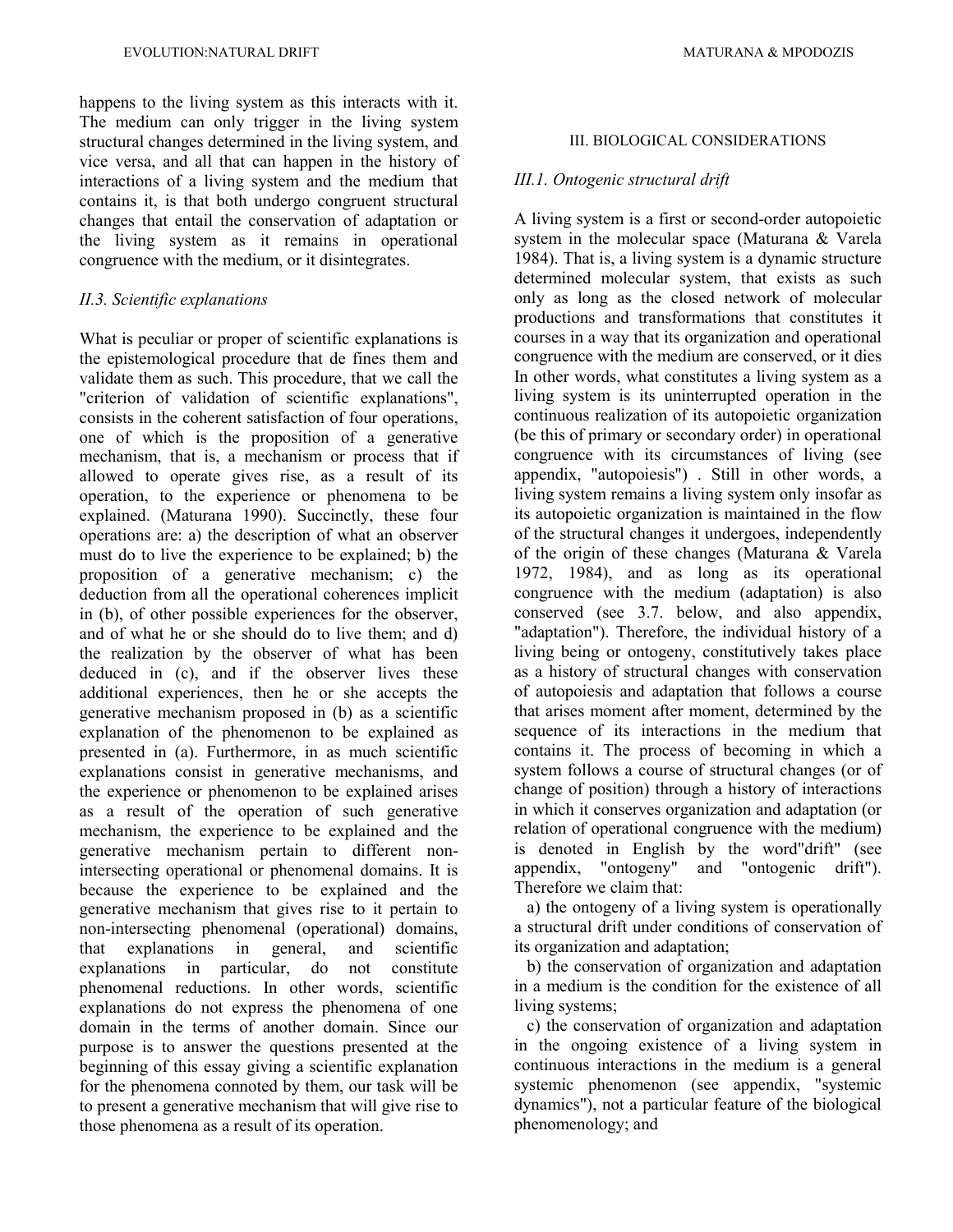happens to the living system as this interacts with it. The medium can only trigger in the living system structural changes determined in the living system, and vice versa, and all that can happen in the history of interactions of a living system and the medium that contains it, is that both undergo congruent structural changes that entail the conservation of adaptation or the living system as it remains in operational congruence with the medium, or it disintegrates.

### *II.3. Scientific explanations*

What is peculiar or proper of scientific explanations is the epistemological procedure that de fines them and validate them as such. This procedure, that we call the "criterion of validation of scientific explanations", consists in the coherent satisfaction of four operations, one of which is the proposition of a generative mechanism, that is, a mechanism or process that if allowed to operate gives rise, as a result of its operation, to the experience or phenomena to be explained. (Maturana 1990). Succinctly, these four operations are: a) the description of what an observer must do to live the experience to be explained; b) the proposition of a generative mechanism; c) the deduction from all the operational coherences implicit in (b), of other possible experiences for the observer, and of what he or she should do to live them; and d) the realization by the observer of what has been deduced in (c), and if the observer lives these additional experiences, then he or she accepts the generative mechanism proposed in (b) as a scientific explanation of the phenomenon to be explained as presented in (a). Furthermore, in as much scientific explanations consist in generative mechanisms, and the experience or phenomenon to be explained arises as a result of the operation of such generative mechanism, the experience to be explained and the generative mechanism pertain to different non-intersecting operational or phenomenal domains. It is because the experience to be explained and the generative mechanism that gives rise to it pertain to non-intersecting phenomenal (operational) domains, that explanations in general, and scientific explanations in particular, do not constitute phenomenal reductions. In other words, scientific explanations do not express the phenomena of one domain in the terms of another domain. Since our purpose is to answer the questions presented at the beginning of this essay giving a scientific explanation for the phenomena connoted by them, our task will be to present a generative mechanism that will give rise to those phenomena as a result of its operation.

## III. BIOLOGICAL CONSIDERATIONS

### *III.1. Ontogenic structural drift*

A living system is a first or second-order autopoietic system in the molecular space (Maturana & Varela 1984). That is, a living system is a dynamic structure determined molecular system, that exists as such only as long as the closed network of molecular productions and transformations that constitutes it courses in a way that its organization and operational congruence with the medium are conserved, or it dies In other words, what constitutes a living system as a living system is its uninterrupted operation in the continuous realization of its autopoietic organization (be this of primary or secondary order) in operational congruence with its circumstances of living (see appendix, "autopoiesis") . Still in other words, a living system remains a living system only insofar as its autopoietic organization is maintained in the flow of the structural changes it undergoes, independently of the origin of these changes (Maturana & Varela 1972, 1984), and as long as its operational congruence with the medium (adaptation) is also conserved (see 3.7. below, and also appendix, "adaptation"). Therefore, the individual history of a living being or ontogeny, constitutively takes place as a history of structural changes with conservation of autopoiesis and adaptation that follows a course that arises moment after moment, determined by the sequence of its interactions in the medium that contains it. The process of becoming in which a system follows a course of structural changes (or of change of position) through a history of interactions in which it conserves organization and adaptation (or relation of operational congruence with the medium) is denoted in English by the word"drift" (see appendix, "ontogeny" and "ontogenic drift"). Therefore we claim that:

a) the ontogeny of a living system is operationally a structural drift under conditions of conservation of its organization and adaptation;

b) the conservation of organization and adaptation in a medium is the condition for the existence of all living systems;

c) the conservation of organization and adaptation in the ongoing existence of a living system in continuous interactions in the medium is a general systemic phenomenon (see appendix, "systemic dynamics"), not a particular feature of the biological phenomenology; and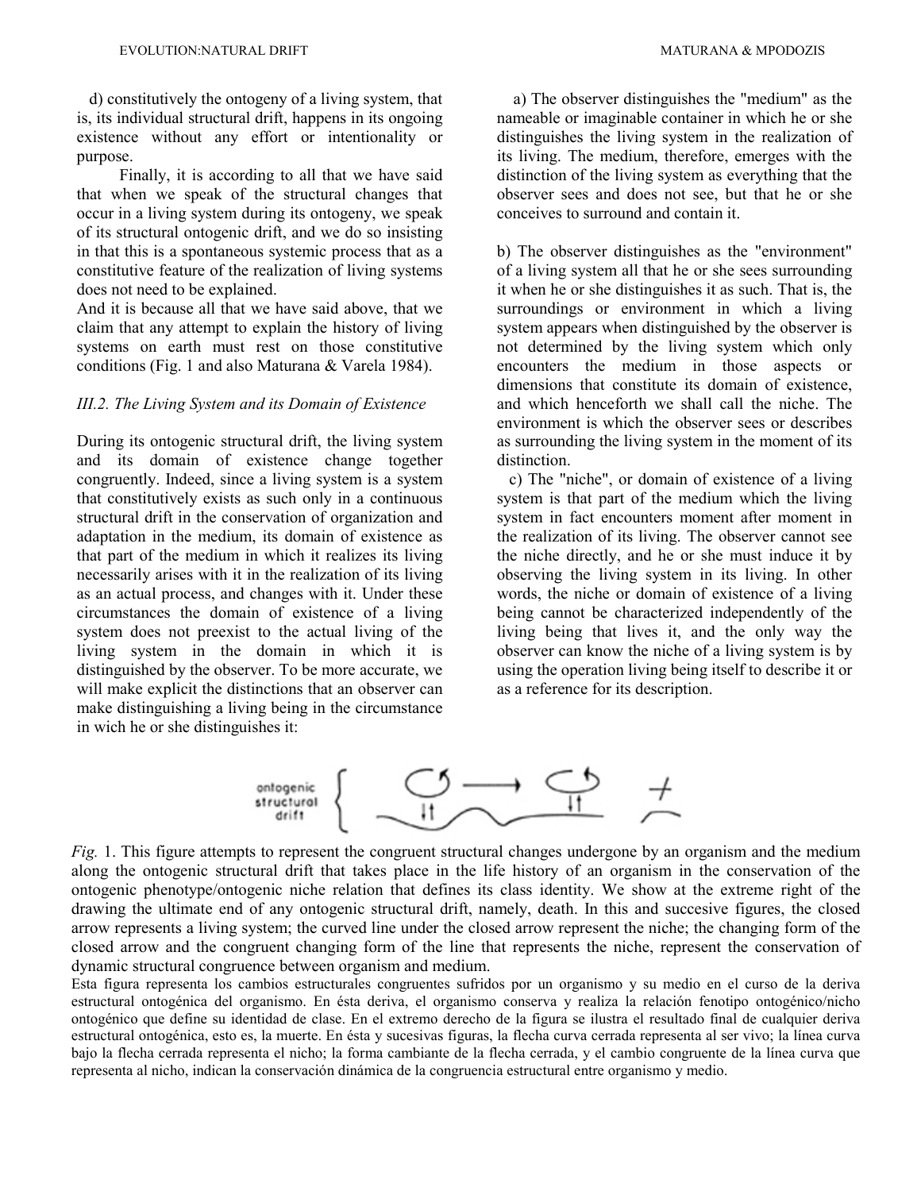d) constitutively the ontogeny of a living system, that is, its individual structural drift, happens in its ongoing existence without any effort or intentionality or purpose.

Finally, it is according to all that we have said that when we speak of the structural changes that occur in a living system during its ontogeny, we speak of its structural ontogenic drift, and we do so insisting in that this is a spontaneous systemic process that as a constitutive feature of the realization of living systems does not need to be explained.

And it is because all that we have said above, that we claim that any attempt to explain the history of living systems on earth must rest on those constitutive conditions (Fig. 1 and also Maturana & Varela 1984).

### *III.2. The Living System and its Domain of Existence*

During its ontogenic structural drift, the living system and its domain of existence change together congruently. Indeed, since a living system is a system that constitutively exists as such only in a continuous structural drift in the conservation of organization and adaptation in the medium, its domain of existence as that part of the medium in which it realizes its living necessarily arises with it in the realization of its living as an actual process, and changes with it. Under these circumstances the domain of existence of a living system does not preexist to the actual living of the living system in the domain in which it is distinguished by the observer. To be more accurate, we will make explicit the distinctions that an observer can make distinguishing a living being in the circumstance in wich he or she distinguishes it:

a) The observer distinguishes the "medium" as the nameable or imaginable container in which he or she distinguishes the living system in the realization of its living. The medium, therefore, emerges with the distinction of the living system as everything that the observer sees and does not see, but that he or she conceives to surround and contain it.

b) The observer distinguishes as the "environment" of a living system all that he or she sees surrounding it when he or she distinguishes it as such. That is, the surroundings or environment in which a living system appears when distinguished by the observer is not determined by the living system which only encounters the medium in those aspects or dimensions that constitute its domain of existence, and which henceforth we shall call the niche. The environment is which the observer sees or describes as surrounding the living system in the moment of its distinction.

c) The "niche", or domain of existence of a living system is that part of the medium which the living system in fact encounters moment after moment in the realization of its living. The observer cannot see the niche directly, and he or she must induce it by observing the living system in its living. In other words, the niche or domain of existence of a living being cannot be characterized independently of the living being that lives it, and the only way the observer can know the niche of a living system is by using the operation living being itself to describe it or as a reference for its description.

ontogenic structural drift

*Fig.* 1. This figure attempts to represent the congruent structural changes undergone by an organism and the medium along the ontogenic structural drift that takes place in the life history of an organism in the conservation of the ontogenic phenotype/ontogenic niche relation that defines its class identity. We show at the extreme right of the drawing the ultimate end of any ontogenic structural drift, namely, death. In this and succesive figures, the closed arrow represents a living system; the curved line under the closed arrow represent the niche; the changing form of the closed arrow and the congruent changing form of the line that represents the niche, represent the conservation of dynamic structural congruence between organism and medium.

Esta figura representa los cambios estructurales congruentes sufridos por un organismo y su medio en el curso de la deriva estructural ontogénica del organismo. En ésta deriva, el organismo conserva y realiza la relación fenotipo ontogénico/nicho ontogénico que define su identidad de clase. En el extremo derecho de la figura se ilustra el resultado final de cualquier deriva estructural ontogénica, esto es, la muerte. En ésta y sucesivas figuras, la flecha curva cerrada representa al ser vivo; la línea curva bajo la flecha cerrada representa el nicho; la forma cambiante de la flecha cerrada, y el cambio congruente de la línea curva que representa al nicho, indican la conservación dinámica de la congruencia estructural entre organismo y medio.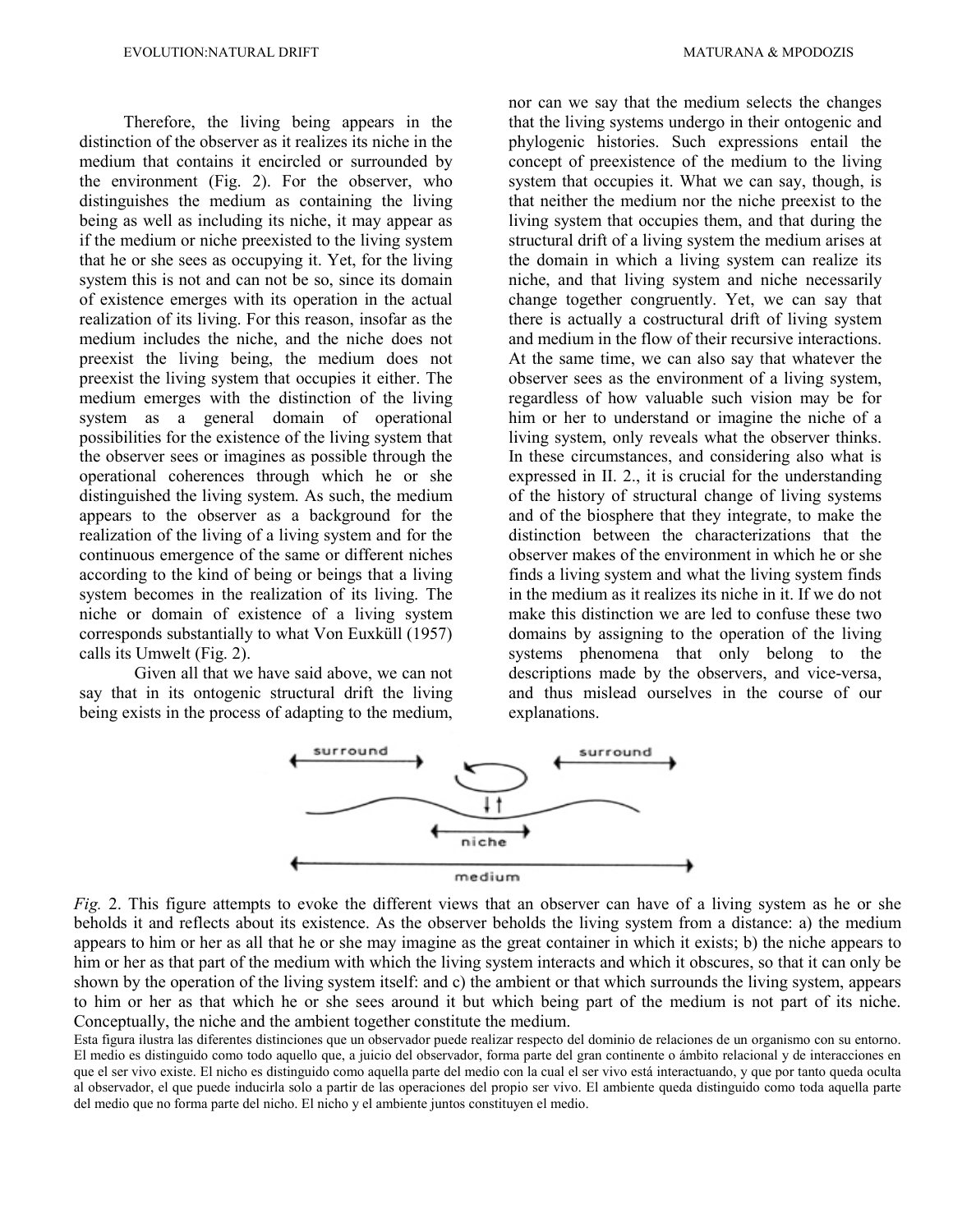Therefore, the living being appears in the distinction of the observer as it realizes its niche in the medium that contains it encircled or surrounded by the environment (Fig. 2). For the observer, who distinguishes the medium as containing the living being as well as including its niche, it may appear as if the medium or niche preexisted to the living system that he or she sees as occupying it. Yet, for the living system this is not and can not be so, since its domain of existence emerges with its operation in the actual realization of its living. For this reason, insofar as the medium includes the niche, and the niche does not preexist the living being, the medium does not preexist the living system that occupies it either. The medium emerges with the distinction of the living system as a general domain of operational possibilities for the existence of the living system that the observer sees or imagines as possible through the operational coherences through which he or she distinguished the living system. As such, the medium appears to the observer as a background for the realization of the living of a living system and for the continuous emergence of the same or different niches according to the kind of being or beings that a living system becomes in the realization of its living. The niche or domain of existence of a living system corresponds substantially to what Von Euxküll (1957) calls its Umwelt (Fig. 2).

Given all that we have said above, we can not say that in its ontogenic structural drift the living being exists in the process of adapting to the medium, nor can we say that the medium selects the changes that the living systems undergo in their ontogenic and phylogenic histories. Such expressions entail the concept of preexistence of the medium to the living system that occupies it. What we can say, though, is that neither the medium nor the niche preexist to the living system that occupies them, and that during the structural drift of a living system the medium arises at the domain in which a living system can realize its niche, and that living system and niche necessarily change together congruently. Yet, we can say that there is actually a costructural drift of living system and medium in the flow of their recursive interactions. At the same time, we can also say that whatever the observer sees as the environment of a living system, regardless of how valuable such vision may be for him or her to understand or imagine the niche of a living system, only reveals what the observer thinks. In these circumstances, and considering also what is expressed in II. 2., it is crucial for the understanding of the history of structural change of living systems and of the biosphere that they integrate, to make the distinction between the characterizations that the observer makes of the environment in which he or she finds a living system and what the living system finds in the medium as it realizes its niche in it. If we do not make this distinction we are led to confuse these two domains by assigning to the operation of the living systems phenomena that only belong to the descriptions made by the observers, and vice-versa, and thus mislead ourselves in the course of our explanations.

surround surround niche medium

*Fig.* 2. This figure attempts to evoke the different views that an observer can have of a living system as he or she beholds it and reflects about its existence. As the observer beholds the living system from a distance: a) the medium appears to him or her as all that he or she may imagine as the great container in which it exists; b) the niche appears to him or her as that part of the medium with which the living system interacts and which it obscures, so that it can only be shown by the operation of the living system itself: and c) the ambient or that which surrounds the living system, appears to him or her as that which he or she sees around it but which being part of the medium is not part of its niche. Conceptually, the niche and the ambient together constitute the medium.

Esta figura ilustra las diferentes distinciones que un observador puede realizar respecto del dominio de relaciones de un organismo con su entorno. El medio es distinguido como todo aquello que, a juicio del observador, forma parte del gran continente o ámbito relacional y de interacciones en que el ser vivo existe. El nicho es distinguido como aquella parte del medio con la cual el ser vivo está interactuando, y que por tanto queda oculta al observador, el que puede inducirla solo a partir de las operaciones del propio ser vivo. El ambiente queda distinguido como toda aquella parte del medio que no forma parte del nicho. El nicho y el ambiente juntos constituyen el medio.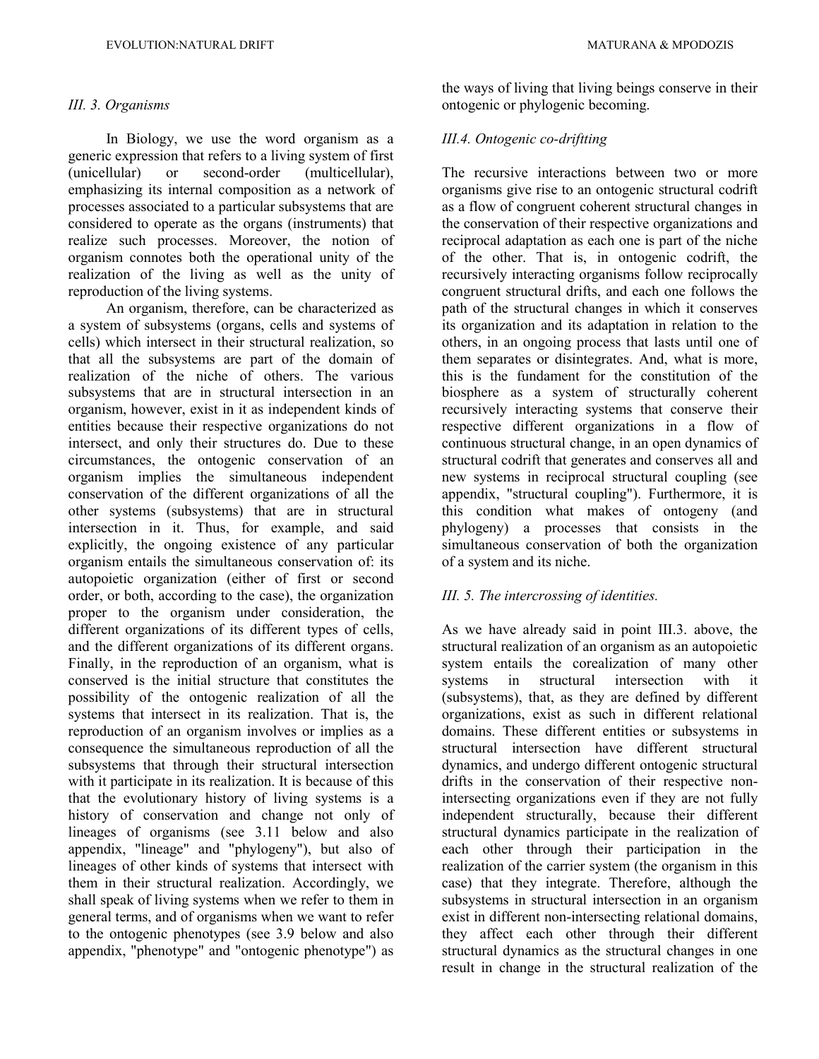### *III. 3. Organisms*

In Biology, we use the word organism as a generic expression that refers to a living system of first (unicellular) or second-order (multicellular), emphasizing its internal composition as a network of processes associated to a particular subsystems that are considered to operate as the organs (instruments) that realize such processes. Moreover, the notion of organism connotes both the operational unity of the realization of the living as well as the unity of reproduction of the living systems.

An organism, therefore, can be characterized as a system of subsystems (organs, cells and systems of cells) which intersect in their structural realization, so that all the subsystems are part of the domain of realization of the niche of others. The various subsystems that are in structural intersection in an organism, however, exist in it as independent kinds of entities because their respective organizations do not intersect, and only their structures do. Due to these circumstances, the ontogenic conservation of an organism implies the simultaneous independent conservation of the different organizations of all the other systems (subsystems) that are in structural intersection in it. Thus, for example, and said explicitly, the ongoing existence of any particular organism entails the simultaneous conservation of: its autopoietic organization (either of first or second order, or both, according to the case), the organization proper to the organism under consideration, the different organizations of its different types of cells, and the different organizations of its different organs. Finally, in the reproduction of an organism, what is conserved is the initial structure that constitutes the possibility of the ontogenic realization of all the systems that intersect in its realization. That is, the reproduction of an organism involves or implies as a consequence the simultaneous reproduction of all the subsystems that through their structural intersection with it participate in its realization. It is because of this that the evolutionary history of living systems is a history of conservation and change not only of lineages of organisms (see 3.11 below and also appendix, "lineage" and "phylogeny"), but also of lineages of other kinds of systems that intersect with them in their structural realization. Accordingly, we shall speak of living systems when we refer to them in general terms, and of organisms when we want to refer to the ontogenic phenotypes (see 3.9 below and also appendix, "phenotype" and "ontogenic phenotype") as the ways of living that living beings conserve in their ontogenic or phylogenic becoming.

### *III.4. Ontogenic co-driftting*

The recursive interactions between two or more organisms give rise to an ontogenic structural codrift as a flow of congruent coherent structural changes in the conservation of their respective organizations and reciprocal adaptation as each one is part of the niche of the other. That is, in ontogenic codrift, the recursively interacting organisms follow reciprocally congruent structural drifts, and each one follows the path of the structural changes in which it conserves its organization and its adaptation in relation to the others, in an ongoing process that lasts until one of them separates or disintegrates. And, what is more, this is the fundament for the constitution of the biosphere as a system of structurally coherent recursively interacting systems that conserve their respective different organizations in a flow of continuous structural change, in an open dynamics of structural codrift that generates and conserves all and new systems in reciprocal structural coupling (see appendix, "structural coupling"). Furthermore, it is this condition what makes of ontogeny (and phylogeny) a processes that consists in the simultaneous conservation of both the organization of a system and its niche.

### *III. 5. The intercrossing of identities.*

As we have already said in point III.3. above, the structural realization of an organism as an autopoietic system entails the corealization of many other systems in structural intersection with it (subsystems), that, as they are defined by different organizations, exist as such in different relational domains. These different entities or subsystems in structural intersection have different structural dynamics, and undergo different ontogenic structural drifts in the conservation of their respective non-intersecting organizations even if they are not fully independent structurally, because their different structural dynamics participate in the realization of each other through their participation in the realization of the carrier system (the organism in this case) that they integrate. Therefore, although the subsystems in structural intersection in an organism exist in different non-intersecting relational domains, they affect each other through their different structural dynamics as the structural changes in one result in change in the structural realization of the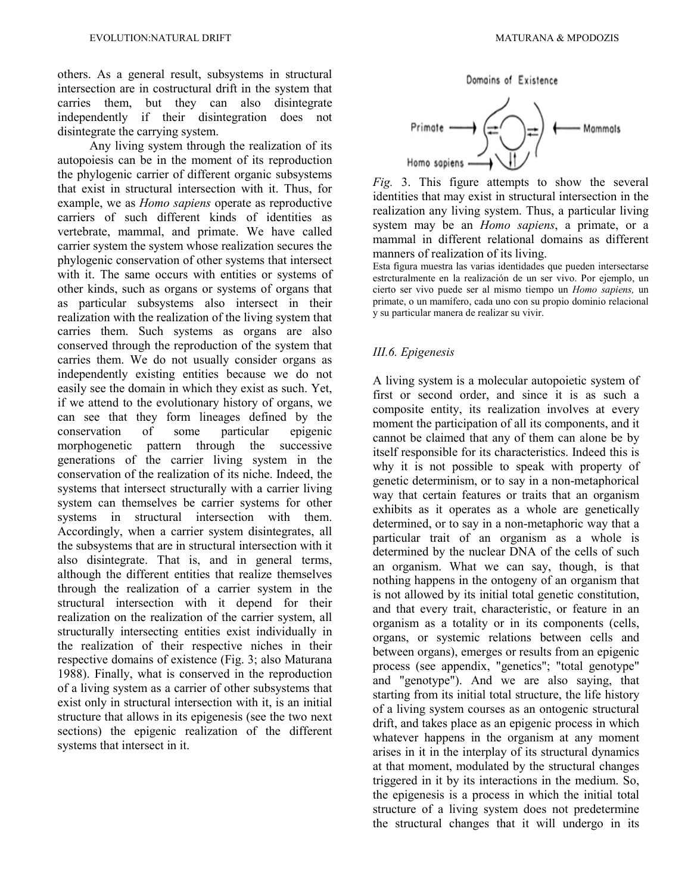others. As a general result, subsystems in structural intersection are in costructural drift in the system that carries them, but they can also disintegrate independently if their disintegration does not disintegrate the carrying system.

Any living system through the realization of its autopoiesis can be in the moment of its reproduction the phylogenic carrier of different organic subsystems that exist in structural intersection with it. Thus, for example, we as *Homo sapiens* operate as reproductive carriers of such different kinds of identities as vertebrate, mammal, and primate. We have called carrier system the system whose realization secures the phylogenic conservation of other systems that intersect with it. The same occurs with entities or systems of other kinds, such as organs or systems of organs that as particular subsystems also intersect in their realization with the realization of the living system that carries them. Such systems as organs are also conserved through the reproduction of the system that carries them. We do not usually consider organs as independently existing entities because we do not easily see the domain in which they exist as such. Yet, if we attend to the evolutionary history of organs, we can see that they form lineages defined by the conservation of some particular epigenic morphogenetic pattern through the successive generations of the carrier living system in the conservation of the realization of its niche. Indeed, the systems that intersect structurally with a carrier living system can themselves be carrier systems for other systems in structural intersection with them. Accordingly, when a carrier system disintegrates, all the subsystems that are in structural intersection with it also disintegrate. That is, and in general terms, although the different entities that realize themselves through the realization of a carrier system in the structural intersection with it depend for their realization on the realization of the carrier system, all structurally intersecting entities exist individually in the realization of their respective niches in their respective domains of existence (Fig. 3; also Maturana 1988). Finally, what is conserved in the reproduction of a living system as a carrier of other subsystems that exist only in structural intersection with it, is an initial structure that allows in its epigenesis (see the two next sections) the epigenic realization of the different systems that intersect in it.

Domains of Existence

Primate → ← Mammals

Homo sapiens →

*Fig.* 3. This figure attempts to show the several identities that may exist in structural intersection in the realization any living system. Thus, a particular living system may be an *Homo sapiens*, a primate, or a mammal in different relational domains as different manners of realization of its living.

Esta figura muestra las varias identidades que pueden intersectarse estrcturalmente en la realización de un ser vivo. Por ejemplo, un cierto ser vivo puede ser al mismo tiempo un *Homo sapiens,* un primate, o un mamífero, cada uno con su propio dominio relacional y su particular manera de realizar su vivir.

### *III.6. Epigenesis*

A living system is a molecular autopoietic system of first or second order, and since it is as such a composite entity, its realization involves at every moment the participation of all its components, and it cannot be claimed that any of them can alone be by itself responsible for its characteristics. Indeed this is why it is not possible to speak with property of genetic determinism, or to say in a non-metaphorical way that certain features or traits that an organism exhibits as it operates as a whole are genetically determined, or to say in a non-metaphoric way that a particular trait of an organism as a whole is determined by the nuclear DNA of the cells of such an organism. What we can say, though, is that nothing happens in the ontogeny of an organism that is not allowed by its initial total genetic constitution, and that every trait, characteristic, or feature in an organism as a totality or in its components (cells, organs, or systemic relations between cells and between organs), emerges or results from an epigenic process (see appendix, "genetics"; "total genotype" and "genotype"). And we are also saying, that starting from its initial total structure, the life history of a living system courses as an ontogenic structural drift, and takes place as an epigenic process in which whatever happens in the organism at any moment arises in it in the interplay of its structural dynamics at that moment, modulated by the structural changes triggered in it by its interactions in the medium. So, the epigenesis is a process in which the initial total structure of a living system does not predetermine the structural changes that it will undergo in its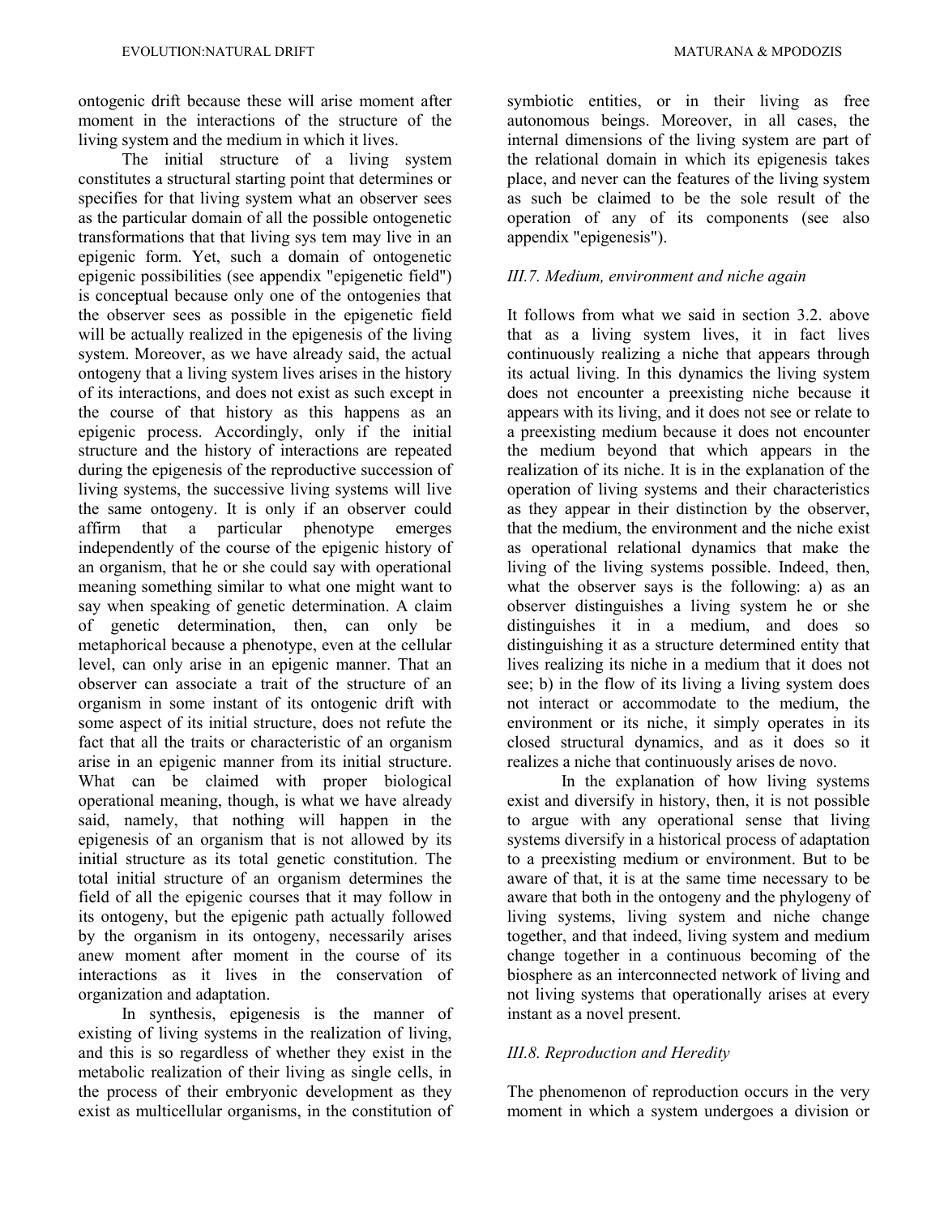ontogenic drift because these will arise moment after moment in the interactions of the structure of the living system and the medium in which it lives.

The initial structure of a living system constitutes a structural starting point that determines or specifies for that living system what an observer sees as the particular domain of all the possible ontogenetic transformations that that living sys tem may live in an epigenic form. Yet, such a domain of ontogenetic epigenic possibilities (see appendix "epigenetic field") is conceptual because only one of the ontogenies that the observer sees as possible in the epigenetic field will be actually realized in the epigenesis of the living system. Moreover, as we have already said, the actual ontogeny that a living system lives arises in the history of its interactions, and does not exist as such except in the course of that history as this happens as an epigenic process. Accordingly, only if the initial structure and the history of interactions are repeated during the epigenesis of the reproductive succession of living systems, the successive living systems will live the same ontogeny. It is only if an observer could affirm that a particular phenotype emerges independently of the course of the epigenic history of an organism, that he or she could say with operational meaning something similar to what one might want to say when speaking of genetic determination. A claim of genetic determination, then, can only be metaphorical because a phenotype, even at the cellular level, can only arise in an epigenic manner. That an observer can associate a trait of the structure of an organism in some instant of its ontogenic drift with some aspect of its initial structure, does not refute the fact that all the traits or characteristic of an organism arise in an epigenic manner from its initial structure. What can be claimed with proper biological operational meaning, though, is what we have already said, namely, that nothing will happen in the epigenesis of an organism that is not allowed by its initial structure as its total genetic constitution. The total initial structure of an organism determines the field of all the epigenic courses that it may follow in its ontogeny, but the epigenic path actually followed by the organism in its ontogeny, necessarily arises anew moment after moment in the course of its interactions as it lives in the conservation of organization and adaptation.

In synthesis, epigenesis is the manner of existing of living systems in the realization of living, and this is so regardless of whether they exist in the metabolic realization of their living as single cells, in the process of their embryonic development as they exist as multicellular organisms, in the constitution of symbiotic entities, or in their living as free autonomous beings. Moreover, in all cases, the internal dimensions of the living system are part of the relational domain in which its epigenesis takes place, and never can the features of the living system as such be claimed to be the sole result of the operation of any of its components (see also appendix "epigenesis").

### *III.7. Medium, environment and niche again*

It follows from what we said in section 3.2. above that as a living system lives, it in fact lives continuously realizing a niche that appears through its actual living. In this dynamics the living system does not encounter a preexisting niche because it appears with its living, and it does not see or relate to a preexisting medium because it does not encounter the medium beyond that which appears in the realization of its niche. It is in the explanation of the operation of living systems and their characteristics as they appear in their distinction by the observer, that the medium, the environment and the niche exist as operational relational dynamics that make the living of the living systems possible. Indeed, then, what the observer says is the following: a) as an observer distinguishes a living system he or she distinguishes it in a medium, and does so distinguishing it as a structure determined entity that lives realizing its niche in a medium that it does not see; b) in the flow of its living a living system does not interact or accommodate to the medium, the environment or its niche, it simply operates in its closed structural dynamics, and as it does so it realizes a niche that continuously arises de novo.

In the explanation of how living systems exist and diversify in history, then, it is not possible to argue with any operational sense that living systems diversify in a historical process of adaptation to a preexisting medium or environment. But to be aware of that, it is at the same time necessary to be aware that both in the ontogeny and the phylogeny of living systems, living system and niche change together, and that indeed, living system and medium change together in a continuous becoming of the biosphere as an interconnected network of living and not living systems that operationally arises at every instant as a novel present.

### *III.8. Reproduction and Heredity*

The phenomenon of reproduction occurs in the very moment in which a system undergoes a division or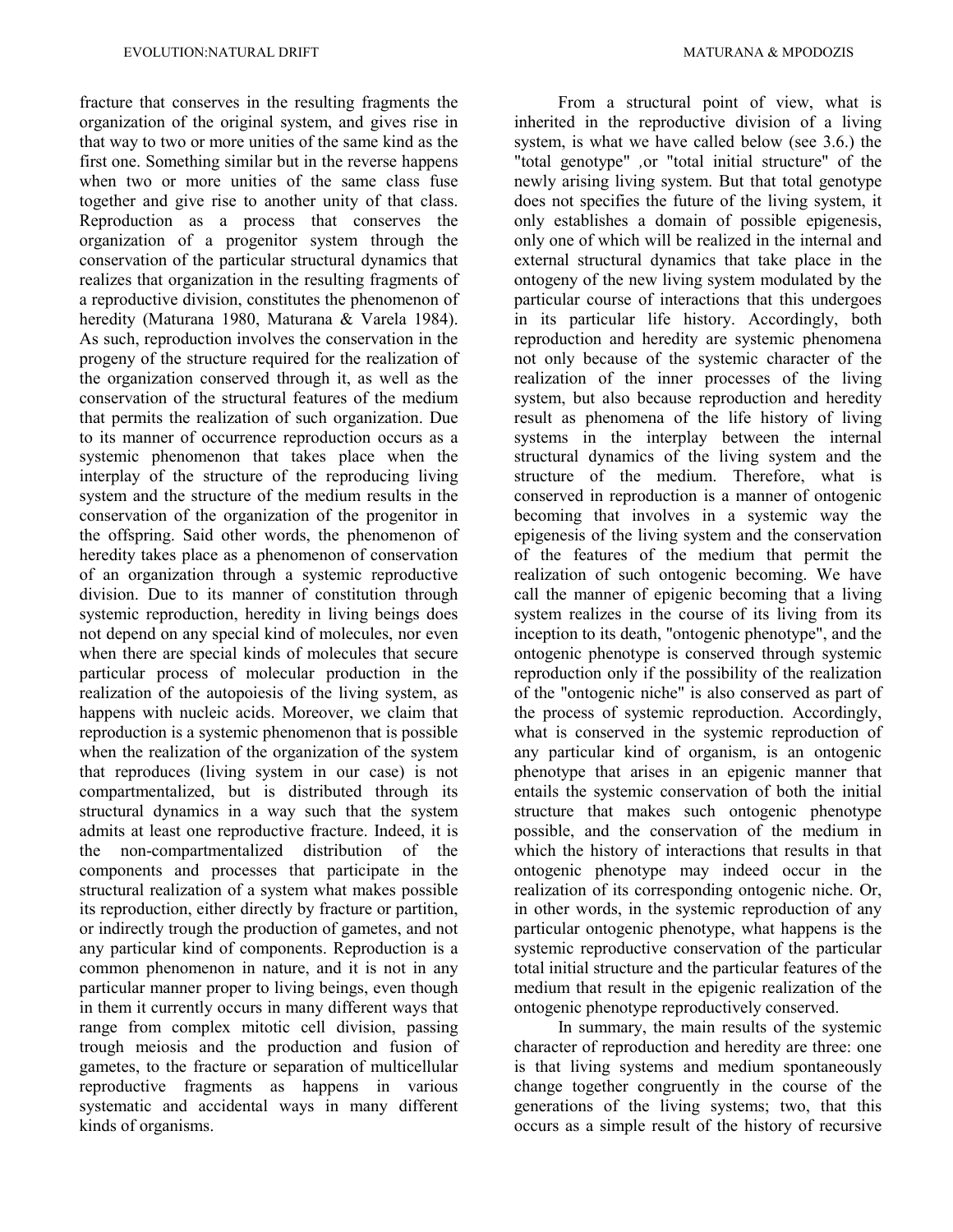fracture that conserves in the resulting fragments the organization of the original system, and gives rise in that way to two or more unities of the same kind as the first one. Something similar but in the reverse happens when two or more unities of the same class fuse together and give rise to another unity of that class. Reproduction as a process that conserves the organization of a progenitor system through the conservation of the particular structural dynamics that realizes that organization in the resulting fragments of a reproductive division, constitutes the phenomenon of heredity (Maturana 1980, Maturana & Varela 1984). As such, reproduction involves the conservation in the progeny of the structure required for the realization of the organization conserved through it, as well as the conservation of the structural features of the medium that permits the realization of such organization. Due to its manner of occurrence reproduction occurs as a systemic phenomenon that takes place when the interplay of the structure of the reproducing living system and the structure of the medium results in the conservation of the organization of the progenitor in the offspring. Said other words, the phenomenon of heredity takes place as a phenomenon of conservation of an organization through a systemic reproductive division. Due to its manner of constitution through systemic reproduction, heredity in living beings does not depend on any special kind of molecules, nor even when there are special kinds of molecules that secure particular process of molecular production in the realization of the autopoiesis of the living system, as happens with nucleic acids. Moreover, we claim that reproduction is a systemic phenomenon that is possible when the realization of the organization of the system that reproduces (living system in our case) is not compartmentalized, but is distributed through its structural dynamics in a way such that the system admits at least one reproductive fracture. Indeed, it is the non-compartmentalized distribution of the components and processes that participate in the structural realization of a system what makes possible its reproduction, either directly by fracture or partition, or indirectly trough the production of gametes, and not any particular kind of components. Reproduction is a common phenomenon in nature, and it is not in any particular manner proper to living beings, even though in them it currently occurs in many different ways that range from complex mitotic cell division, passing trough meiosis and the production and fusion of gametes, to the fracture or separation of multicellular reproductive fragments as happens in various systematic and accidental ways in many different kinds of organisms.

From a structural point of view, what is inherited in the reproductive division of a living system, is what we have called below (see 3.6.) the "total genotype" ,or "total initial structure" of the newly arising living system. But that total genotype does not specifies the future of the living system, it only establishes a domain of possible epigenesis, only one of which will be realized in the internal and external structural dynamics that take place in the ontogeny of the new living system modulated by the particular course of interactions that this undergoes in its particular life history. Accordingly, both reproduction and heredity are systemic phenomena not only because of the systemic character of the realization of the inner processes of the living system, but also because reproduction and heredity result as phenomena of the life history of living systems in the interplay between the internal structural dynamics of the living system and the structure of the medium. Therefore, what is conserved in reproduction is a manner of ontogenic becoming that involves in a systemic way the epigenesis of the living system and the conservation of the features of the medium that permit the realization of such ontogenic becoming. We have call the manner of epigenic becoming that a living system realizes in the course of its living from its inception to its death, "ontogenic phenotype", and the ontogenic phenotype is conserved through systemic reproduction only if the possibility of the realization of the "ontogenic niche" is also conserved as part of the process of systemic reproduction. Accordingly, what is conserved in the systemic reproduction of any particular kind of organism, is an ontogenic phenotype that arises in an epigenic manner that entails the systemic conservation of both the initial structure that makes such ontogenic phenotype possible, and the conservation of the medium in which the history of interactions that results in that ontogenic phenotype may indeed occur in the realization of its corresponding ontogenic niche. Or, in other words, in the systemic reproduction of any particular ontogenic phenotype, what happens is the systemic reproductive conservation of the particular total initial structure and the particular features of the medium that result in the epigenic realization of the ontogenic phenotype reproductively conserved.

In summary, the main results of the systemic character of reproduction and heredity are three: one is that living systems and medium spontaneously change together congruently in the course of the generations of the living systems; two, that this occurs as a simple result of the history of recursive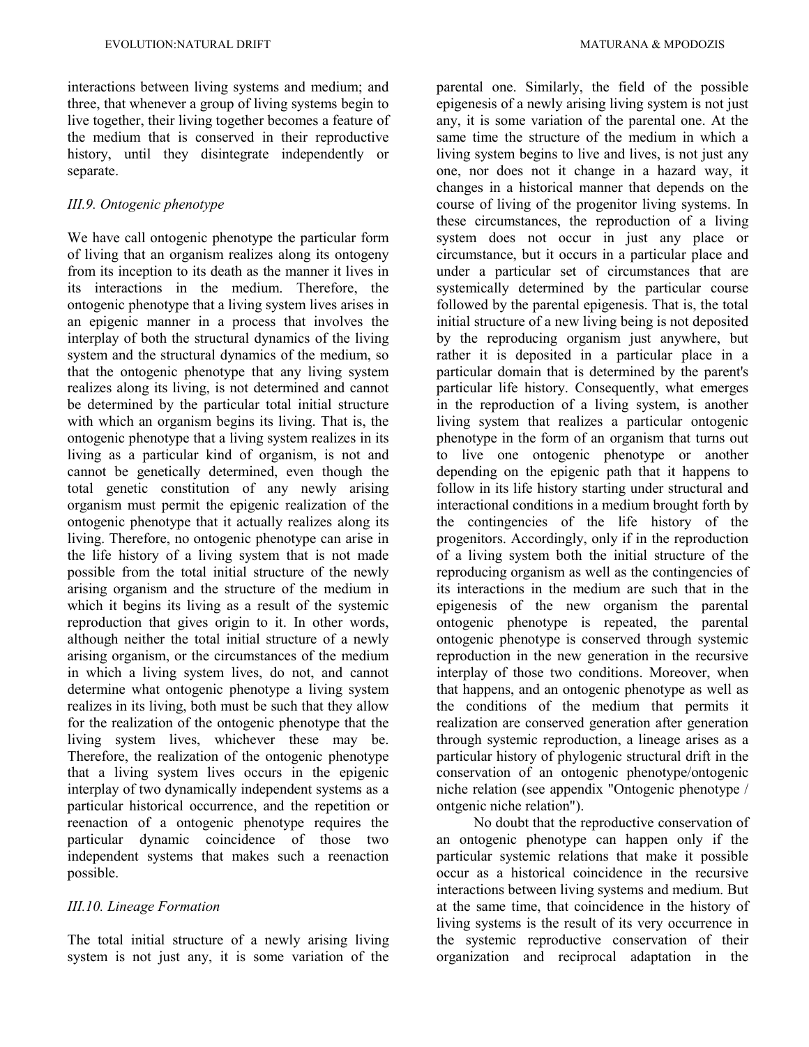interactions between living systems and medium; and three, that whenever a group of living systems begin to live together, their living together becomes a feature of the medium that is conserved in their reproductive history, until they disintegrate independently or separate.

### *III.9. Ontogenic phenotype*

We have call ontogenic phenotype the particular form of living that an organism realizes along its ontogeny from its inception to its death as the manner it lives in its interactions in the medium. Therefore, the ontogenic phenotype that a living system lives arises in an epigenic manner in a process that involves the interplay of both the structural dynamics of the living system and the structural dynamics of the medium, so that the ontogenic phenotype that any living system realizes along its living, is not determined and cannot be determined by the particular total initial structure with which an organism begins its living. That is, the ontogenic phenotype that a living system realizes in its living as a particular kind of organism, is not and cannot be genetically determined, even though the total genetic constitution of any newly arising organism must permit the epigenic realization of the ontogenic phenotype that it actually realizes along its living. Therefore, no ontogenic phenotype can arise in the life history of a living system that is not made possible from the total initial structure of the newly arising organism and the structure of the medium in which it begins its living as a result of the systemic reproduction that gives origin to it. In other words, although neither the total initial structure of a newly arising organism, or the circumstances of the medium in which a living system lives, do not, and cannot determine what ontogenic phenotype a living system realizes in its living, both must be such that they allow for the realization of the ontogenic phenotype that the living system lives, whichever these may be. Therefore, the realization of the ontogenic phenotype that a living system lives occurs in the epigenic interplay of two dynamically independent systems as a particular historical occurrence, and the repetition or reenaction of a ontogenic phenotype requires the particular dynamic coincidence of those two independent systems that makes such a reenaction possible.

### *III.10. Lineage Formation*

The total initial structure of a newly arising living system is not just any, it is some variation of the parental one. Similarly, the field of the possible epigenesis of a newly arising living system is not just any, it is some variation of the parental one. At the same time the structure of the medium in which a living system begins to live and lives, is not just any one, nor does not it change in a hazard way, it changes in a historical manner that depends on the course of living of the progenitor living systems. In these circumstances, the reproduction of a living system does not occur in just any place or circumstance, but it occurs in a particular place and under a particular set of circumstances that are systemically determined by the particular course followed by the parental epigenesis. That is, the total initial structure of a new living being is not deposited by the reproducing organism just anywhere, but rather it is deposited in a particular place in a particular domain that is determined by the parent's particular life history. Consequently, what emerges in the reproduction of a living system, is another living system that realizes a particular ontogenic phenotype in the form of an organism that turns out to live one ontogenic phenotype or another depending on the epigenic path that it happens to follow in its life history starting under structural and interactional conditions in a medium brought forth by the contingencies of the life history of the progenitors. Accordingly, only if in the reproduction of a living system both the initial structure of the reproducing organism as well as the contingencies of its interactions in the medium are such that in the epigenesis of the new organism the parental ontogenic phenotype is repeated, the parental ontogenic phenotype is conserved through systemic reproduction in the new generation in the recursive interplay of those two conditions. Moreover, when that happens, and an ontogenic phenotype as well as the conditions of the medium that permits it realization are conserved generation after generation through systemic reproduction, a lineage arises as a particular history of phylogenic structural drift in the conservation of an ontogenic phenotype/ontogenic niche relation (see appendix "Ontogenic phenotype / ontgenic niche relation").

No doubt that the reproductive conservation of an ontogenic phenotype can happen only if the particular systemic relations that make it possible occur as a historical coincidence in the recursive interactions between living systems and medium. But at the same time, that coincidence in the history of living systems is the result of its very occurrence in the systemic reproductive conservation of their organization and reciprocal adaptation in the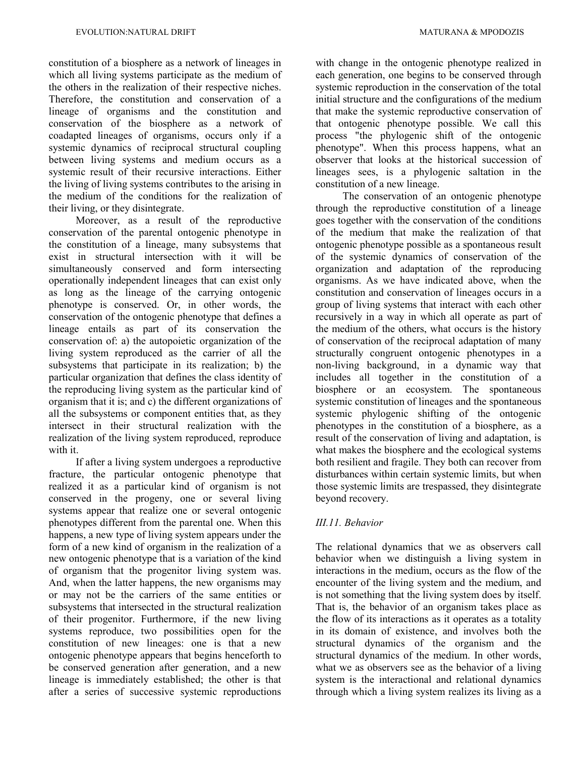constitution of a biosphere as a network of lineages in which all living systems participate as the medium of the others in the realization of their respective niches. Therefore, the constitution and conservation of a lineage of organisms and the constitution and conservation of the biosphere as a network of coadapted lineages of organisms, occurs only if a systemic dynamics of reciprocal structural coupling between living systems and medium occurs as a systemic result of their recursive interactions. Either the living of living systems contributes to the arising in the medium of the conditions for the realization of their living, or they disintegrate.

Moreover, as a result of the reproductive conservation of the parental ontogenic phenotype in the constitution of a lineage, many subsystems that exist in structural intersection with it will be simultaneously conserved and form intersecting operationally independent lineages that can exist only as long as the lineage of the carrying ontogenic phenotype is conserved. Or, in other words, the conservation of the ontogenic phenotype that defines a lineage entails as part of its conservation the conservation of: a) the autopoietic organization of the living system reproduced as the carrier of all the subsystems that participate in its realization; b) the particular organization that defines the class identity of the reproducing living system as the particular kind of organism that it is; and c) the different organizations of all the subsystems or component entities that, as they intersect in their structural realization with the realization of the living system reproduced, reproduce with it.

If after a living system undergoes a reproductive fracture, the particular ontogenic phenotype that realized it as a particular kind of organism is not conserved in the progeny, one or several living systems appear that realize one or several ontogenic phenotypes different from the parental one. When this happens, a new type of living system appears under the form of a new kind of organism in the realization of a new ontogenic phenotype that is a variation of the kind of organism that the progenitor living system was. And, when the latter happens, the new organisms may or may not be the carriers of the same entities or subsystems that intersected in the structural realization of their progenitor. Furthermore, if the new living systems reproduce, two possibilities open for the constitution of new lineages: one is that a new ontogenic phenotype appears that begins henceforth to be conserved generation after generation, and a new lineage is immediately established; the other is that after a series of successive systemic reproductions with change in the ontogenic phenotype realized in each generation, one begins to be conserved through systemic reproduction in the conservation of the total initial structure and the configurations of the medium that make the systemic reproductive conservation of that ontogenic phenotype possible. We call this process "the phylogenic shift of the ontogenic phenotype". When this process happens, what an observer that looks at the historical succession of lineages sees, is a phylogenic saltation in the constitution of a new lineage.

The conservation of an ontogenic phenotype through the reproductive constitution of a lineage goes together with the conservation of the conditions of the medium that make the realization of that ontogenic phenotype possible as a spontaneous result of the systemic dynamics of conservation of the organization and adaptation of the reproducing organisms. As we have indicated above, when the constitution and conservation of lineages occurs in a group of living systems that interact with each other recursively in a way in which all operate as part of the medium of the others, what occurs is the history of conservation of the reciprocal adaptation of many structurally congruent ontogenic phenotypes in a non-living background, in a dynamic way that includes all together in the constitution of a biosphere or an ecosystem. The spontaneous systemic constitution of lineages and the spontaneous systemic phylogenic shifting of the ontogenic phenotypes in the constitution of a biosphere, as a result of the conservation of living and adaptation, is what makes the biosphere and the ecological systems both resilient and fragile. They both can recover from disturbances within certain systemic limits, but when those systemic limits are trespassed, they disintegrate beyond recovery.

### *III.11. Behavior*

The relational dynamics that we as observers call behavior when we distinguish a living system in interactions in the medium, occurs as the flow of the encounter of the living system and the medium, and is not something that the living system does by itself. That is, the behavior of an organism takes place as the flow of its interactions as it operates as a totality in its domain of existence, and involves both the structural dynamics of the organism and the structural dynamics of the medium. In other words, what we as observers see as the behavior of a living system is the interactional and relational dynamics through which a living system realizes its living as a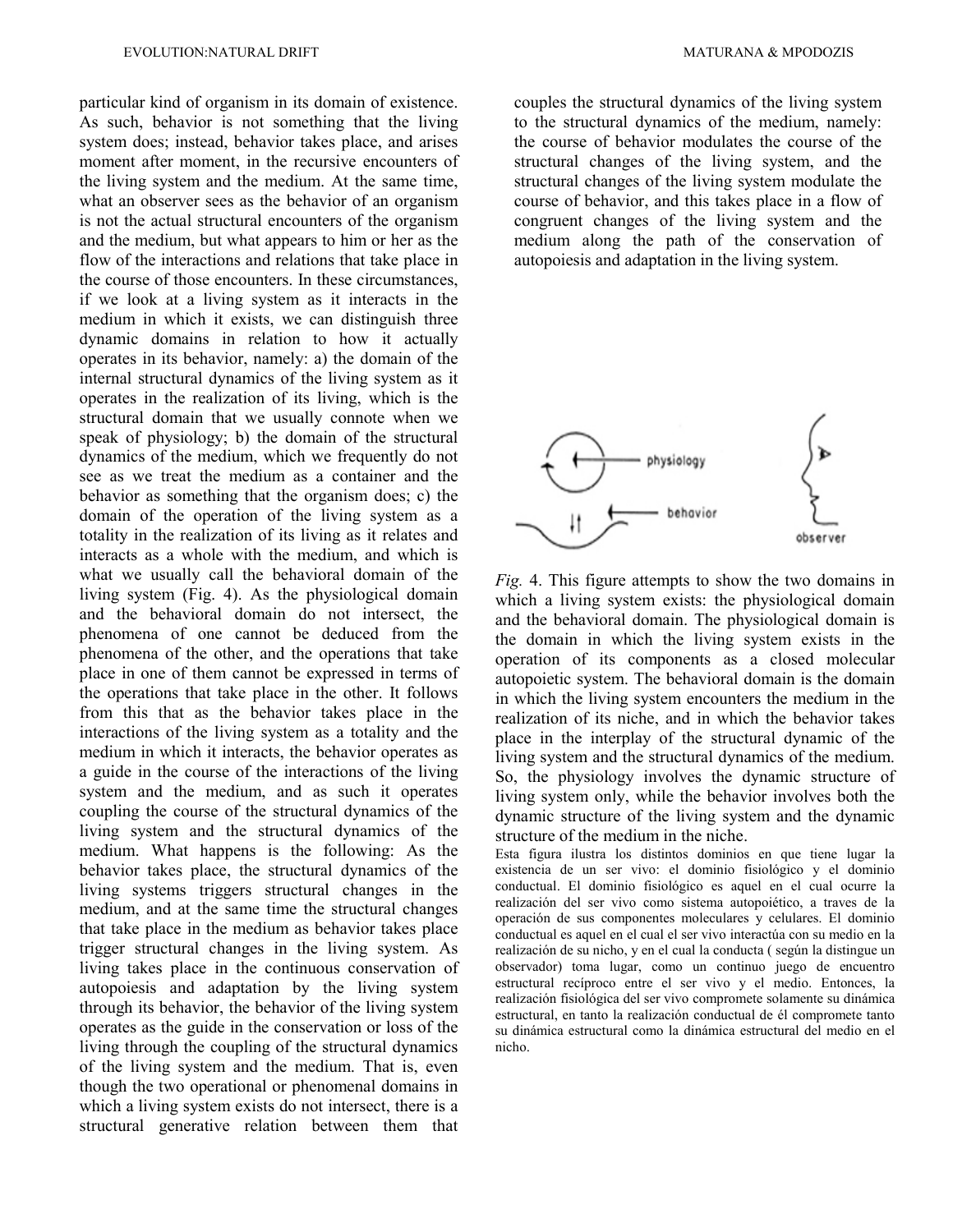particular kind of organism in its domain of existence. As such, behavior is not something that the living system does; instead, behavior takes place, and arises moment after moment, in the recursive encounters of the living system and the medium. At the same time, what an observer sees as the behavior of an organism is not the actual structural encounters of the organism and the medium, but what appears to him or her as the flow of the interactions and relations that take place in the course of those encounters. In these circumstances, if we look at a living system as it interacts in the medium in which it exists, we can distinguish three dynamic domains in relation to how it actually operates in its behavior, namely: a) the domain of the internal structural dynamics of the living system as it operates in the realization of its living, which is the structural domain that we usually connote when we speak of physiology; b) the domain of the structural dynamics of the medium, which we frequently do not see as we treat the medium as a container and the behavior as something that the organism does; c) the domain of the operation of the living system as a totality in the realization of its living as it relates and interacts as a whole with the medium, and which is what we usually call the behavioral domain of the living system (Fig. 4). As the physiological domain and the behavioral domain do not intersect, the phenomena of one cannot be deduced from the phenomena of the other, and the operations that take place in one of them cannot be expressed in terms of the operations that take place in the other. It follows from this that as the behavior takes place in the interactions of the living system as a totality and the medium in which it interacts, the behavior operates as a guide in the course of the interactions of the living system and the medium, and as such it operates coupling the course of the structural dynamics of the living system and the structural dynamics of the medium. What happens is the following: As the behavior takes place, the structural dynamics of the living systems triggers structural changes in the medium, and at the same time the structural changes that take place in the medium as behavior takes place trigger structural changes in the living system. As living takes place in the continuous conservation of autopoiesis and adaptation by the living system through its behavior, the behavior of the living system operates as the guide in the conservation or loss of the living through the coupling of the structural dynamics of the living system and the medium. That is, even though the two operational or phenomenal domains in which a living system exists do not intersect, there is a structural generative relation between them that couples the structural dynamics of the living system to the structural dynamics of the medium, namely: the course of behavior modulates the course of the structural changes of the living system, and the structural changes of the living system modulate the course of behavior, and this takes place in a flow of congruent changes of the living system and the medium along the path of the conservation of autopoiesis and adaptation in the living system.

*Fig.* 4. This figure attempts to show the two domains in which a living system exists: the physiological domain and the behavioral domain. The physiological domain is the domain in which the living system exists in the operation of its components as a closed molecular autopoietic system. The behavioral domain is the domain in which the living system encounters the medium in the realization of its niche, and in which the behavior takes place in the interplay of the structural dynamic of the living system and the structural dynamics of the medium. So, the physiology involves the dynamic structure of living system only, while the behavior involves both the dynamic structure of the living system and the dynamic structure of the medium in the niche.

Esta figura ilustra los distintos dominios en que tiene lugar la existencia de un ser vivo: el dominio fisiológico y el dominio conductual. El dominio fisiológico es aquel en el cual ocurre la realización del ser vivo como sistema autopoiético, a traves de la operación de sus componentes moleculares y celulares. El dominio conductual es aquel en el cual el ser vivo interactúa con su medio en la realización de su nicho, y en el cual la conducta ( según la distingue un observador) toma lugar, como un continuo juego de encuentro estructural recíproco entre el ser vivo y el medio. Entonces, la realización fisiológica del ser vivo compromete solamente su dinámica estructural, en tanto la realización conductual de él compromete tanto su dinámica estructural como la dinámica estructural del medio en el nicho.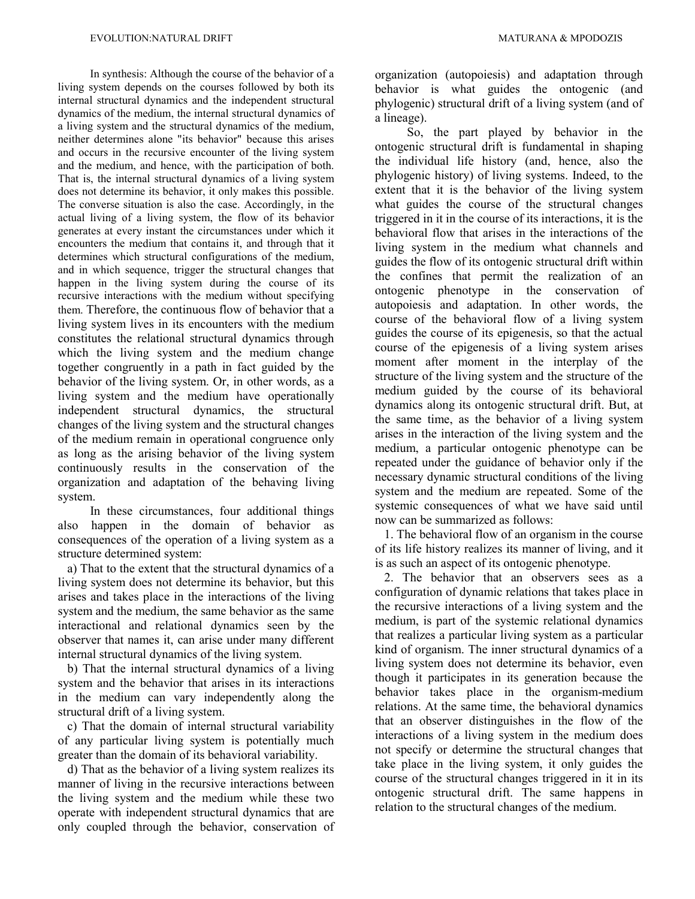In synthesis: Although the course of the behavior of a living system depends on the courses followed by both its internal structural dynamics and the independent structural dynamics of the medium, the internal structural dynamics of a living system and the structural dynamics of the medium, neither determines alone "its behavior" because this arises and occurs in the recursive encounter of the living system and the medium, and hence, with the participation of both. That is, the internal structural dynamics of a living system does not determine its behavior, it only makes this possible. The converse situation is also the case. Accordingly, in the actual living of a living system, the flow of its behavior generates at every instant the circumstances under which it encounters the medium that contains it, and through that it determines which structural configurations of the medium, and in which sequence, trigger the structural changes that happen in the living system during the course of its recursive interactions with the medium without specifying them. Therefore, the continuous flow of behavior that a living system lives in its encounters with the medium constitutes the relational structural dynamics through which the living system and the medium change together congruently in a path in fact guided by the behavior of the living system. Or, in other words, as a living system and the medium have operationally independent structural dynamics, the structural changes of the living system and the structural changes of the medium remain in operational congruence only as long as the arising behavior of the living system continuously results in the conservation of the organization and adaptation of the behaving living system.

In these circumstances, four additional things also happen in the domain of behavior as consequences of the operation of a living system as a structure determined system:

a) That to the extent that the structural dynamics of a living system does not determine its behavior, but this arises and takes place in the interactions of the living system and the medium, the same behavior as the same interactional and relational dynamics seen by the observer that names it, can arise under many different internal structural dynamics of the living system.

b) That the internal structural dynamics of a living system and the behavior that arises in its interactions in the medium can vary independently along the structural drift of a living system.

c) That the domain of internal structural variability of any particular living system is potentially much greater than the domain of its behavioral variability.

d) That as the behavior of a living system realizes its manner of living in the recursive interactions between the living system and the medium while these two operate with independent structural dynamics that are only coupled through the behavior, conservation of organization (autopoiesis) and adaptation through behavior is what guides the ontogenic (and phylogenic) structural drift of a living system (and of a lineage).

So, the part played by behavior in the ontogenic structural drift is fundamental in shaping the individual life history (and, hence, also the phylogenic history) of living systems. Indeed, to the extent that it is the behavior of the living system what guides the course of the structural changes triggered in it in the course of its interactions, it is the behavioral flow that arises in the interactions of the living system in the medium what channels and guides the flow of its ontogenic structural drift within the confines that permit the realization of an ontogenic phenotype in the conservation of autopoiesis and adaptation. In other words, the course of the behavioral flow of a living system guides the course of its epigenesis, so that the actual course of the epigenesis of a living system arises moment after moment in the interplay of the structure of the living system and the structure of the medium guided by the course of its behavioral dynamics along its ontogenic structural drift. But, at the same time, as the behavior of a living system arises in the interaction of the living system and the medium, a particular ontogenic phenotype can be repeated under the guidance of behavior only if the necessary dynamic structural conditions of the living system and the medium are repeated. Some of the systemic consequences of what we have said until now can be summarized as follows:

1. The behavioral flow of an organism in the course of its life history realizes its manner of living, and it is as such an aspect of its ontogenic phenotype.

2. The behavior that an observers sees as a configuration of dynamic relations that takes place in the recursive interactions of a living system and the medium, is part of the systemic relational dynamics that realizes a particular living system as a particular kind of organism. The inner structural dynamics of a living system does not determine its behavior, even though it participates in its generation because the behavior takes place in the organism-medium relations. At the same time, the behavioral dynamics that an observer distinguishes in the flow of the interactions of a living system in the medium does not specify or determine the structural changes that take place in the living system, it only guides the course of the structural changes triggered in it in its ontogenic structural drift. The same happens in relation to the structural changes of the medium.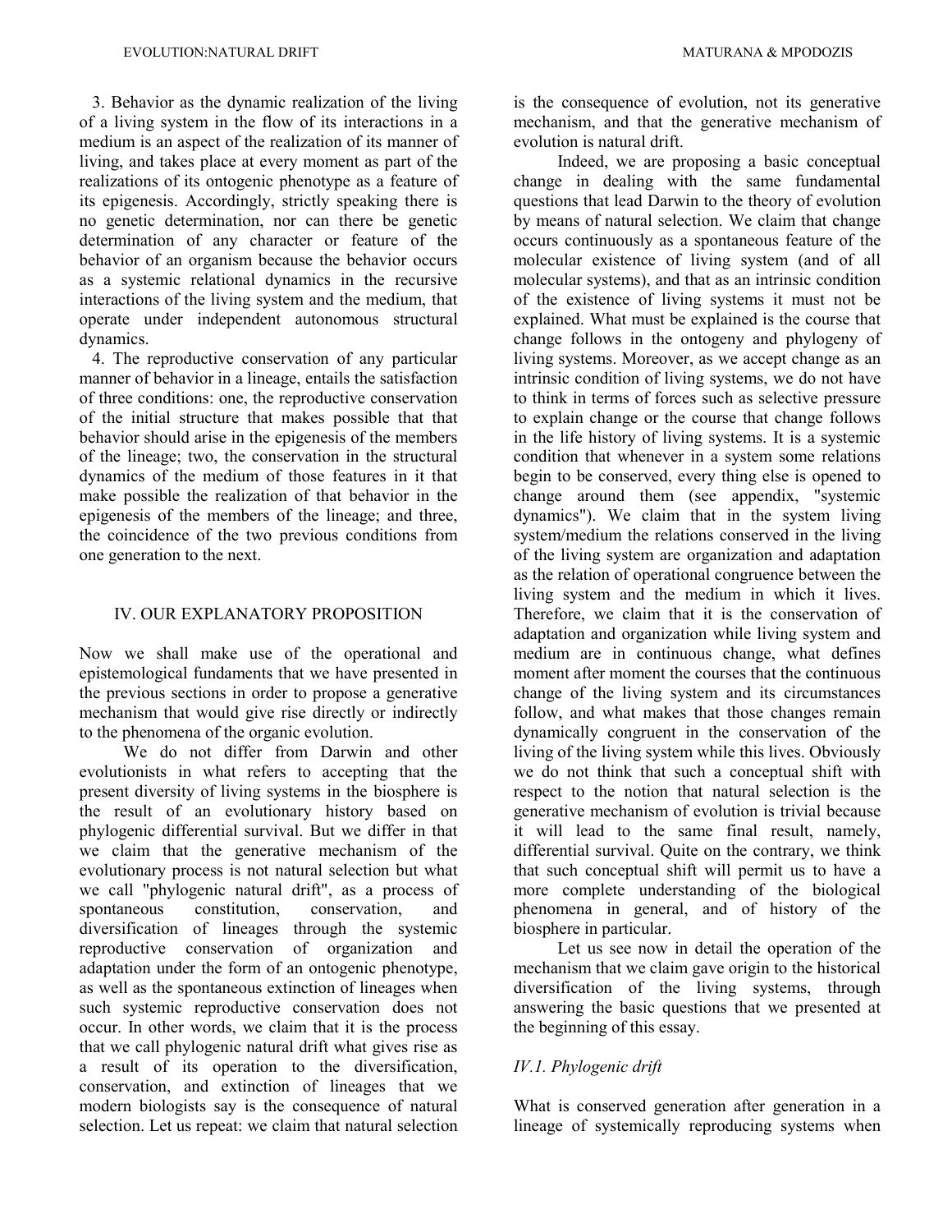3. Behavior as the dynamic realization of the living of a living system in the flow of its interactions in a medium is an aspect of the realization of its manner of living, and takes place at every moment as part of the realizations of its ontogenic phenotype as a feature of its epigenesis. Accordingly, strictly speaking there is no genetic determination, nor can there be genetic determination of any character or feature of the behavior of an organism because the behavior occurs as a systemic relational dynamics in the recursive interactions of the living system and the medium, that operate under independent autonomous structural dynamics.

4. The reproductive conservation of any particular manner of behavior in a lineage, entails the satisfaction of three conditions: one, the reproductive conservation of the initial structure that makes possible that that behavior should arise in the epigenesis of the members of the lineage; two, the conservation in the structural dynamics of the medium of those features in it that make possible the realization of that behavior in the epigenesis of the members of the lineage; and three, the coincidence of the two previous conditions from one generation to the next.

## IV. OUR EXPLANATORY PROPOSITION

Now we shall make use of the operational and epistemological fundaments that we have presented in the previous sections in order to propose a generative mechanism that would give rise directly or indirectly to the phenomena of the organic evolution.

We do not differ from Darwin and other evolutionists in what refers to accepting that the present diversity of living systems in the biosphere is the result of an evolutionary history based on phylogenic differential survival. But we differ in that we claim that the generative mechanism of the evolutionary process is not natural selection but what we call "phylogenic natural drift", as a process of spontaneous constitution, conservation, and diversification of lineages through the systemic reproductive conservation of organization and adaptation under the form of an ontogenic phenotype, as well as the spontaneous extinction of lineages when such systemic reproductive conservation does not occur. In other words, we claim that it is the process that we call phylogenic natural drift what gives rise as a result of its operation to the diversification, conservation, and extinction of lineages that we modern biologists say is the consequence of natural selection. Let us repeat: we claim that natural selection is the consequence of evolution, not its generative mechanism, and that the generative mechanism of evolution is natural drift.

Indeed, we are proposing a basic conceptual change in dealing with the same fundamental questions that lead Darwin to the theory of evolution by means of natural selection. We claim that change occurs continuously as a spontaneous feature of the molecular existence of living system (and of all molecular systems), and that as an intrinsic condition of the existence of living systems it must not be explained. What must be explained is the course that change follows in the ontogeny and phylogeny of living systems. Moreover, as we accept change as an intrinsic condition of living systems, we do not have to think in terms of forces such as selective pressure to explain change or the course that change follows in the life history of living systems. It is a systemic condition that whenever in a system some relations begin to be conserved, every thing else is opened to change around them (see appendix, "systemic dynamics"). We claim that in the system living system/medium the relations conserved in the living of the living system are organization and adaptation as the relation of operational congruence between the living system and the medium in which it lives. Therefore, we claim that it is the conservation of adaptation and organization while living system and medium are in continuous change, what defines moment after moment the courses that the continuous change of the living system and its circumstances follow, and what makes that those changes remain dynamically congruent in the conservation of the living of the living system while this lives. Obviously we do not think that such a conceptual shift with respect to the notion that natural selection is the generative mechanism of evolution is trivial because it will lead to the same final result, namely, differential survival. Quite on the contrary, we think that such conceptual shift will permit us to have a more complete understanding of the biological phenomena in general, and of history of the biosphere in particular.

Let us see now in detail the operation of the mechanism that we claim gave origin to the historical diversification of the living systems, through answering the basic questions that we presented at the beginning of this essay.

### *IV.1. Phylogenic drift*

What is conserved generation after generation in a lineage of systemically reproducing systems when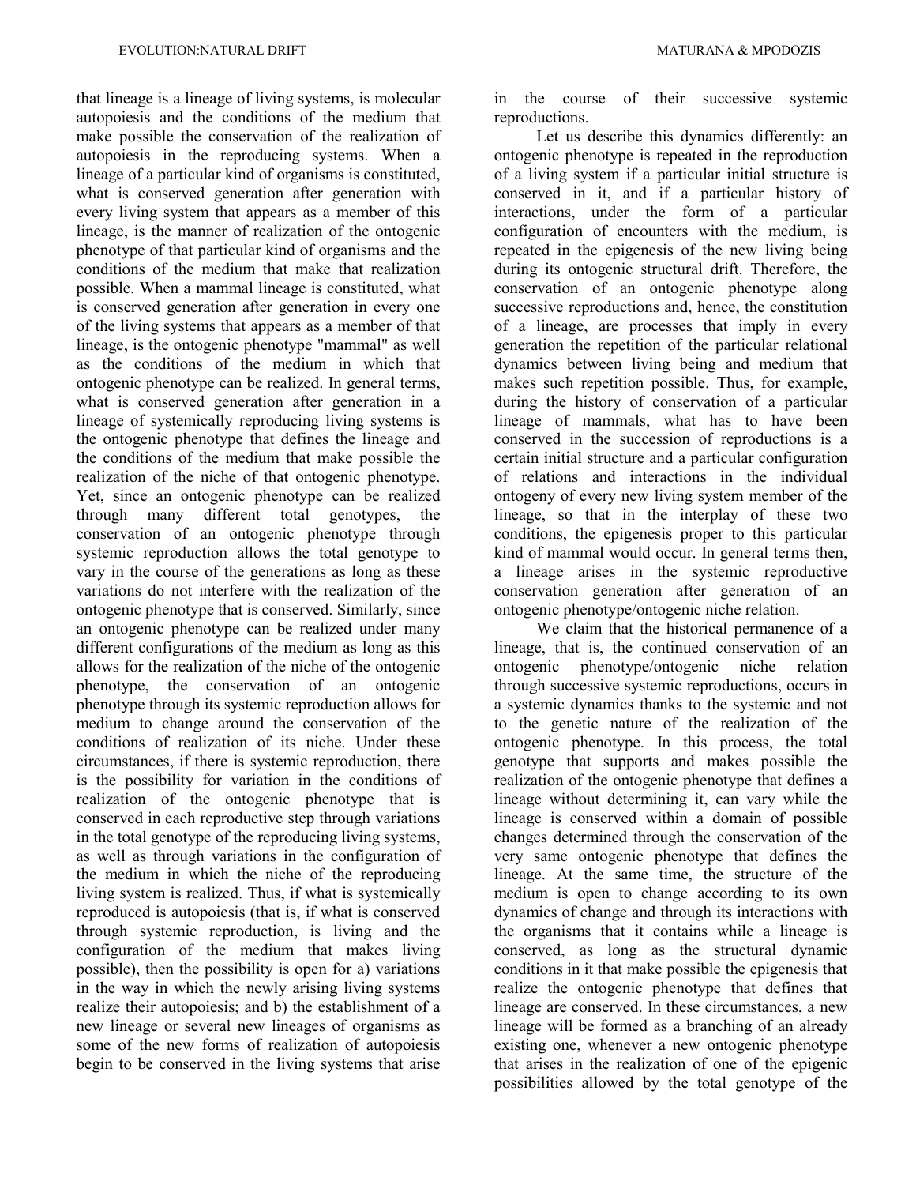that lineage is a lineage of living systems, is molecular autopoiesis and the conditions of the medium that make possible the conservation of the realization of autopoiesis in the reproducing systems. When a lineage of a particular kind of organisms is constituted, what is conserved generation after generation with every living system that appears as a member of this lineage, is the manner of realization of the ontogenic phenotype of that particular kind of organisms and the conditions of the medium that make that realization possible. When a mammal lineage is constituted, what is conserved generation after generation in every one of the living systems that appears as a member of that lineage, is the ontogenic phenotype "mammal" as well as the conditions of the medium in which that ontogenic phenotype can be realized. In general terms, what is conserved generation after generation in a lineage of systemically reproducing living systems is the ontogenic phenotype that defines the lineage and the conditions of the medium that make possible the realization of the niche of that ontogenic phenotype. Yet, since an ontogenic phenotype can be realized through many different total genotypes, the conservation of an ontogenic phenotype through systemic reproduction allows the total genotype to vary in the course of the generations as long as these variations do not interfere with the realization of the ontogenic phenotype that is conserved. Similarly, since an ontogenic phenotype can be realized under many different configurations of the medium as long as this allows for the realization of the niche of the ontogenic phenotype, the conservation of an ontogenic phenotype through its systemic reproduction allows for medium to change around the conservation of the conditions of realization of its niche. Under these circumstances, if there is systemic reproduction, there is the possibility for variation in the conditions of realization of the ontogenic phenotype that is conserved in each reproductive step through variations in the total genotype of the reproducing living systems, as well as through variations in the configuration of the medium in which the niche of the reproducing living system is realized. Thus, if what is systemically reproduced is autopoiesis (that is, if what is conserved through systemic reproduction, is living and the configuration of the medium that makes living possible), then the possibility is open for a) variations in the way in which the newly arising living systems realize their autopoiesis; and b) the establishment of a new lineage or several new lineages of organisms as some of the new forms of realization of autopoiesis begin to be conserved in the living systems that arise in the course of their successive systemic reproductions.

Let us describe this dynamics differently: an ontogenic phenotype is repeated in the reproduction of a living system if a particular initial structure is conserved in it, and if a particular history of interactions, under the form of a particular configuration of encounters with the medium, is repeated in the epigenesis of the new living being during its ontogenic structural drift. Therefore, the conservation of an ontogenic phenotype along successive reproductions and, hence, the constitution of a lineage, are processes that imply in every generation the repetition of the particular relational dynamics between living being and medium that makes such repetition possible. Thus, for example, during the history of conservation of a particular lineage of mammals, what has to have been conserved in the succession of reproductions is a certain initial structure and a particular configuration of relations and interactions in the individual ontogeny of every new living system member of the lineage, so that in the interplay of these two conditions, the epigenesis proper to this particular kind of mammal would occur. In general terms then, a lineage arises in the systemic reproductive conservation generation after generation of an ontogenic phenotype/ontogenic niche relation.

We claim that the historical permanence of a lineage, that is, the continued conservation of an ontogenic phenotype/ontogenic niche relation through successive systemic reproductions, occurs in a systemic dynamics thanks to the systemic and not to the genetic nature of the realization of the ontogenic phenotype. In this process, the total genotype that supports and makes possible the realization of the ontogenic phenotype that defines a lineage without determining it, can vary while the lineage is conserved within a domain of possible changes determined through the conservation of the very same ontogenic phenotype that defines the lineage. At the same time, the structure of the medium is open to change according to its own dynamics of change and through its interactions with the organisms that it contains while a lineage is conserved, as long as the structural dynamic conditions in it that make possible the epigenesis that realize the ontogenic phenotype that defines that lineage are conserved. In these circumstances, a new lineage will be formed as a branching of an already existing one, whenever a new ontogenic phenotype that arises in the realization of one of the epigenic possibilities allowed by the total genotype of the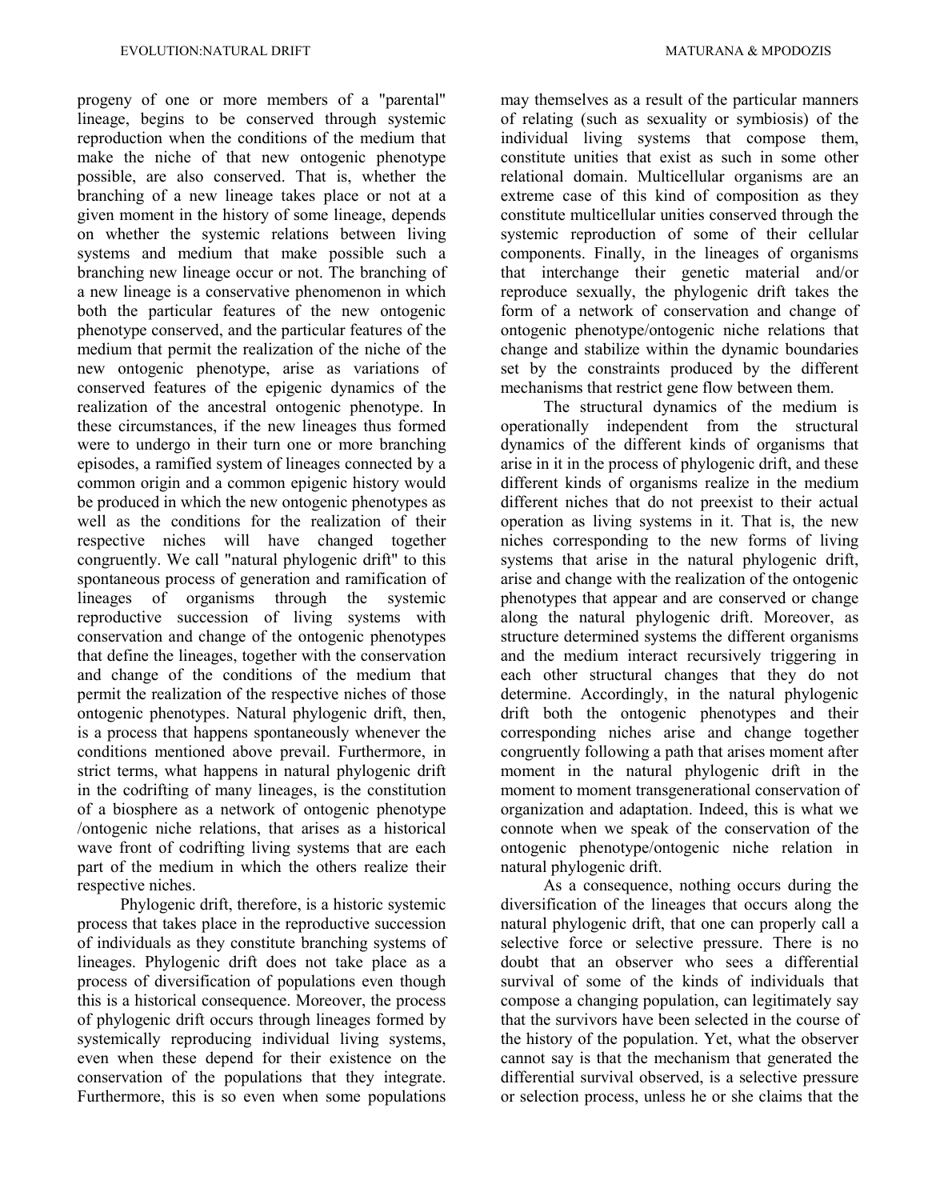progeny of one or more members of a "parental" lineage, begins to be conserved through systemic reproduction when the conditions of the medium that make the niche of that new ontogenic phenotype possible, are also conserved. That is, whether the branching of a new lineage takes place or not at a given moment in the history of some lineage, depends on whether the systemic relations between living systems and medium that make possible such a branching new lineage occur or not. The branching of a new lineage is a conservative phenomenon in which both the particular features of the new ontogenic phenotype conserved, and the particular features of the medium that permit the realization of the niche of the new ontogenic phenotype, arise as variations of conserved features of the epigenic dynamics of the realization of the ancestral ontogenic phenotype. In these circumstances, if the new lineages thus formed were to undergo in their turn one or more branching episodes, a ramified system of lineages connected by a common origin and a common epigenic history would be produced in which the new ontogenic phenotypes as well as the conditions for the realization of their respective niches will have changed together congruently. We call "natural phylogenic drift" to this spontaneous process of generation and ramification of lineages of organisms through the systemic reproductive succession of living systems with conservation and change of the ontogenic phenotypes that define the lineages, together with the conservation and change of the conditions of the medium that permit the realization of the respective niches of those ontogenic phenotypes. Natural phylogenic drift, then, is a process that happens spontaneously whenever the conditions mentioned above prevail. Furthermore, in strict terms, what happens in natural phylogenic drift in the codrifting of many lineages, is the constitution of a biosphere as a network of ontogenic phenotype /ontogenic niche relations, that arises as a historical wave front of codrifting living systems that are each part of the medium in which the others realize their respective niches.

Phylogenic drift, therefore, is a historic systemic process that takes place in the reproductive succession of individuals as they constitute branching systems of lineages. Phylogenic drift does not take place as a process of diversification of populations even though this is a historical consequence. Moreover, the process of phylogenic drift occurs through lineages formed by systemically reproducing individual living systems, even when these depend for their existence on the conservation of the populations that they integrate. Furthermore, this is so even when some populations may themselves as a result of the particular manners of relating (such as sexuality or symbiosis) of the individual living systems that compose them, constitute unities that exist as such in some other relational domain. Multicellular organisms are an extreme case of this kind of composition as they constitute multicellular unities conserved through the systemic reproduction of some of their cellular components. Finally, in the lineages of organisms that interchange their genetic material and/or reproduce sexually, the phylogenic drift takes the form of a network of conservation and change of ontogenic phenotype/ontogenic niche relations that change and stabilize within the dynamic boundaries set by the constraints produced by the different mechanisms that restrict gene flow between them.

The structural dynamics of the medium is operationally independent from the structural dynamics of the different kinds of organisms that arise in it in the process of phylogenic drift, and these different kinds of organisms realize in the medium different niches that do not preexist to their actual operation as living systems in it. That is, the new niches corresponding to the new forms of living systems that arise in the natural phylogenic drift, arise and change with the realization of the ontogenic phenotypes that appear and are conserved or change along the natural phylogenic drift. Moreover, as structure determined systems the different organisms and the medium interact recursively triggering in each other structural changes that they do not determine. Accordingly, in the natural phylogenic drift both the ontogenic phenotypes and their corresponding niches arise and change together congruently following a path that arises moment after moment in the natural phylogenic drift in the moment to moment transgenerational conservation of organization and adaptation. Indeed, this is what we connote when we speak of the conservation of the ontogenic phenotype/ontogenic niche relation in natural phylogenic drift.

As a consequence, nothing occurs during the diversification of the lineages that occurs along the natural phylogenic drift, that one can properly call a selective force or selective pressure. There is no doubt that an observer who sees a differential survival of some of the kinds of individuals that compose a changing population, can legitimately say that the survivors have been selected in the course of the history of the population. Yet, what the observer cannot say is that the mechanism that generated the differential survival observed, is a selective pressure or selection process, unless he or she claims that the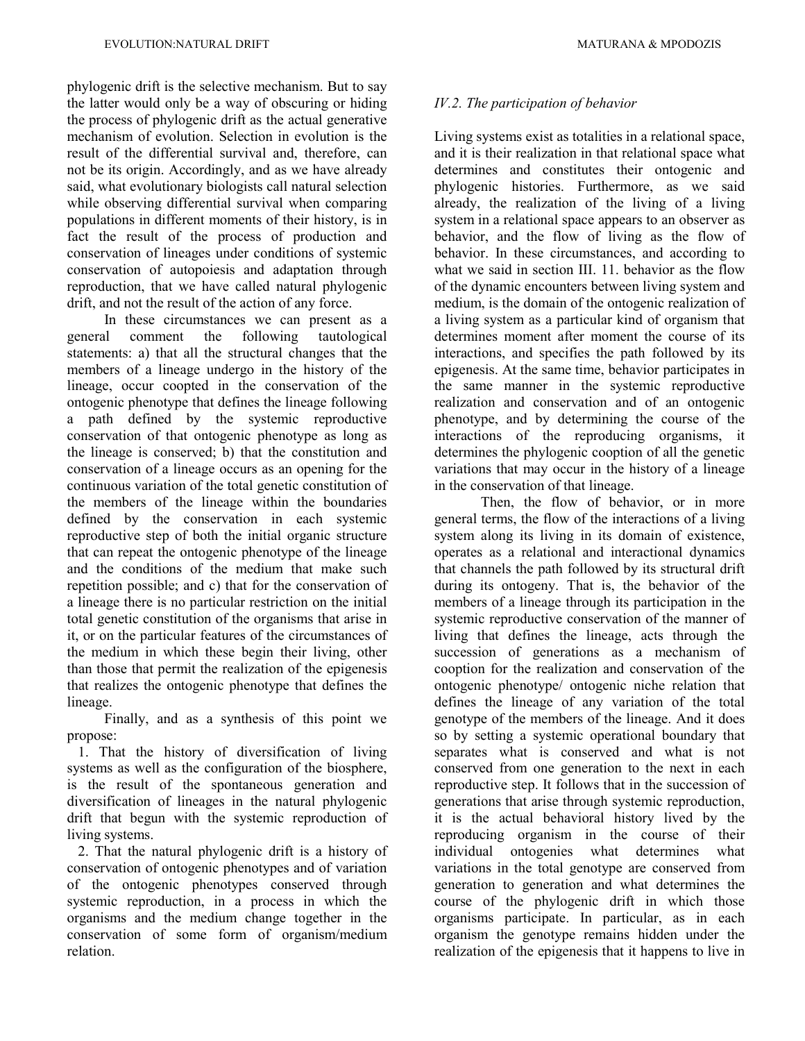phylogenic drift is the selective mechanism. But to say the latter would only be a way of obscuring or hiding the process of phylogenic drift as the actual generative mechanism of evolution. Selection in evolution is the result of the differential survival and, therefore, can not be its origin. Accordingly, and as we have already said, what evolutionary biologists call natural selection while observing differential survival when comparing populations in different moments of their history, is in fact the result of the process of production and conservation of lineages under conditions of systemic conservation of autopoiesis and adaptation through reproduction, that we have called natural phylogenic drift, and not the result of the action of any force.

In these circumstances we can present as a general comment the following tautological statements: a) that all the structural changes that the members of a lineage undergo in the history of the lineage, occur coopted in the conservation of the ontogenic phenotype that defines the lineage following a path defined by the systemic reproductive conservation of that ontogenic phenotype as long as the lineage is conserved; b) that the constitution and conservation of a lineage occurs as an opening for the continuous variation of the total genetic constitution of the members of the lineage within the boundaries defined by the conservation in each systemic reproductive step of both the initial organic structure that can repeat the ontogenic phenotype of the lineage and the conditions of the medium that make such repetition possible; and c) that for the conservation of a lineage there is no particular restriction on the initial total genetic constitution of the organisms that arise in it, or on the particular features of the circumstances of the medium in which these begin their living, other than those that permit the realization of the epigenesis that realizes the ontogenic phenotype that defines the lineage.

Finally, and as a synthesis of this point we propose:

1. That the history of diversification of living systems as well as the configuration of the biosphere, is the result of the spontaneous generation and diversification of lineages in the natural phylogenic drift that begun with the systemic reproduction of living systems.
2. That the natural phylogenic drift is a history of conservation of ontogenic phenotypes and of variation of the ontogenic phenotypes conserved through systemic reproduction, in a process in which the organisms and the medium change together in the conservation of some form of organism/medium relation.

*IV.2. The participation of behavior*

Living systems exist as totalities in a relational space, and it is their realization in that relational space what determines and constitutes their ontogenic and phylogenic histories. Furthermore, as we said already, the realization of the living of a living system in a relational space appears to an observer as behavior, and the flow of living as the flow of behavior. In these circumstances, and according to what we said in section III. 11. behavior as the flow of the dynamic encounters between living system and medium, is the domain of the ontogenic realization of a living system as a particular kind of organism that determines moment after moment the course of its interactions, and specifies the path followed by its epigenesis. At the same time, behavior participates in the same manner in the systemic reproductive realization and conservation and of an ontogenic phenotype, and by determining the course of the interactions of the reproducing organisms, it determines the phylogenic cooption of all the genetic variations that may occur in the history of a lineage in the conservation of that lineage.

Then, the flow of behavior, or in more general terms, the flow of the interactions of a living system along its living in its domain of existence, operates as a relational and interactional dynamics that channels the path followed by its structural drift during its ontogeny. That is, the behavior of the members of a lineage through its participation in the systemic reproductive conservation of the manner of living that defines the lineage, acts through the succession of generations as a mechanism of cooption for the realization and conservation of the ontogenic phenotype/ ontogenic niche relation that defines the lineage of any variation of the total genotype of the members of the lineage. And it does so by setting a systemic operational boundary that separates what is conserved and what is not conserved from one generation to the next in each reproductive step. It follows that in the succession of generations that arise through systemic reproduction, it is the actual behavioral history lived by the reproducing organism in the course of their individual ontogenies what determines what variations in the total genotype are conserved from generation to generation and what determines the course of the phylogenic drift in which those organisms participate. In particular, as in each organism the genotype remains hidden under the realization of the epigenesis that it happens to live in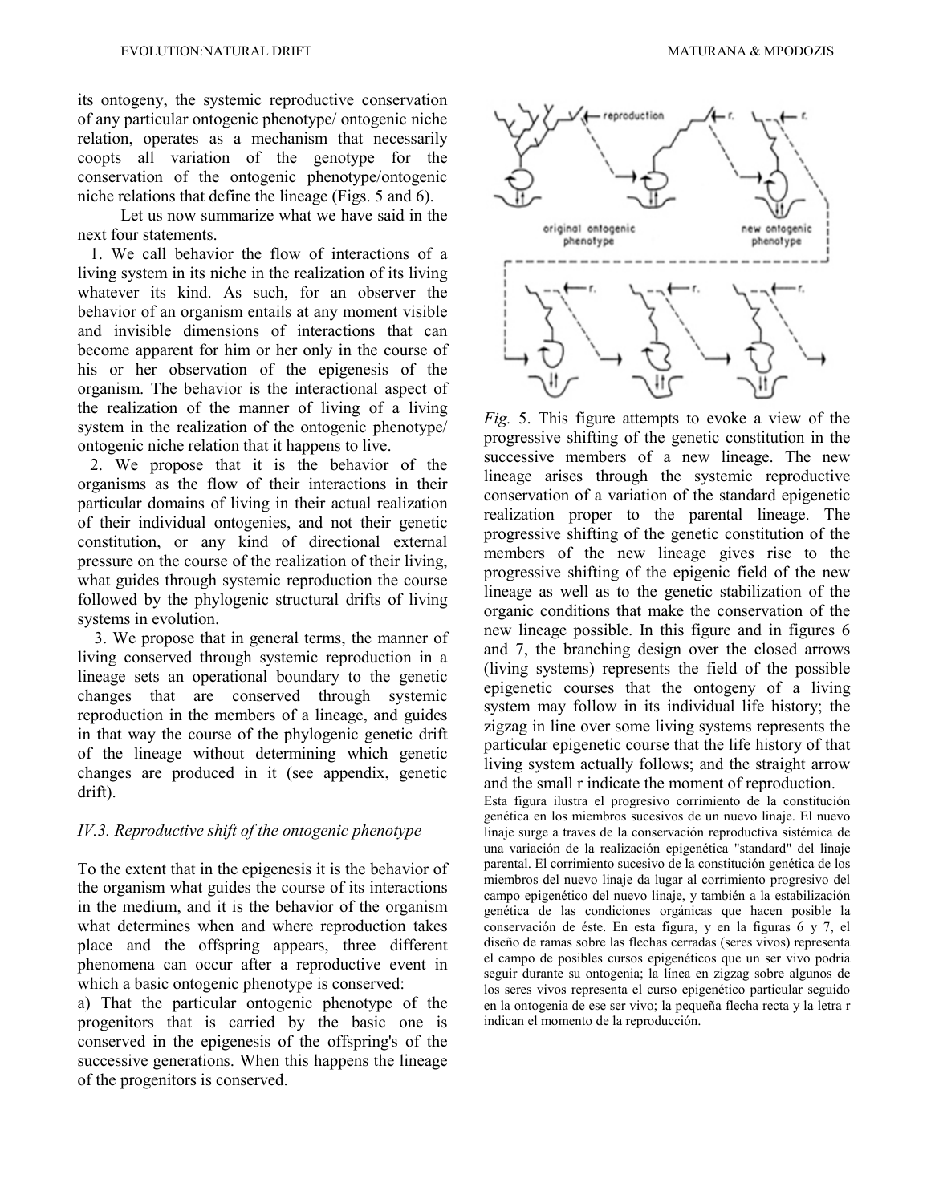its ontogeny, the systemic reproductive conservation of any particular ontogenic phenotype/ ontogenic niche relation, operates as a mechanism that necessarily coopts all variation of the genotype for the conservation of the ontogenic phenotype/ontogenic niche relations that define the lineage (Figs. 5 and 6).

Let us now summarize what we have said in the next four statements.

1. We call behavior the flow of interactions of a living system in its niche in the realization of its living whatever its kind. As such, for an observer the behavior of an organism entails at any moment visible and invisible dimensions of interactions that can become apparent for him or her only in the course of his or her observation of the epigenesis of the organism. The behavior is the interactional aspect of the realization of the manner of living of a living system in the realization of the ontogenic phenotype/ ontogenic niche relation that it happens to live.

2. We propose that it is the behavior of the organisms as the flow of their interactions in their particular domains of living in their actual realization of their individual ontogenies, and not their genetic constitution, or any kind of directional external pressure on the course of the realization of their living, what guides through systemic reproduction the course followed by the phylogenic structural drifts of living systems in evolution.

3. We propose that in general terms, the manner of living conserved through systemic reproduction in a lineage sets an operational boundary to the genetic changes that are conserved through systemic reproduction in the members of a lineage, and guides in that way the course of the phylogenic genetic drift of the lineage without determining which genetic changes are produced in it (see appendix, genetic drift).

### *IV.3. Reproductive shift of the ontogenic phenotype*

To the extent that in the epigenesis it is the behavior of the organism what guides the course of its interactions in the medium, and it is the behavior of the organism what determines when and where reproduction takes place and the offspring appears, three different phenomena can occur after a reproductive event in which a basic ontogenic phenotype is conserved:

a) That the particular ontogenic phenotype of the progenitors that is carried by the basic one is conserved in the epigenesis of the offspring's of the successive generations. When this happens the lineage of the progenitors is conserved.

*Fig.* 5. This figure attempts to evoke a view of the progressive shifting of the genetic constitution in the successive members of a new lineage. The new lineage arises through the systemic reproductive conservation of a variation of the standard epigenetic realization proper to the parental lineage. The progressive shifting of the genetic constitution of the members of the new lineage gives rise to the progressive shifting of the epigenic field of the new lineage as well as to the genetic stabilization of the organic conditions that make the conservation of the new lineage possible. In this figure and in figures 6 and 7, the branching design over the closed arrows (living systems) represents the field of the possible epigenetic courses that the ontogeny of a living system may follow in its individual life history; the zigzag in line over some living systems represents the particular epigenetic course that the life history of that living system actually follows; and the straight arrow and the small r indicate the moment of reproduction.

Esta figura ilustra el progresivo corrimiento de la constitución genética en los miembros sucesivos de un nuevo linaje. El nuevo linaje surge a traves de la conservación reproductiva sistémica de una variación de la realización epigenética "standard" del linaje parental. El corrimiento sucesivo de la constitución genética de los miembros del nuevo linaje da lugar al corrimiento progresivo del campo epigenético del nuevo linaje, y también a la estabilización genética de las condiciones orgánicas que hacen posible la conservación de éste. En esta figura, y en la figuras 6 y 7, el diseño de ramas sobre las flechas cerradas (seres vivos) representa el campo de posibles cursos epigenéticos que un ser vivo podria seguir durante su ontogenia; la línea en zigzag sobre algunos de los seres vivos representa el curso epigenético particular seguido en la ontogenia de ese ser vivo; la pequeña flecha recta y la letra r indican el momento de la reproducción.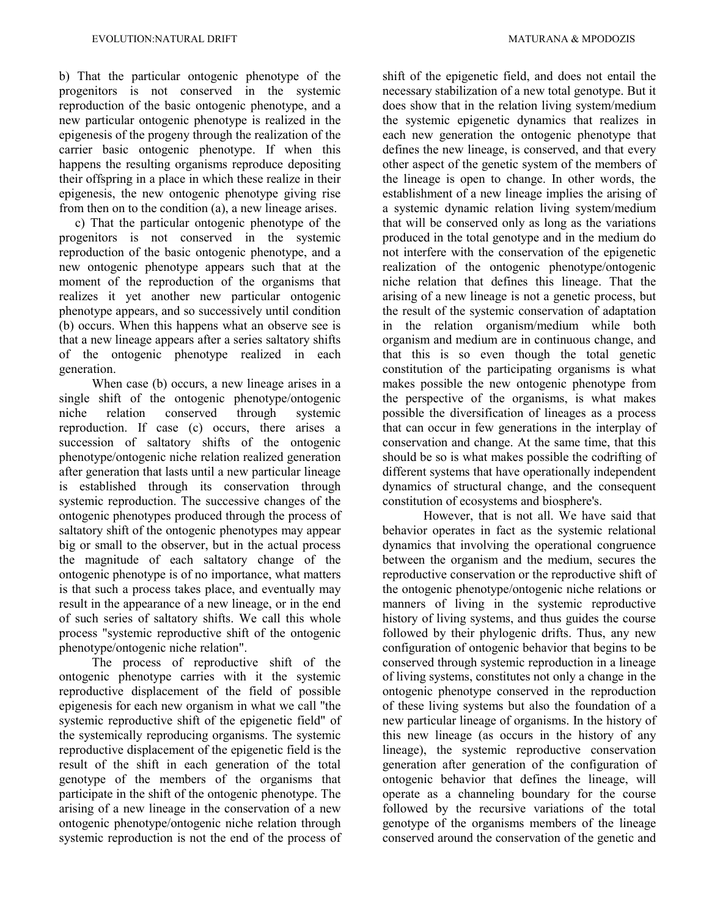b) That the particular ontogenic phenotype of the progenitors is not conserved in the systemic reproduction of the basic ontogenic phenotype, and a new particular ontogenic phenotype is realized in the epigenesis of the progeny through the realization of the carrier basic ontogenic phenotype. If when this happens the resulting organisms reproduce depositing their offspring in a place in which these realize in their epigenesis, the new ontogenic phenotype giving rise from then on to the condition (a), a new lineage arises.

c) That the particular ontogenic phenotype of the progenitors is not conserved in the systemic reproduction of the basic ontogenic phenotype, and a new ontogenic phenotype appears such that at the moment of the reproduction of the organisms that realizes it yet another new particular ontogenic phenotype appears, and so successively until condition (b) occurs. When this happens what an observe see is that a new lineage appears after a series saltatory shifts of the ontogenic phenotype realized in each generation.

When case (b) occurs, a new lineage arises in a single shift of the ontogenic phenotype/ontogenic niche relation conserved through systemic reproduction. If case (c) occurs, there arises a succession of saltatory shifts of the ontogenic phenotype/ontogenic niche relation realized generation after generation that lasts until a new particular lineage is established through its conservation through systemic reproduction. The successive changes of the ontogenic phenotypes produced through the process of saltatory shift of the ontogenic phenotypes may appear big or small to the observer, but in the actual process the magnitude of each saltatory change of the ontogenic phenotype is of no importance, what matters is that such a process takes place, and eventually may result in the appearance of a new lineage, or in the end of such series of saltatory shifts. We call this whole process "systemic reproductive shift of the ontogenic phenotype/ontogenic niche relation".

The process of reproductive shift of the ontogenic phenotype carries with it the systemic reproductive displacement of the field of possible epigenesis for each new organism in what we call "the systemic reproductive shift of the epigenetic field" of the systemically reproducing organisms. The systemic reproductive displacement of the epigenetic field is the result of the shift in each generation of the total genotype of the members of the organisms that participate in the shift of the ontogenic phenotype. The arising of a new lineage in the conservation of a new ontogenic phenotype/ontogenic niche relation through systemic reproduction is not the end of the process of shift of the epigenetic field, and does not entail the necessary stabilization of a new total genotype. But it does show that in the relation living system/medium the systemic epigenetic dynamics that realizes in each new generation the ontogenic phenotype that defines the new lineage, is conserved, and that every other aspect of the genetic system of the members of the lineage is open to change. In other words, the establishment of a new lineage implies the arising of a systemic dynamic relation living system/medium that will be conserved only as long as the variations produced in the total genotype and in the medium do not interfere with the conservation of the epigenetic realization of the ontogenic phenotype/ontogenic niche relation that defines this lineage. That the arising of a new lineage is not a genetic process, but the result of the systemic conservation of adaptation in the relation organism/medium while both organism and medium are in continuous change, and that this is so even though the total genetic constitution of the participating organisms is what makes possible the new ontogenic phenotype from the perspective of the organisms, is what makes possible the diversification of lineages as a process that can occur in few generations in the interplay of conservation and change. At the same time, that this should be so is what makes possible the codrifting of different systems that have operationally independent dynamics of structural change, and the consequent constitution of ecosystems and biosphere's.

However, that is not all. We have said that behavior operates in fact as the systemic relational dynamics that involving the operational congruence between the organism and the medium, secures the reproductive conservation or the reproductive shift of the ontogenic phenotype/ontogenic niche relations or manners of living in the systemic reproductive history of living systems, and thus guides the course followed by their phylogenic drifts. Thus, any new configuration of ontogenic behavior that begins to be conserved through systemic reproduction in a lineage of living systems, constitutes not only a change in the ontogenic phenotype conserved in the reproduction of these living systems but also the foundation of a new particular lineage of organisms. In the history of this new lineage (as occurs in the history of any lineage), the systemic reproductive conservation generation after generation of the configuration of ontogenic behavior that defines the lineage, will operate as a channeling boundary for the course followed by the recursive variations of the total genotype of the organisms members of the lineage conserved around the conservation of the genetic and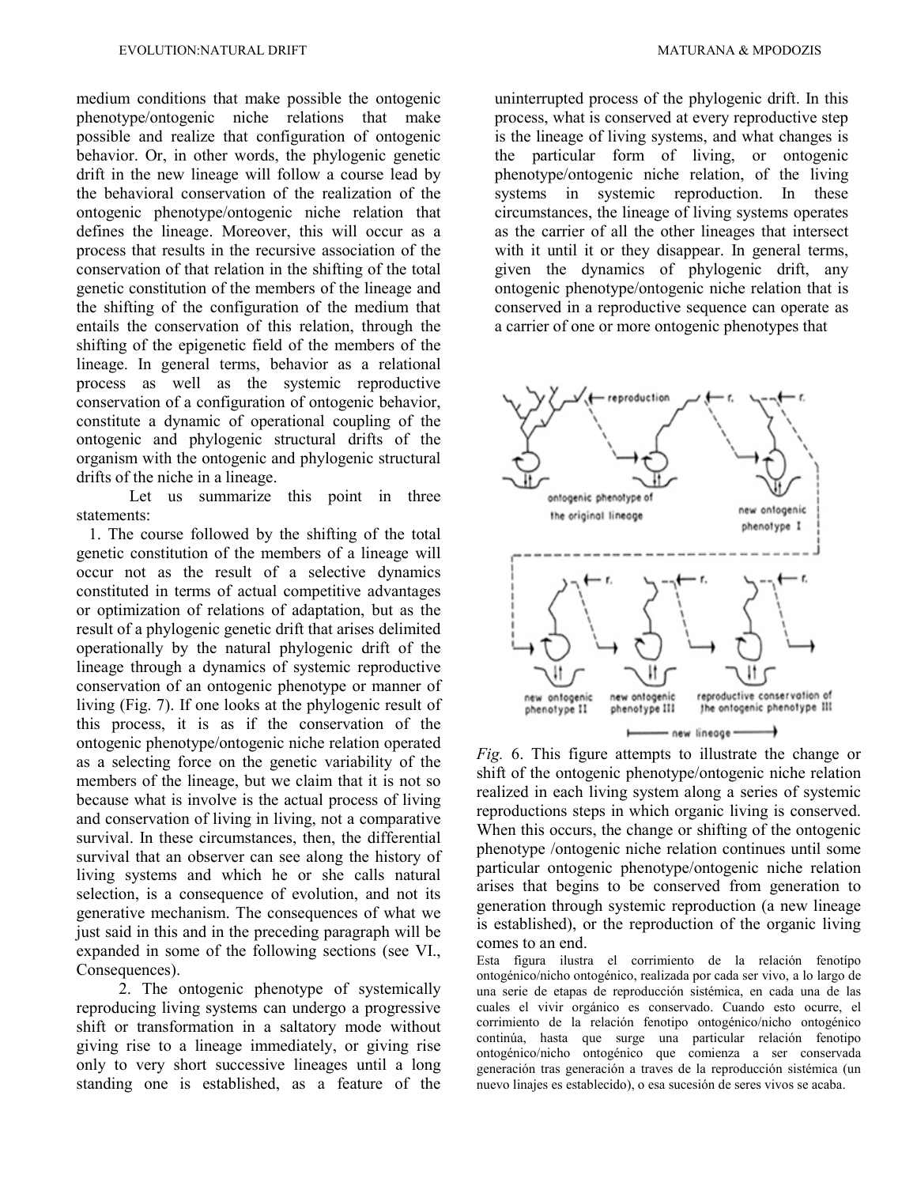medium conditions that make possible the ontogenic phenotype/ontogenic niche relations that make possible and realize that configuration of ontogenic behavior. Or, in other words, the phylogenic genetic drift in the new lineage will follow a course lead by the behavioral conservation of the realization of the ontogenic phenotype/ontogenic niche relation that defines the lineage. Moreover, this will occur as a process that results in the recursive association of the conservation of that relation in the shifting of the total genetic constitution of the members of the lineage and the shifting of the configuration of the medium that entails the conservation of this relation, through the shifting of the epigenetic field of the members of the lineage. In general terms, behavior as a relational process as well as the systemic reproductive conservation of a configuration of ontogenic behavior, constitute a dynamic of operational coupling of the ontogenic and phylogenic structural drifts of the organism with the ontogenic and phylogenic structural drifts of the niche in a lineage.

Let us summarize this point in three statements:

1. The course followed by the shifting of the total genetic constitution of the members of a lineage will occur not as the result of a selective dynamics constituted in terms of actual competitive advantages or optimization of relations of adaptation, but as the result of a phylogenic genetic drift that arises delimited operationally by the natural phylogenic drift of the lineage through a dynamics of systemic reproductive conservation of an ontogenic phenotype or manner of living (Fig. 7). If one looks at the phylogenic result of this process, it is as if the conservation of the ontogenic phenotype/ontogenic niche relation operated as a selecting force on the genetic variability of the members of the lineage, but we claim that it is not so because what is involve is the actual process of living and conservation of living in living, not a comparative survival. In these circumstances, then, the differential survival that an observer can see along the history of living systems and which he or she calls natural selection, is a consequence of evolution, and not its generative mechanism. The consequences of what we just said in this and in the preceding paragraph will be expanded in some of the following sections (see VI., Consequences).

2. The ontogenic phenotype of systemically reproducing living systems can undergo a progressive shift or transformation in a saltatory mode without giving rise to a lineage immediately, or giving rise only to very short successive lineages until a long standing one is established, as a feature of the uninterrupted process of the phylogenic drift. In this process, what is conserved at every reproductive step is the lineage of living systems, and what changes is the particular form of living, or ontogenic phenotype/ontogenic niche relation, of the living systems in systemic reproduction. In these circumstances, the lineage of living systems operates as the carrier of all the other lineages that intersect with it until it or they disappear. In general terms, given the dynamics of phylogenic drift, any ontogenic phenotype/ontogenic niche relation that is conserved in a reproductive sequence can operate as a carrier of one or more ontogenic phenotypes that

*Fig.* 6. This figure attempts to illustrate the change or shift of the ontogenic phenotype/ontogenic niche relation realized in each living system along a series of systemic reproductions steps in which organic living is conserved. When this occurs, the change or shifting of the ontogenic phenotype /ontogenic niche relation continues until some particular ontogenic phenotype/ontogenic niche relation arises that begins to be conserved from generation to generation through systemic reproduction (a new lineage is established), or the reproduction of the organic living comes to an end.

Esta figura ilustra el corrimiento de la relación fenotípo ontogénico/nicho ontogénico, realizada por cada ser vivo, a lo largo de una serie de etapas de reproducción sistémica, en cada una de las cuales el vivir orgánico es conservado. Cuando esto ocurre, el corrimiento de la relación fenotipo ontogénico/nicho ontogénico continúa, hasta que surge una particular relación fenotipo ontogénico/nicho ontogénico que comienza a ser conservada generación tras generación a traves de la reproducción sistémica (un nuevo linajes es establecido), o esa sucesión de seres vivos se acaba.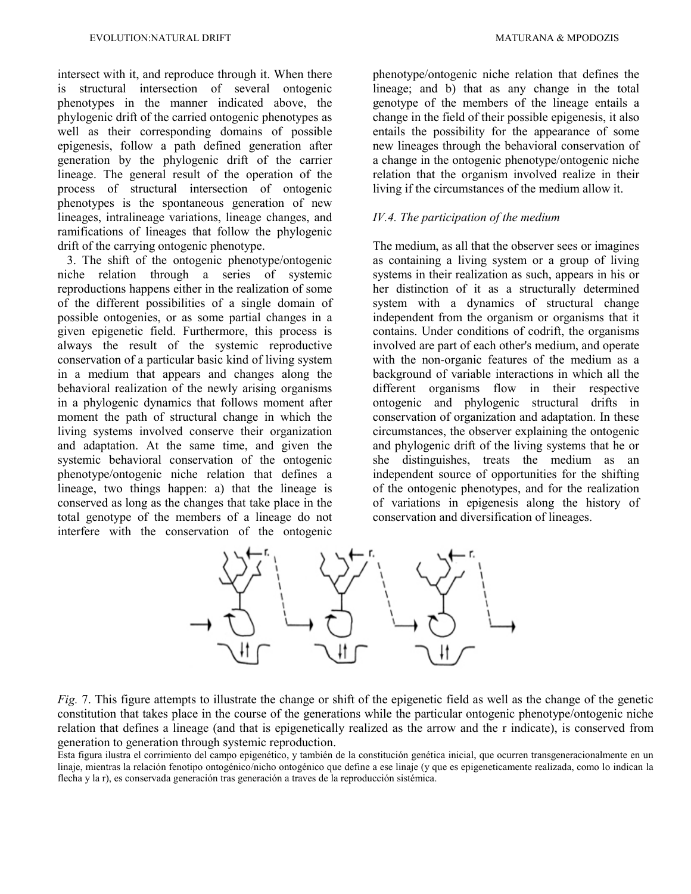intersect with it, and reproduce through it. When there is structural intersection of several ontogenic phenotypes in the manner indicated above, the phylogenic drift of the carried ontogenic phenotypes as well as their corresponding domains of possible epigenesis, follow a path defined generation after generation by the phylogenic drift of the carrier lineage. The general result of the operation of the process of structural intersection of ontogenic phenotypes is the spontaneous generation of new lineages, intralineage variations, lineage changes, and ramifications of lineages that follow the phylogenic drift of the carrying ontogenic phenotype.

3. The shift of the ontogenic phenotype/ontogenic niche relation through a series of systemic reproductions happens either in the realization of some of the different possibilities of a single domain of possible ontogenies, or as some partial changes in a given epigenetic field. Furthermore, this process is always the result of the systemic reproductive conservation of a particular basic kind of living system in a medium that appears and changes along the behavioral realization of the newly arising organisms in a phylogenic dynamics that follows moment after moment the path of structural change in which the living systems involved conserve their organization and adaptation. At the same time, and given the systemic behavioral conservation of the ontogenic phenotype/ontogenic niche relation that defines a lineage, two things happen: a) that the lineage is conserved as long as the changes that take place in the total genotype of the members of a lineage do not interfere with the conservation of the ontogenic phenotype/ontogenic niche relation that defines the lineage; and b) that as any change in the total genotype of the members of the lineage entails a change in the field of their possible epigenesis, it also entails the possibility for the appearance of some new lineages through the behavioral conservation of a change in the ontogenic phenotype/ontogenic niche relation that the organism involved realize in their living if the circumstances of the medium allow it.

*IV.4. The participation of the medium*

The medium, as all that the observer sees or imagines as containing a living system or a group of living systems in their realization as such, appears in his or her distinction of it as a structurally determined system with a dynamics of structural change independent from the organism or organisms that it contains. Under conditions of codrift, the organisms involved are part of each other's medium, and operate with the non-organic features of the medium as a background of variable interactions in which all the different organisms flow in their respective ontogenic and phylogenic structural drifts in conservation of organization and adaptation. In these circumstances, the observer explaining the ontogenic and phylogenic drift of the living systems that he or she distinguishes, treats the medium as an independent source of opportunities for the shifting of the ontogenic phenotypes, and for the realization of variations in epigenesis along the history of conservation and diversification of lineages.

*Fig.* 7. This figure attempts to illustrate the change or shift of the epigenetic field as well as the change of the genetic constitution that takes place in the course of the generations while the particular ontogenic phenotype/ontogenic niche relation that defines a lineage (and that is epigenetically realized as the arrow and the r indicate), is conserved from generation to generation through systemic reproduction.

Esta figura ilustra el corrimiento del campo epigenético, y también de la constitución genética inicial, que ocurren transgeneracionalmente en un linaje, mientras la relación fenotipo ontogénico/nicho ontogénico que define a ese linaje (y que es epigeneticamente realizada, como lo indican la flecha y la r), es conservada generación tras generación a traves de la reproducción sistémica.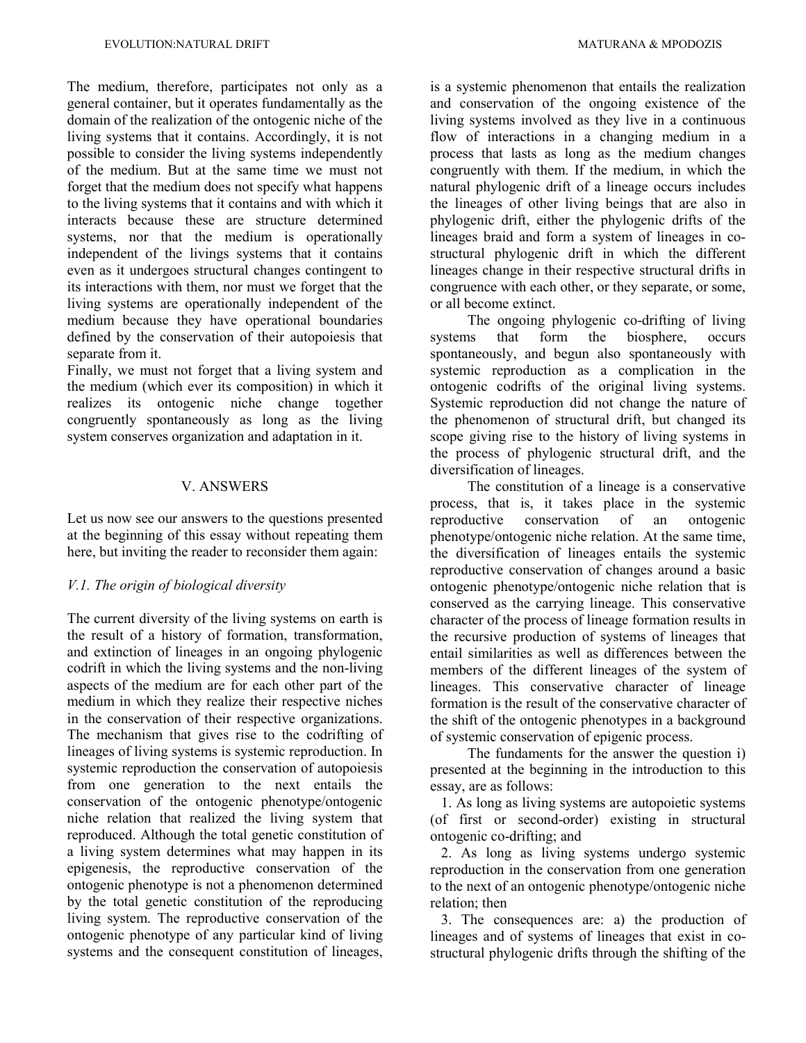The medium, therefore, participates not only as a general container, but it operates fundamentally as the domain of the realization of the ontogenic niche of the living systems that it contains. Accordingly, it is not possible to consider the living systems independently of the medium. But at the same time we must not forget that the medium does not specify what happens to the living systems that it contains and with which it interacts because these are structure determined systems, nor that the medium is operationally independent of the livings systems that it contains even as it undergoes structural changes contingent to its interactions with them, nor must we forget that the living systems are operationally independent of the medium because they have operational boundaries defined by the conservation of their autopoiesis that separate from it.

Finally, we must not forget that a living system and the medium (which ever its composition) in which it realizes its ontogenic niche change together congruently spontaneously as long as the living system conserves organization and adaptation in it.

## V. ANSWERS

Let us now see our answers to the questions presented at the beginning of this essay without repeating them here, but inviting the reader to reconsider them again:

### *V.1. The origin of biological diversity*

The current diversity of the living systems on earth is the result of a history of formation, transformation, and extinction of lineages in an ongoing phylogenic codrift in which the living systems and the non-living aspects of the medium are for each other part of the medium in which they realize their respective niches in the conservation of their respective organizations. The mechanism that gives rise to the codrifting of lineages of living systems is systemic reproduction. In systemic reproduction the conservation of autopoiesis from one generation to the next entails the conservation of the ontogenic phenotype/ontogenic niche relation that realized the living system that reproduced. Although the total genetic constitution of a living system determines what may happen in its epigenesis, the reproductive conservation of the ontogenic phenotype is not a phenomenon determined by the total genetic constitution of the reproducing living system. The reproductive conservation of the ontogenic phenotype of any particular kind of living systems and the consequent constitution of lineages, is a systemic phenomenon that entails the realization and conservation of the ongoing existence of the living systems involved as they live in a continuous flow of interactions in a changing medium in a process that lasts as long as the medium changes congruently with them. If the medium, in which the natural phylogenic drift of a lineage occurs includes the lineages of other living beings that are also in phylogenic drift, either the phylogenic drifts of the lineages braid and form a system of lineages in co-structural phylogenic drift in which the different lineages change in their respective structural drifts in congruence with each other, or they separate, or some, or all become extinct.

The ongoing phylogenic co-drifting of living systems that form the biosphere, occurs spontaneously, and begun also spontaneously with systemic reproduction as a complication in the ontogenic codrifts of the original living systems. Systemic reproduction did not change the nature of the phenomenon of structural drift, but changed its scope giving rise to the history of living systems in the process of phylogenic structural drift, and the diversification of lineages.

The constitution of a lineage is a conservative process, that is, it takes place in the systemic reproductive conservation of an ontogenic phenotype/ontogenic niche relation. At the same time, the diversification of lineages entails the systemic reproductive conservation of changes around a basic ontogenic phenotype/ontogenic niche relation that is conserved as the carrying lineage. This conservative character of the process of lineage formation results in the recursive production of systems of lineages that entail similarities as well as differences between the members of the different lineages of the system of lineages. This conservative character of lineage formation is the result of the conservative character of the shift of the ontogenic phenotypes in a background of systemic conservation of epigenic process.

The fundaments for the answer the question i) presented at the beginning in the introduction to this essay, are as follows:

1. As long as living systems are autopoietic systems (of first or second-order) existing in structural ontogenic co-drifting; and
2. As long as living systems undergo systemic reproduction in the conservation from one generation to the next of an ontogenic phenotype/ontogenic niche relation; then
3. The consequences are: a) the production of lineages and of systems of lineages that exist in co-structural phylogenic drifts through the shifting of the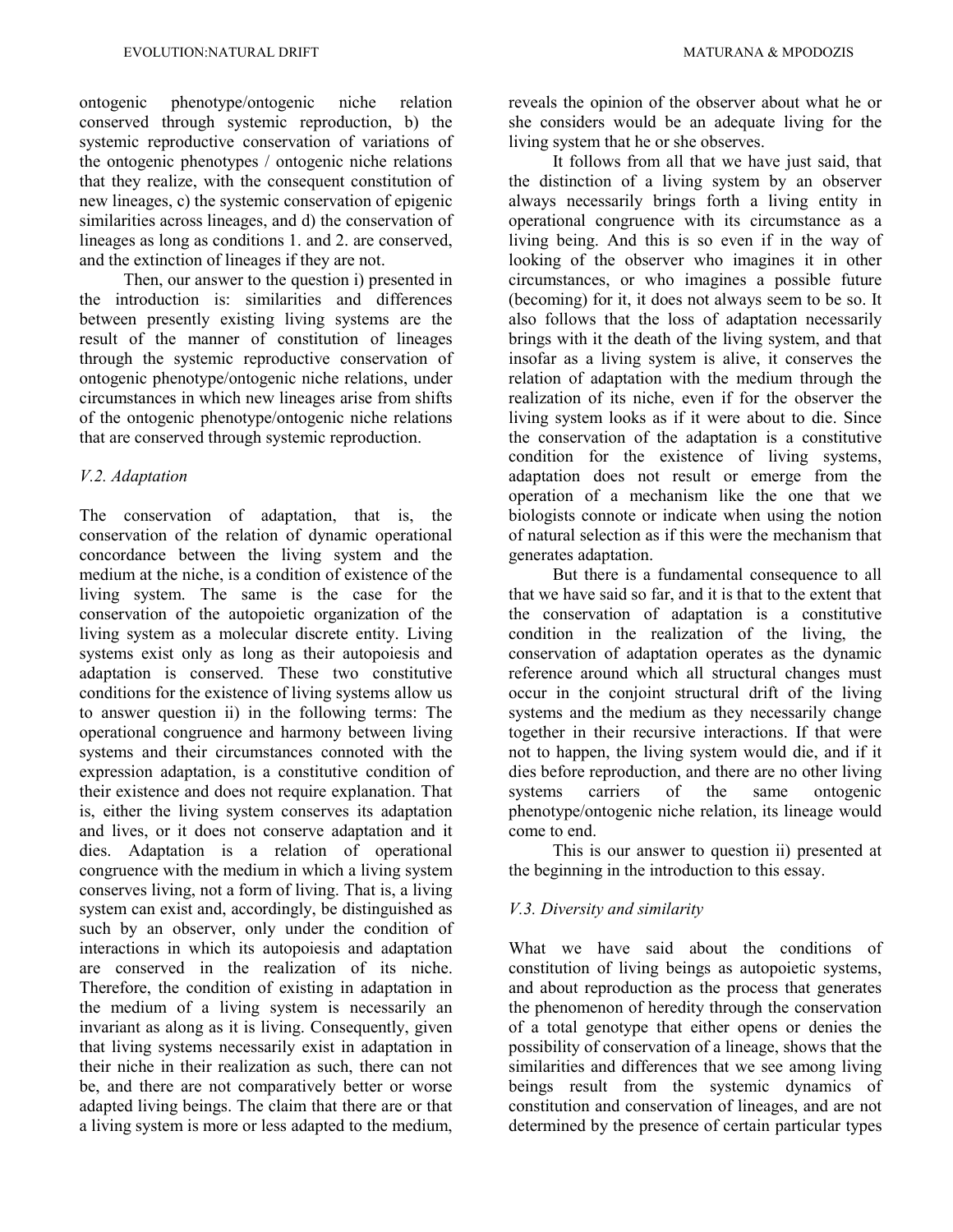ontogenic phenotype/ontogenic niche relation conserved through systemic reproduction, b) the systemic reproductive conservation of variations of the ontogenic phenotypes / ontogenic niche relations that they realize, with the consequent constitution of new lineages, c) the systemic conservation of epigenic similarities across lineages, and d) the conservation of lineages as long as conditions 1. and 2. are conserved, and the extinction of lineages if they are not.

Then, our answer to the question i) presented in the introduction is: similarities and differences between presently existing living systems are the result of the manner of constitution of lineages through the systemic reproductive conservation of ontogenic phenotype/ontogenic niche relations, under circumstances in which new lineages arise from shifts of the ontogenic phenotype/ontogenic niche relations that are conserved through systemic reproduction.

### *V.2. Adaptation*

The conservation of adaptation, that is, the conservation of the relation of dynamic operational concordance between the living system and the medium at the niche, is a condition of existence of the living system. The same is the case for the conservation of the autopoietic organization of the living system as a molecular discrete entity. Living systems exist only as long as their autopoiesis and adaptation is conserved. These two constitutive conditions for the existence of living systems allow us to answer question ii) in the following terms: The operational congruence and harmony between living systems and their circumstances connoted with the expression adaptation, is a constitutive condition of their existence and does not require explanation. That is, either the living system conserves its adaptation and lives, or it does not conserve adaptation and it dies. Adaptation is a relation of operational congruence with the medium in which a living system conserves living, not a form of living. That is, a living system can exist and, accordingly, be distinguished as such by an observer, only under the condition of interactions in which its autopoiesis and adaptation are conserved in the realization of its niche. Therefore, the condition of existing in adaptation in the medium of a living system is necessarily an invariant as along as it is living. Consequently, given that living systems necessarily exist in adaptation in their niche in their realization as such, there can not be, and there are not comparatively better or worse adapted living beings. The claim that there are or that a living system is more or less adapted to the medium, reveals the opinion of the observer about what he or she considers would be an adequate living for the living system that he or she observes.

It follows from all that we have just said, that the distinction of a living system by an observer always necessarily brings forth a living entity in operational congruence with its circumstance as a living being. And this is so even if in the way of looking of the observer who imagines it in other circumstances, or who imagines a possible future (becoming) for it, it does not always seem to be so. It also follows that the loss of adaptation necessarily brings with it the death of the living system, and that insofar as a living system is alive, it conserves the relation of adaptation with the medium through the realization of its niche, even if for the observer the living system looks as if it were about to die. Since the conservation of the adaptation is a constitutive condition for the existence of living systems, adaptation does not result or emerge from the operation of a mechanism like the one that we biologists connote or indicate when using the notion of natural selection as if this were the mechanism that generates adaptation.

But there is a fundamental consequence to all that we have said so far, and it is that to the extent that the conservation of adaptation is a constitutive condition in the realization of the living, the conservation of adaptation operates as the dynamic reference around which all structural changes must occur in the conjoint structural drift of the living systems and the medium as they necessarily change together in their recursive interactions. If that were not to happen, the living system would die, and if it dies before reproduction, and there are no other living systems carriers of the same ontogenic phenotype/ontogenic niche relation, its lineage would come to end.

This is our answer to question ii) presented at the beginning in the introduction to this essay.

### *V.3. Diversity and similarity*

What we have said about the conditions of constitution of living beings as autopoietic systems, and about reproduction as the process that generates the phenomenon of heredity through the conservation of a total genotype that either opens or denies the possibility of conservation of a lineage, shows that the similarities and differences that we see among living beings result from the systemic dynamics of constitution and conservation of lineages, and are not determined by the presence of certain particular types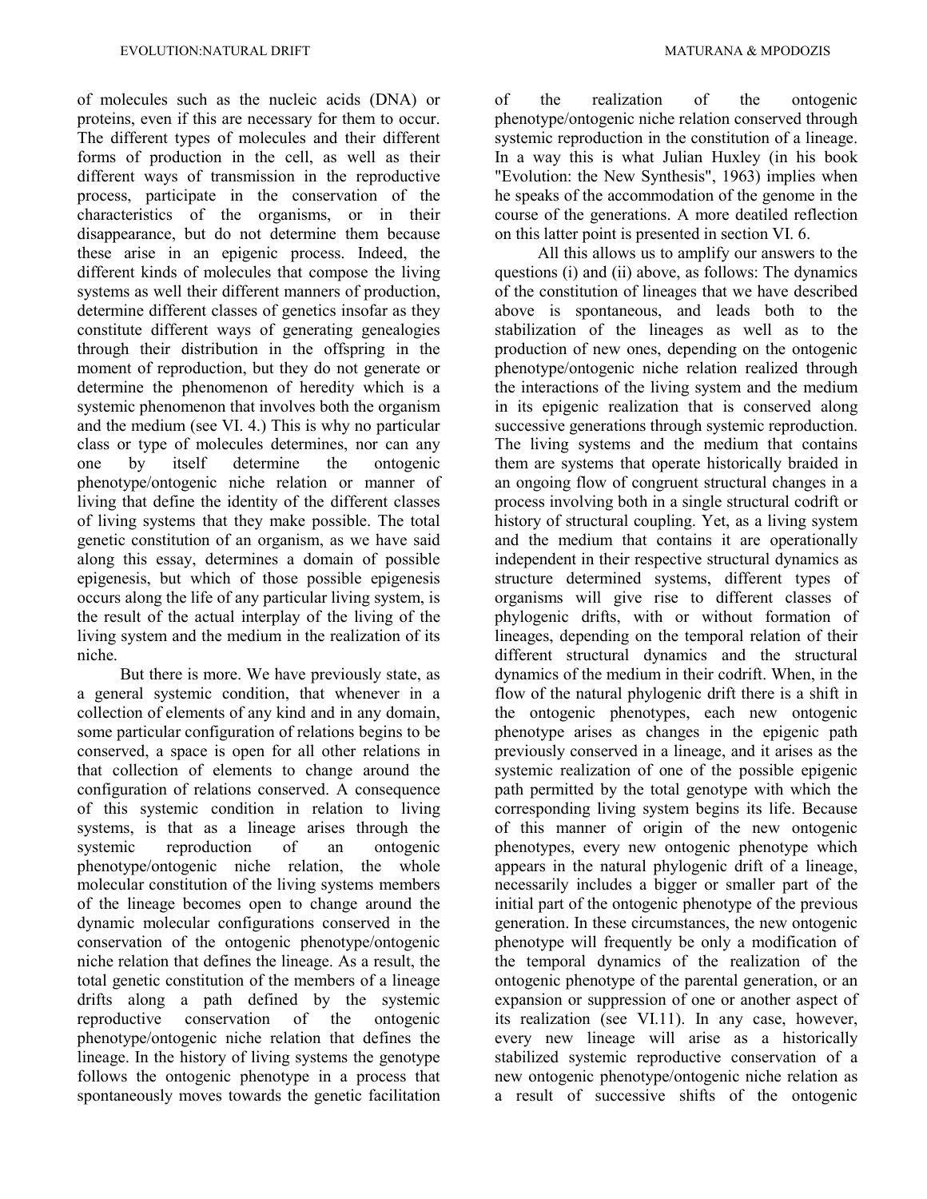of molecules such as the nucleic acids (DNA) or proteins, even if this are necessary for them to occur. The different types of molecules and their different forms of production in the cell, as well as their different ways of transmission in the reproductive process, participate in the conservation of the characteristics of the organisms, or in their disappearance, but do not determine them because these arise in an epigenic process. Indeed, the different kinds of molecules that compose the living systems as well their different manners of production, determine different classes of genetics insofar as they constitute different ways of generating genealogies through their distribution in the offspring in the moment of reproduction, but they do not generate or determine the phenomenon of heredity which is a systemic phenomenon that involves both the organism and the medium (see VI. 4.) This is why no particular class or type of molecules determines, nor can any one by itself determine the ontogenic phenotype/ontogenic niche relation or manner of living that define the identity of the different classes of living systems that they make possible. The total genetic constitution of an organism, as we have said along this essay, determines a domain of possible epigenesis, but which of those possible epigenesis occurs along the life of any particular living system, is the result of the actual interplay of the living of the living system and the medium in the realization of its niche.

But there is more. We have previously state, as a general systemic condition, that whenever in a collection of elements of any kind and in any domain, some particular configuration of relations begins to be conserved, a space is open for all other relations in that collection of elements to change around the configuration of relations conserved. A consequence of this systemic condition in relation to living systems, is that as a lineage arises through the systemic reproduction of an ontogenic phenotype/ontogenic niche relation, the whole molecular constitution of the living systems members of the lineage becomes open to change around the dynamic molecular configurations conserved in the conservation of the ontogenic phenotype/ontogenic niche relation that defines the lineage. As a result, the total genetic constitution of the members of a lineage drifts along a path defined by the systemic reproductive conservation of the ontogenic phenotype/ontogenic niche relation that defines the lineage. In the history of living systems the genotype follows the ontogenic phenotype in a process that spontaneously moves towards the genetic facilitation of the realization of the ontogenic phenotype/ontogenic niche relation conserved through systemic reproduction in the constitution of a lineage. In a way this is what Julian Huxley (in his book "Evolution: the New Synthesis", 1963) implies when he speaks of the accommodation of the genome in the course of the generations. A more deatiled reflection on this latter point is presented in section VI. 6.

All this allows us to amplify our answers to the questions (i) and (ii) above, as follows: The dynamics of the constitution of lineages that we have described above is spontaneous, and leads both to the stabilization of the lineages as well as to the production of new ones, depending on the ontogenic phenotype/ontogenic niche relation realized through the interactions of the living system and the medium in its epigenic realization that is conserved along successive generations through systemic reproduction. The living systems and the medium that contains them are systems that operate historically braided in an ongoing flow of congruent structural changes in a process involving both in a single structural codrift or history of structural coupling. Yet, as a living system and the medium that contains it are operationally independent in their respective structural dynamics as structure determined systems, different types of organisms will give rise to different classes of phylogenic drifts, with or without formation of lineages, depending on the temporal relation of their different structural dynamics and the structural dynamics of the medium in their codrift. When, in the flow of the natural phylogenic drift there is a shift in the ontogenic phenotypes, each new ontogenic phenotype arises as changes in the epigenic path previously conserved in a lineage, and it arises as the systemic realization of one of the possible epigenic path permitted by the total genotype with which the corresponding living system begins its life. Because of this manner of origin of the new ontogenic phenotypes, every new ontogenic phenotype which appears in the natural phylogenic drift of a lineage, necessarily includes a bigger or smaller part of the initial part of the ontogenic phenotype of the previous generation. In these circumstances, the new ontogenic phenotype will frequently be only a modification of the temporal dynamics of the realization of the ontogenic phenotype of the parental generation, or an expansion or suppression of one or another aspect of its realization (see VI.11). In any case, however, every new lineage will arise as a historically stabilized systemic reproductive conservation of a new ontogenic phenotype/ontogenic niche relation as a result of successive shifts of the ontogenic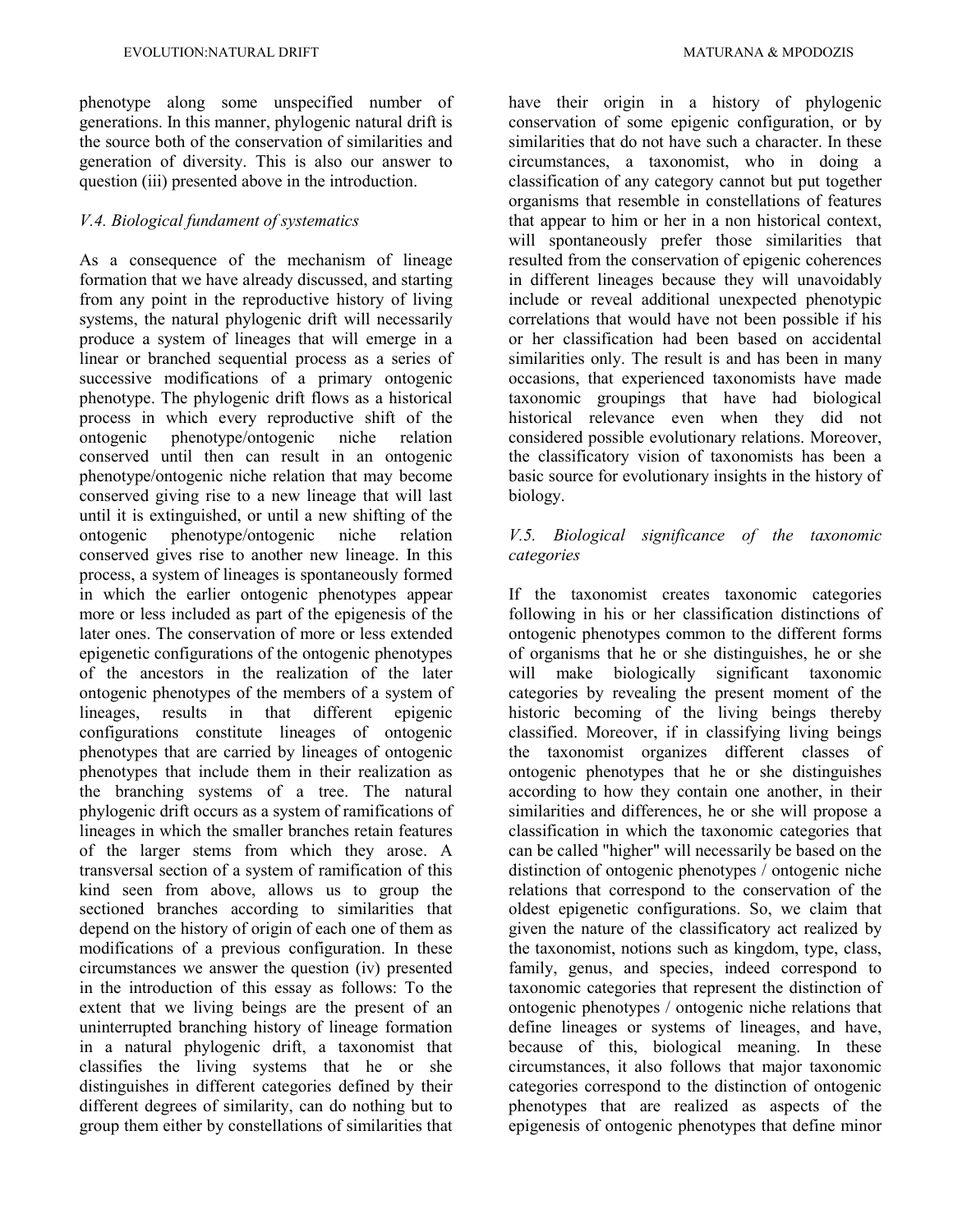phenotype along some unspecified number of generations. In this manner, phylogenic natural drift is the source both of the conservation of similarities and generation of diversity. This is also our answer to question (iii) presented above in the introduction.

### *V.4. Biological fundament of systematics*

As a consequence of the mechanism of lineage formation that we have already discussed, and starting from any point in the reproductive history of living systems, the natural phylogenic drift will necessarily produce a system of lineages that will emerge in a linear or branched sequential process as a series of successive modifications of a primary ontogenic phenotype. The phylogenic drift flows as a historical process in which every reproductive shift of the ontogenic phenotype/ontogenic niche relation conserved until then can result in an ontogenic phenotype/ontogenic niche relation that may become conserved giving rise to a new lineage that will last until it is extinguished, or until a new shifting of the ontogenic phenotype/ontogenic niche relation conserved gives rise to another new lineage. In this process, a system of lineages is spontaneously formed in which the earlier ontogenic phenotypes appear more or less included as part of the epigenesis of the later ones. The conservation of more or less extended epigenetic configurations of the ontogenic phenotypes of the ancestors in the realization of the later ontogenic phenotypes of the members of a system of lineages, results in that different epigenic configurations constitute lineages of ontogenic phenotypes that are carried by lineages of ontogenic phenotypes that include them in their realization as the branching systems of a tree. The natural phylogenic drift occurs as a system of ramifications of lineages in which the smaller branches retain features of the larger stems from which they arose. A transversal section of a system of ramification of this kind seen from above, allows us to group the sectioned branches according to similarities that depend on the history of origin of each one of them as modifications of a previous configuration. In these circumstances we answer the question (iv) presented in the introduction of this essay as follows: To the extent that we living beings are the present of an uninterrupted branching history of lineage formation in a natural phylogenic drift, a taxonomist that classifies the living systems that he or she distinguishes in different categories defined by their different degrees of similarity, can do nothing but to group them either by constellations of similarities that have their origin in a history of phylogenic conservation of some epigenic configuration, or by similarities that do not have such a character. In these circumstances, a taxonomist, who in doing a classification of any category cannot but put together organisms that resemble in constellations of features that appear to him or her in a non historical context, will spontaneously prefer those similarities that resulted from the conservation of epigenic coherences in different lineages because they will unavoidably include or reveal additional unexpected phenotypic correlations that would have not been possible if his or her classification had been based on accidental similarities only. The result is and has been in many occasions, that experienced taxonomists have made taxonomic groupings that have had biological historical relevance even when they did not considered possible evolutionary relations. Moreover, the classificatory vision of taxonomists has been a basic source for evolutionary insights in the history of biology.

### *V.5. Biological significance of the taxonomic categories*

If the taxonomist creates taxonomic categories following in his or her classification distinctions of ontogenic phenotypes common to the different forms of organisms that he or she distinguishes, he or she will make biologically significant taxonomic categories by revealing the present moment of the historic becoming of the living beings thereby classified. Moreover, if in classifying living beings the taxonomist organizes different classes of ontogenic phenotypes that he or she distinguishes according to how they contain one another, in their similarities and differences, he or she will propose a classification in which the taxonomic categories that can be called "higher" will necessarily be based on the distinction of ontogenic phenotypes / ontogenic niche relations that correspond to the conservation of the oldest epigenetic configurations. So, we claim that given the nature of the classificatory act realized by the taxonomist, notions such as kingdom, type, class, family, genus, and species, indeed correspond to taxonomic categories that represent the distinction of ontogenic phenotypes / ontogenic niche relations that define lineages or systems of lineages, and have, because of this, biological meaning. In these circumstances, it also follows that major taxonomic categories correspond to the distinction of ontogenic phenotypes that are realized as aspects of the epigenesis of ontogenic phenotypes that define minor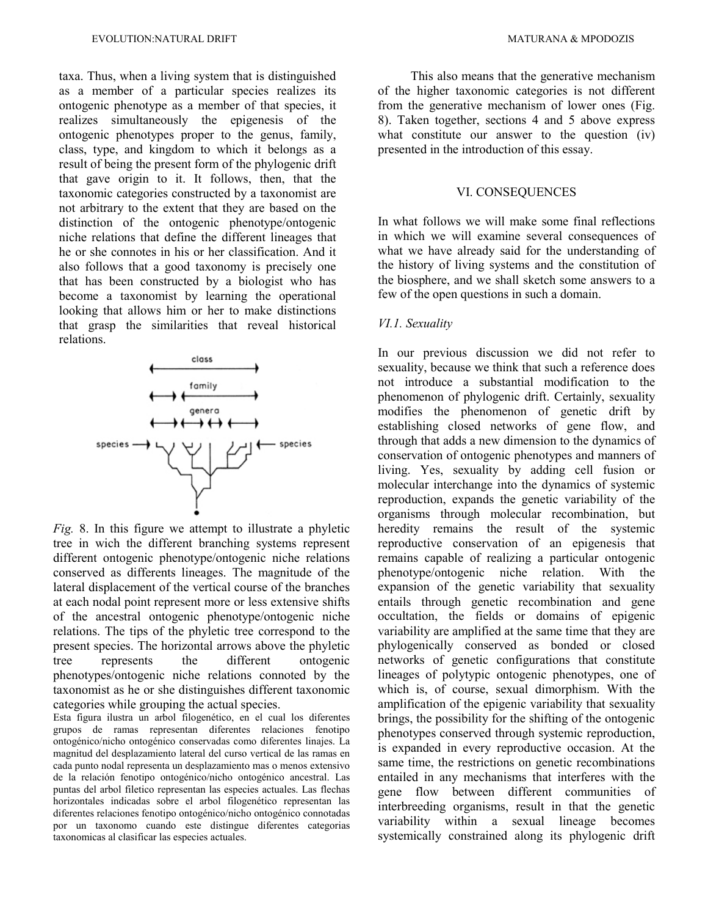taxa. Thus, when a living system that is distinguished as a member of a particular species realizes its ontogenic phenotype as a member of that species, it realizes simultaneously the epigenesis of the ontogenic phenotypes proper to the genus, family, class, type, and kingdom to which it belongs as a result of being the present form of the phylogenic drift that gave origin to it. It follows, then, that the taxonomic categories constructed by a taxonomist are not arbitrary to the extent that they are based on the distinction of the ontogenic phenotype/ontogenic niche relations that define the different lineages that he or she connotes in his or her classification. And it also follows that a good taxonomy is precisely one that has been constructed by a biologist who has become a taxonomist by learning the operational looking that allows him or her to make distinctions that grasp the similarities that reveal historical relations.

*Fig.* 8. In this figure we attempt to illustrate a phyletic tree in wich the different branching systems represent different ontogenic phenotype/ontogenic niche relations conserved as differents lineages. The magnitude of the lateral displacement of the vertical course of the branches at each nodal point represent more or less extensive shifts of the ancestral ontogenic phenotype/ontogenic niche relations. The tips of the phyletic tree correspond to the present species. The horizontal arrows above the phyletic tree represents the different ontogenic phenotypes/ontogenic niche relations connoted by the taxonomist as he or she distinguishes different taxonomic categories while grouping the actual species.

Esta figura ilustra un arbol filogenético, en el cual los diferentes grupos de ramas representan diferentes relaciones fenotipo ontogénico/nicho ontogénico conservadas como diferentes linajes. La magnitud del desplazamiento lateral del curso vertical de las ramas en cada punto nodal representa un desplazamiento mas o menos extensivo de la relación fenotipo ontogénico/nicho ontogénico ancestral. Las puntas del arbol filetico representan las especies actuales. Las flechas horizontales indicadas sobre el arbol filogenético representan las diferentes relaciones fenotipo ontogénico/nicho ontogénico connotadas por un taxonomo cuando este distingue diferentes categorias taxonomicas al clasificar las especies actuales.

This also means that the generative mechanism of the higher taxonomic categories is not different from the generative mechanism of lower ones (Fig. 8). Taken together, sections 4 and 5 above express what constitute our answer to the question (iv) presented in the introduction of this essay.

## VI. CONSEQUENCES

In what follows we will make some final reflections in which we will examine several consequences of what we have already said for the understanding of the history of living systems and the constitution of the biosphere, and we shall sketch some answers to a few of the open questions in such a domain.

### *VI.1. Sexuality*

In our previous discussion we did not refer to sexuality, because we think that such a reference does not introduce a substantial modification to the phenomenon of phylogenic drift. Certainly, sexuality modifies the phenomenon of genetic drift by establishing closed networks of gene flow, and through that adds a new dimension to the dynamics of conservation of ontogenic phenotypes and manners of living. Yes, sexuality by adding cell fusion or molecular interchange into the dynamics of systemic reproduction, expands the genetic variability of the organisms through molecular recombination, but heredity remains the result of the systemic reproductive conservation of an epigenesis that remains capable of realizing a particular ontogenic phenotype/ontogenic niche relation. With the expansion of the genetic variability that sexuality entails through genetic recombination and gene occultation, the fields or domains of epigenic variability are amplified at the same time that they are phylogenically conserved as bonded or closed networks of genetic configurations that constitute lineages of polytypic ontogenic phenotypes, one of which is, of course, sexual dimorphism. With the amplification of the epigenic variability that sexuality brings, the possibility for the shifting of the ontogenic phenotypes conserved through systemic reproduction, is expanded in every reproductive occasion. At the same time, the restrictions on genetic recombinations entailed in any mechanisms that interferes with the gene flow between different communities of interbreeding organisms, result in that the genetic variability within a sexual lineage becomes systemically constrained along its phylogenic drift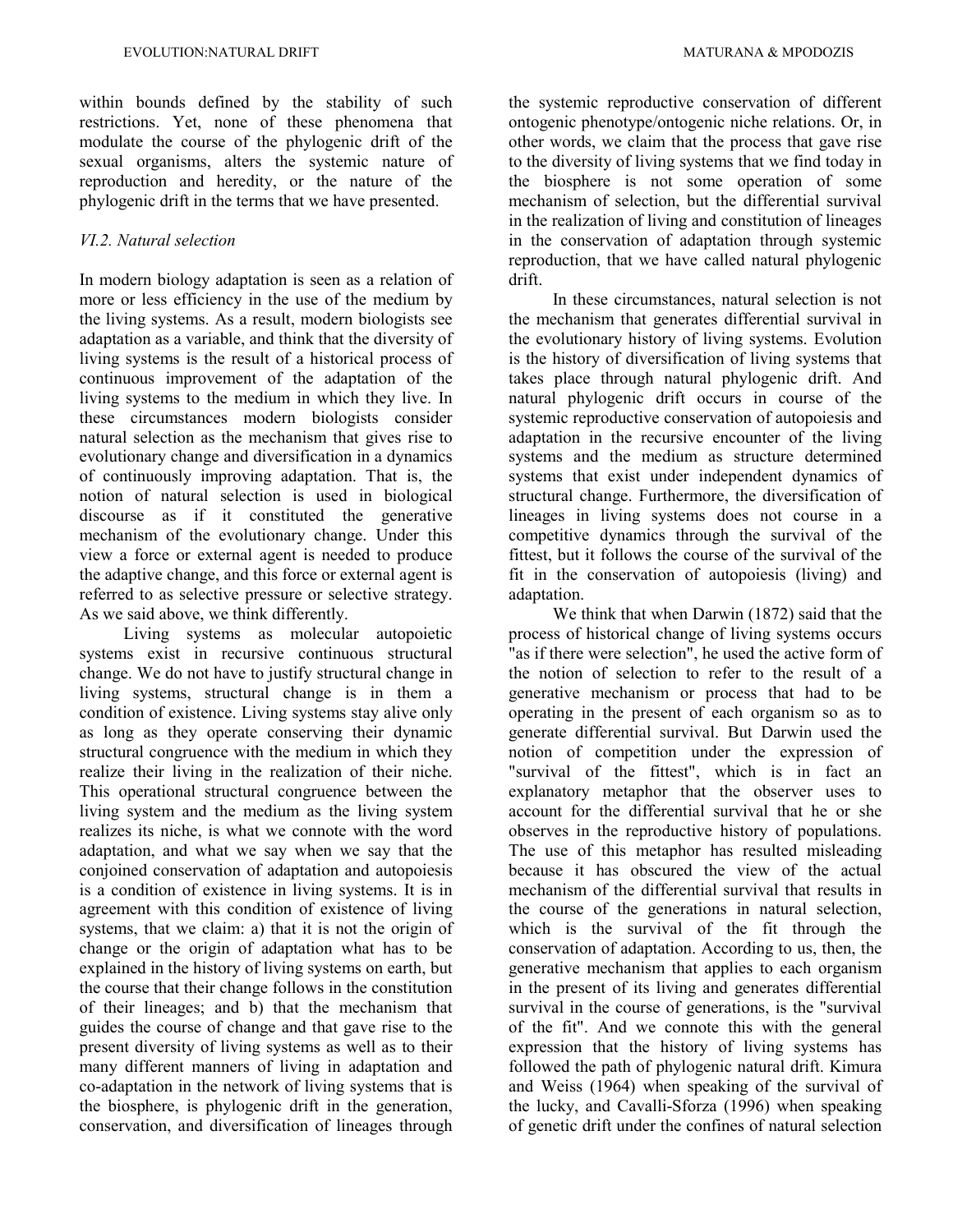within bounds defined by the stability of such restrictions. Yet, none of these phenomena that modulate the course of the phylogenic drift of the sexual organisms, alters the systemic nature of reproduction and heredity, or the nature of the phylogenic drift in the terms that we have presented.

### *VI.2. Natural selection*

In modern biology adaptation is seen as a relation of more or less efficiency in the use of the medium by the living systems. As a result, modern biologists see adaptation as a variable, and think that the diversity of living systems is the result of a historical process of continuous improvement of the adaptation of the living systems to the medium in which they live. In these circumstances modern biologists consider natural selection as the mechanism that gives rise to evolutionary change and diversification in a dynamics of continuously improving adaptation. That is, the notion of natural selection is used in biological discourse as if it constituted the generative mechanism of the evolutionary change. Under this view a force or external agent is needed to produce the adaptive change, and this force or external agent is referred to as selective pressure or selective strategy. As we said above, we think differently.

Living systems as molecular autopoietic systems exist in recursive continuous structural change. We do not have to justify structural change in living systems, structural change is in them a condition of existence. Living systems stay alive only as long as they operate conserving their dynamic structural congruence with the medium in which they realize their living in the realization of their niche. This operational structural congruence between the living system and the medium as the living system realizes its niche, is what we connote with the word adaptation, and what we say when we say that the conjoined conservation of adaptation and autopoiesis is a condition of existence in living systems. It is in agreement with this condition of existence of living systems, that we claim: a) that it is not the origin of change or the origin of adaptation what has to be explained in the history of living systems on earth, but the course that their change follows in the constitution of their lineages; and b) that the mechanism that guides the course of change and that gave rise to the present diversity of living systems as well as to their many different manners of living in adaptation and co-adaptation in the network of living systems that is the biosphere, is phylogenic drift in the generation, conservation, and diversification of lineages through the systemic reproductive conservation of different ontogenic phenotype/ontogenic niche relations. Or, in other words, we claim that the process that gave rise to the diversity of living systems that we find today in the biosphere is not some operation of some mechanism of selection, but the differential survival in the realization of living and constitution of lineages in the conservation of adaptation through systemic reproduction, that we have called natural phylogenic drift.

In these circumstances, natural selection is not the mechanism that generates differential survival in the evolutionary history of living systems. Evolution is the history of diversification of living systems that takes place through natural phylogenic drift. And natural phylogenic drift occurs in course of the systemic reproductive conservation of autopoiesis and adaptation in the recursive encounter of the living systems and the medium as structure determined systems that exist under independent dynamics of structural change. Furthermore, the diversification of lineages in living systems does not course in a competitive dynamics through the survival of the fittest, but it follows the course of the survival of the fit in the conservation of autopoiesis (living) and adaptation.

We think that when Darwin (1872) said that the process of historical change of living systems occurs "as if there were selection", he used the active form of the notion of selection to refer to the result of a generative mechanism or process that had to be operating in the present of each organism so as to generate differential survival. But Darwin used the notion of competition under the expression of "survival of the fittest", which is in fact an explanatory metaphor that the observer uses to account for the differential survival that he or she observes in the reproductive history of populations. The use of this metaphor has resulted misleading because it has obscured the view of the actual mechanism of the differential survival that results in the course of the generations in natural selection, which is the survival of the fit through the conservation of adaptation. According to us, then, the generative mechanism that applies to each organism in the present of its living and generates differential survival in the course of generations, is the "survival of the fit". And we connote this with the general expression that the history of living systems has followed the path of phylogenic natural drift. Kimura and Weiss (1964) when speaking of the survival of the lucky, and Cavalli-Sforza (1996) when speaking of genetic drift under the confines of natural selection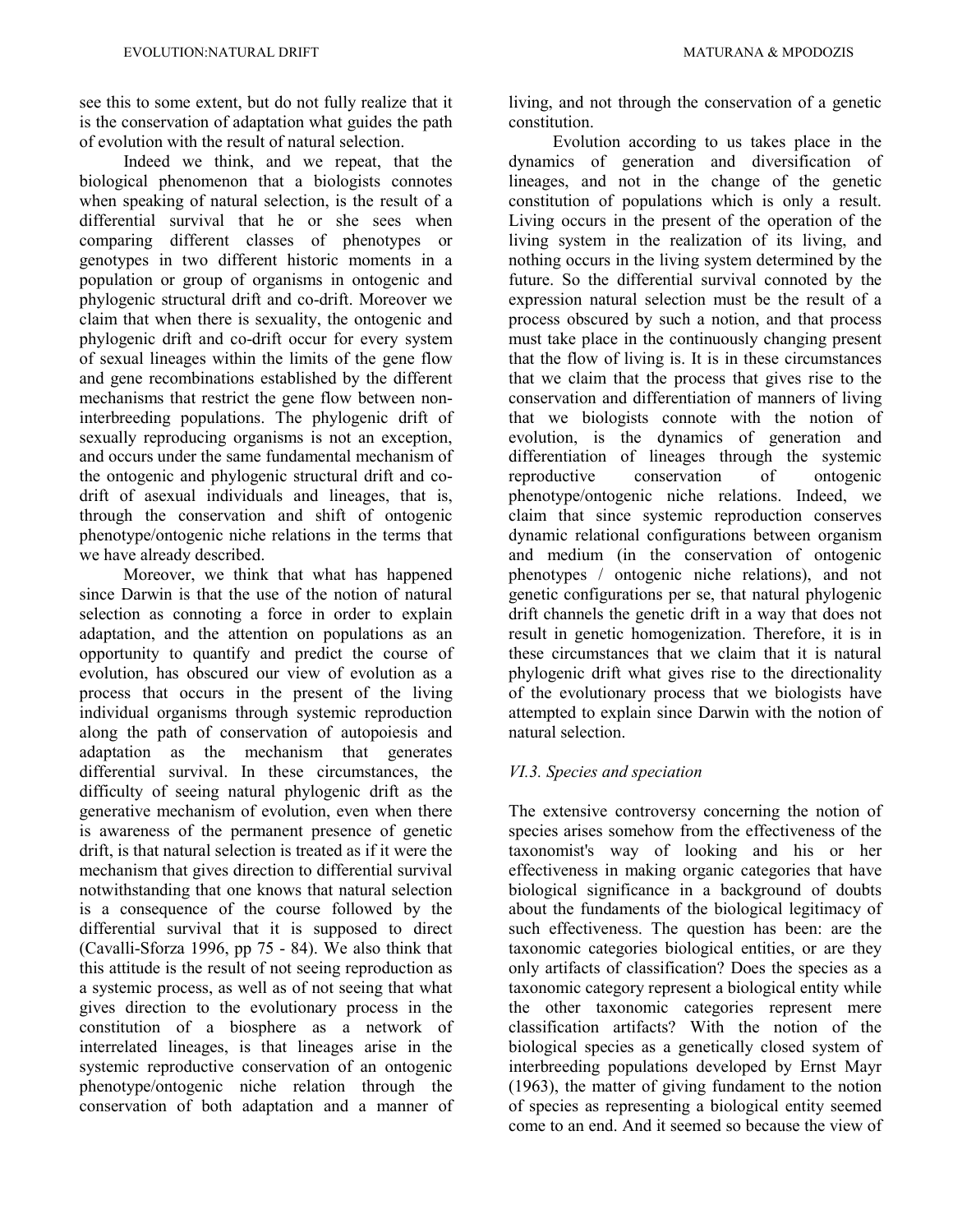see this to some extent, but do not fully realize that it is the conservation of adaptation what guides the path of evolution with the result of natural selection.

Indeed we think, and we repeat, that the biological phenomenon that a biologists connotes when speaking of natural selection, is the result of a differential survival that he or she sees when comparing different classes of phenotypes or genotypes in two different historic moments in a population or group of organisms in ontogenic and phylogenic structural drift and co-drift. Moreover we claim that when there is sexuality, the ontogenic and phylogenic drift and co-drift occur for every system of sexual lineages within the limits of the gene flow and gene recombinations established by the different mechanisms that restrict the gene flow between non-interbreeding populations. The phylogenic drift of sexually reproducing organisms is not an exception, and occurs under the same fundamental mechanism of the ontogenic and phylogenic structural drift and co-drift of asexual individuals and lineages, that is, through the conservation and shift of ontogenic phenotype/ontogenic niche relations in the terms that we have already described.

Moreover, we think that what has happened since Darwin is that the use of the notion of natural selection as connoting a force in order to explain adaptation, and the attention on populations as an opportunity to quantify and predict the course of evolution, has obscured our view of evolution as a process that occurs in the present of the living individual organisms through systemic reproduction along the path of conservation of autopoiesis and adaptation as the mechanism that generates differential survival. In these circumstances, the difficulty of seeing natural phylogenic drift as the generative mechanism of evolution, even when there is awareness of the permanent presence of genetic drift, is that natural selection is treated as if it were the mechanism that gives direction to differential survival notwithstanding that one knows that natural selection is a consequence of the course followed by the differential survival that it is supposed to direct (Cavalli-Sforza 1996, pp 75 - 84). We also think that this attitude is the result of not seeing reproduction as a systemic process, as well as of not seeing that what gives direction to the evolutionary process in the constitution of a biosphere as a network of interrelated lineages, is that lineages arise in the systemic reproductive conservation of an ontogenic phenotype/ontogenic niche relation through the conservation of both adaptation and a manner of living, and not through the conservation of a genetic constitution.

Evolution according to us takes place in the dynamics of generation and diversification of lineages, and not in the change of the genetic constitution of populations which is only a result. Living occurs in the present of the operation of the living system in the realization of its living, and nothing occurs in the living system determined by the future. So the differential survival connoted by the expression natural selection must be the result of a process obscured by such a notion, and that process must take place in the continuously changing present that the flow of living is. It is in these circumstances that we claim that the process that gives rise to the conservation and differentiation of manners of living that we biologists connote with the notion of evolution, is the dynamics of generation and differentiation of lineages through the systemic reproductive conservation of ontogenic phenotype/ontogenic niche relations. Indeed, we claim that since systemic reproduction conserves dynamic relational configurations between organism and medium (in the conservation of ontogenic phenotypes / ontogenic niche relations), and not genetic configurations per se, that natural phylogenic drift channels the genetic drift in a way that does not result in genetic homogenization. Therefore, it is in these circumstances that we claim that it is natural phylogenic drift what gives rise to the directionality of the evolutionary process that we biologists have attempted to explain since Darwin with the notion of natural selection.

### *VI.3. Species and speciation*

The extensive controversy concerning the notion of species arises somehow from the effectiveness of the taxonomist's way of looking and his or her effectiveness in making organic categories that have biological significance in a background of doubts about the fundaments of the biological legitimacy of such effectiveness. The question has been: are the taxonomic categories biological entities, or are they only artifacts of classification? Does the species as a taxonomic category represent a biological entity while the other taxonomic categories represent mere classification artifacts? With the notion of the biological species as a genetically closed system of interbreeding populations developed by Ernst Mayr (1963), the matter of giving fundament to the notion of species as representing a biological entity seemed come to an end. And it seemed so because the view of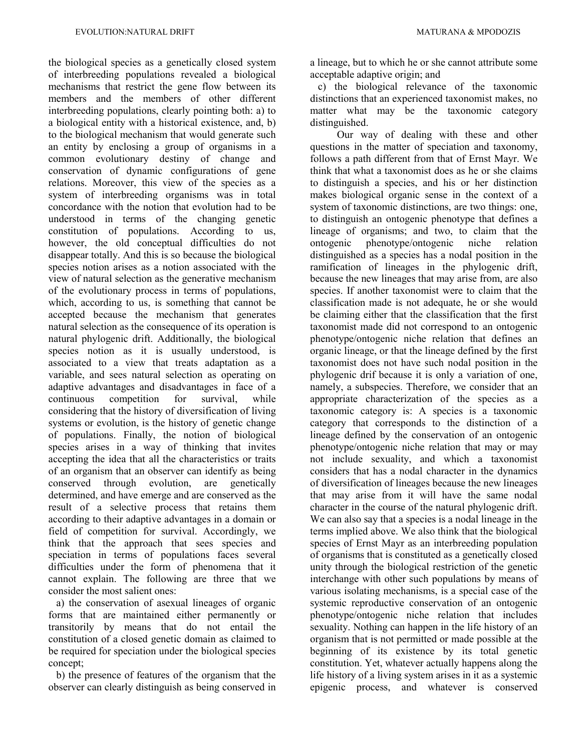the biological species as a genetically closed system of interbreeding populations revealed a biological mechanisms that restrict the gene flow between its members and the members of other different interbreeding populations, clearly pointing both: a) to a biological entity with a historical existence, and, b) to the biological mechanism that would generate such an entity by enclosing a group of organisms in a common evolutionary destiny of change and conservation of dynamic configurations of gene relations. Moreover, this view of the species as a system of interbreeding organisms was in total concordance with the notion that evolution had to be understood in terms of the changing genetic constitution of populations. According to us, however, the old conceptual difficulties do not disappear totally. And this is so because the biological species notion arises as a notion associated with the view of natural selection as the generative mechanism of the evolutionary process in terms of populations, which, according to us, is something that cannot be accepted because the mechanism that generates natural selection as the consequence of its operation is natural phylogenic drift. Additionally, the biological species notion as it is usually understood, is associated to a view that treats adaptation as a variable, and sees natural selection as operating on adaptive advantages and disadvantages in face of a continuous competition for survival, while considering that the history of diversification of living systems or evolution, is the history of genetic change of populations. Finally, the notion of biological species arises in a way of thinking that invites accepting the idea that all the characteristics or traits of an organism that an observer can identify as being conserved through evolution, are genetically determined, and have emerge and are conserved as the result of a selective process that retains them according to their adaptive advantages in a domain or field of competition for survival. Accordingly, we think that the approach that sees species and speciation in terms of populations faces several difficulties under the form of phenomena that it cannot explain. The following are three that we consider the most salient ones:

a) the conservation of asexual lineages of organic forms that are maintained either permanently or transitorily by means that do not entail the constitution of a closed genetic domain as claimed to be required for speciation under the biological species concept;

b) the presence of features of the organism that the observer can clearly distinguish as being conserved in a lineage, but to which he or she cannot attribute some acceptable adaptive origin; and

c) the biological relevance of the taxonomic distinctions that an experienced taxonomist makes, no matter what may be the taxonomic category distinguished.

Our way of dealing with these and other questions in the matter of speciation and taxonomy, follows a path different from that of Ernst Mayr. We think that what a taxonomist does as he or she claims to distinguish a species, and his or her distinction makes biological organic sense in the context of a system of taxonomic distinctions, are two things: one, to distinguish an ontogenic phenotype that defines a lineage of organisms; and two, to claim that the ontogenic phenotype/ontogenic niche relation distinguished as a species has a nodal position in the ramification of lineages in the phylogenic drift, because the new lineages that may arise from, are also species. If another taxonomist were to claim that the classification made is not adequate, he or she would be claiming either that the classification that the first taxonomist made did not correspond to an ontogenic phenotype/ontogenic niche relation that defines an organic lineage, or that the lineage defined by the first taxonomist does not have such nodal position in the phylogenic drif because it is only a variation of one, namely, a subspecies. Therefore, we consider that an appropriate characterization of the species as a taxonomic category is: A species is a taxonomic category that corresponds to the distinction of a lineage defined by the conservation of an ontogenic phenotype/ontogenic niche relation that may or may not include sexuality, and which a taxonomist considers that has a nodal character in the dynamics of diversification of lineages because the new lineages that may arise from it will have the same nodal character in the course of the natural phylogenic drift. We can also say that a species is a nodal lineage in the terms implied above. We also think that the biological species of Ernst Mayr as an interbreeding population of organisms that is constituted as a genetically closed unity through the biological restriction of the genetic interchange with other such populations by means of various isolating mechanisms, is a special case of the systemic reproductive conservation of an ontogenic phenotype/ontogenic niche relation that includes sexuality. Nothing can happen in the life history of an organism that is not permitted or made possible at the beginning of its existence by its total genetic constitution. Yet, whatever actually happens along the life history of a living system arises in it as a systemic epigenic process, and whatever is conserved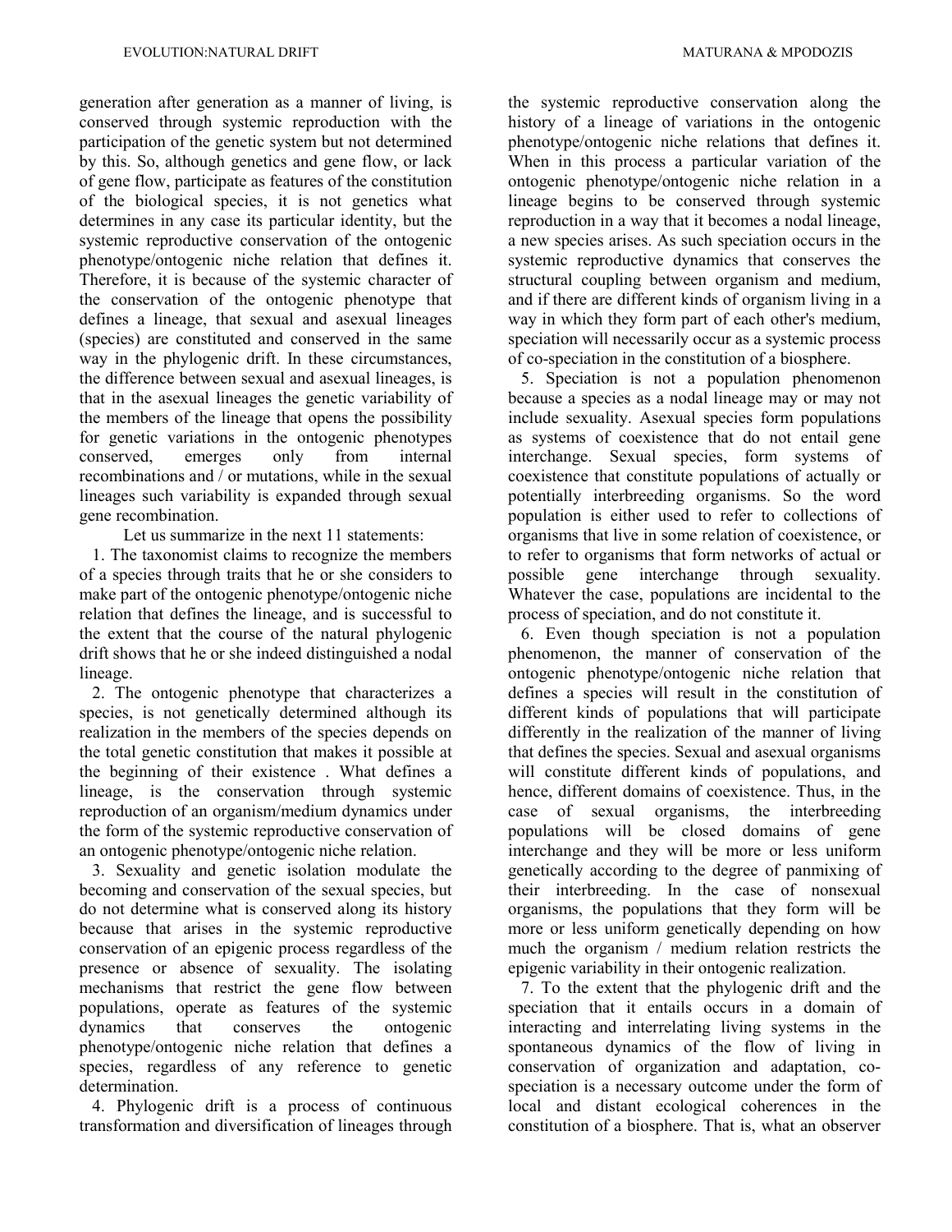generation after generation as a manner of living, is conserved through systemic reproduction with the participation of the genetic system but not determined by this. So, although genetics and gene flow, or lack of gene flow, participate as features of the constitution of the biological species, it is not genetics what determines in any case its particular identity, but the systemic reproductive conservation of the ontogenic phenotype/ontogenic niche relation that defines it. Therefore, it is because of the systemic character of the conservation of the ontogenic phenotype that defines a lineage, that sexual and asexual lineages (species) are constituted and conserved in the same way in the phylogenic drift. In these circumstances, the difference between sexual and asexual lineages, is that in the asexual lineages the genetic variability of the members of the lineage that opens the possibility for genetic variations in the ontogenic phenotypes conserved, emerges only from internal recombinations and / or mutations, while in the sexual lineages such variability is expanded through sexual gene recombination.

Let us summarize in the next 11 statements:

1. The taxonomist claims to recognize the members of a species through traits that he or she considers to make part of the ontogenic phenotype/ontogenic niche relation that defines the lineage, and is successful to the extent that the course of the natural phylogenic drift shows that he or she indeed distinguished a nodal lineage.

2. The ontogenic phenotype that characterizes a species, is not genetically determined although its realization in the members of the species depends on the total genetic constitution that makes it possible at the beginning of their existence . What defines a lineage, is the conservation through systemic reproduction of an organism/medium dynamics under the form of the systemic reproductive conservation of an ontogenic phenotype/ontogenic niche relation.

3. Sexuality and genetic isolation modulate the becoming and conservation of the sexual species, but do not determine what is conserved along its history because that arises in the systemic reproductive conservation of an epigenic process regardless of the presence or absence of sexuality. The isolating mechanisms that restrict the gene flow between populations, operate as features of the systemic dynamics that conserves the ontogenic phenotype/ontogenic niche relation that defines a species, regardless of any reference to genetic determination.

4. Phylogenic drift is a process of continuous transformation and diversification of lineages through the systemic reproductive conservation along the history of a lineage of variations in the ontogenic phenotype/ontogenic niche relations that defines it. When in this process a particular variation of the ontogenic phenotype/ontogenic niche relation in a lineage begins to be conserved through systemic reproduction in a way that it becomes a nodal lineage, a new species arises. As such speciation occurs in the systemic reproductive dynamics that conserves the structural coupling between organism and medium, and if there are different kinds of organism living in a way in which they form part of each other's medium, speciation will necessarily occur as a systemic process of co-speciation in the constitution of a biosphere.

5. Speciation is not a population phenomenon because a species as a nodal lineage may or may not include sexuality. Asexual species form populations as systems of coexistence that do not entail gene interchange. Sexual species, form systems of coexistence that constitute populations of actually or potentially interbreeding organisms. So the word population is either used to refer to collections of organisms that live in some relation of coexistence, or to refer to organisms that form networks of actual or possible gene interchange through sexuality. Whatever the case, populations are incidental to the process of speciation, and do not constitute it.

6. Even though speciation is not a population phenomenon, the manner of conservation of the ontogenic phenotype/ontogenic niche relation that defines a species will result in the constitution of different kinds of populations that will participate differently in the realization of the manner of living that defines the species. Sexual and asexual organisms will constitute different kinds of populations, and hence, different domains of coexistence. Thus, in the case of sexual organisms, the interbreeding populations will be closed domains of gene interchange and they will be more or less uniform genetically according to the degree of panmixing of their interbreeding. In the case of nonsexual organisms, the populations that they form will be more or less uniform genetically depending on how much the organism / medium relation restricts the epigenic variability in their ontogenic realization.

7. To the extent that the phylogenic drift and the speciation that it entails occurs in a domain of interacting and interrelating living systems in the spontaneous dynamics of the flow of living in conservation of organization and adaptation, co-speciation is a necessary outcome under the form of local and distant ecological coherences in the constitution of a biosphere. That is, what an observer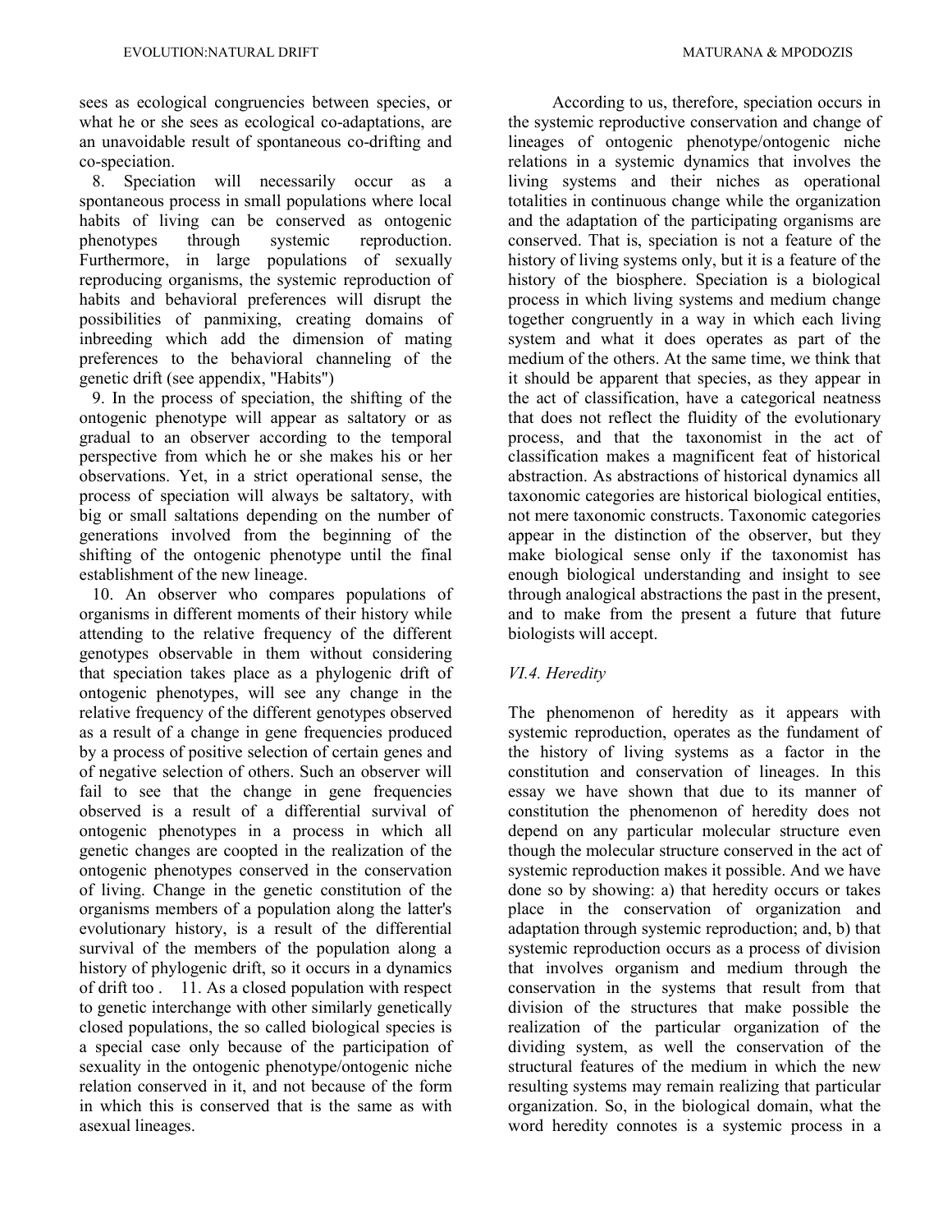sees as ecological congruencies between species, or what he or she sees as ecological co-adaptations, are an unavoidable result of spontaneous co-drifting and co-speciation.

8. Speciation will necessarily occur as a spontaneous process in small populations where local habits of living can be conserved as ontogenic phenotypes through systemic reproduction. Furthermore, in large populations of sexually reproducing organisms, the systemic reproduction of habits and behavioral preferences will disrupt the possibilities of panmixing, creating domains of inbreeding which add the dimension of mating preferences to the behavioral channeling of the genetic drift (see appendix, "Habits")

9. In the process of speciation, the shifting of the ontogenic phenotype will appear as saltatory or as gradual to an observer according to the temporal perspective from which he or she makes his or her observations. Yet, in a strict operational sense, the process of speciation will always be saltatory, with big or small saltations depending on the number of generations involved from the beginning of the shifting of the ontogenic phenotype until the final establishment of the new lineage.

10. An observer who compares populations of organisms in different moments of their history while attending to the relative frequency of the different genotypes observable in them without considering that speciation takes place as a phylogenic drift of ontogenic phenotypes, will see any change in the relative frequency of the different genotypes observed as a result of a change in gene frequencies produced by a process of positive selection of certain genes and of negative selection of others. Such an observer will fail to see that the change in gene frequencies observed is a result of a differential survival of ontogenic phenotypes in a process in which all genetic changes are coopted in the realization of the ontogenic phenotypes conserved in the conservation of living. Change in the genetic constitution of the organisms members of a population along the latter's evolutionary history, is a result of the differential survival of the members of the population along a history of phylogenic drift, so it occurs in a dynamics of drift too .

11. As a closed population with respect to genetic interchange with other similarly genetically closed populations, the so called biological species is a special case only because of the participation of sexuality in the ontogenic phenotype/ontogenic niche relation conserved in it, and not because of the form in which this is conserved that is the same as with asexual lineages.

According to us, therefore, speciation occurs in the systemic reproductive conservation and change of lineages of ontogenic phenotype/ontogenic niche relations in a systemic dynamics that involves the living systems and their niches as operational totalities in continuous change while the organization and the adaptation of the participating organisms are conserved. That is, speciation is not a feature of the history of living systems only, but it is a feature of the history of the biosphere. Speciation is a biological process in which living systems and medium change together congruently in a way in which each living system and what it does operates as part of the medium of the others. At the same time, we think that it should be apparent that species, as they appear in the act of classification, have a categorical neatness that does not reflect the fluidity of the evolutionary process, and that the taxonomist in the act of classification makes a magnificent feat of historical abstraction. As abstractions of historical dynamics all taxonomic categories are historical biological entities, not mere taxonomic constructs. Taxonomic categories appear in the distinction of the observer, but they make biological sense only if the taxonomist has enough biological understanding and insight to see through analogical abstractions the past in the present, and to make from the present a future that future biologists will accept.

### *VI.4. Heredity*

The phenomenon of heredity as it appears with systemic reproduction, operates as the fundament of the history of living systems as a factor in the constitution and conservation of lineages. In this essay we have shown that due to its manner of constitution the phenomenon of heredity does not depend on any particular molecular structure even though the molecular structure conserved in the act of systemic reproduction makes it possible. And we have done so by showing: a) that heredity occurs or takes place in the conservation of organization and adaptation through systemic reproduction; and, b) that systemic reproduction occurs as a process of division that involves organism and medium through the conservation in the systems that result from that division of the structures that make possible the realization of the particular organization of the dividing system, as well the conservation of the structural features of the medium in which the new resulting systems may remain realizing that particular organization. So, in the biological domain, what the word heredity connotes is a systemic process in a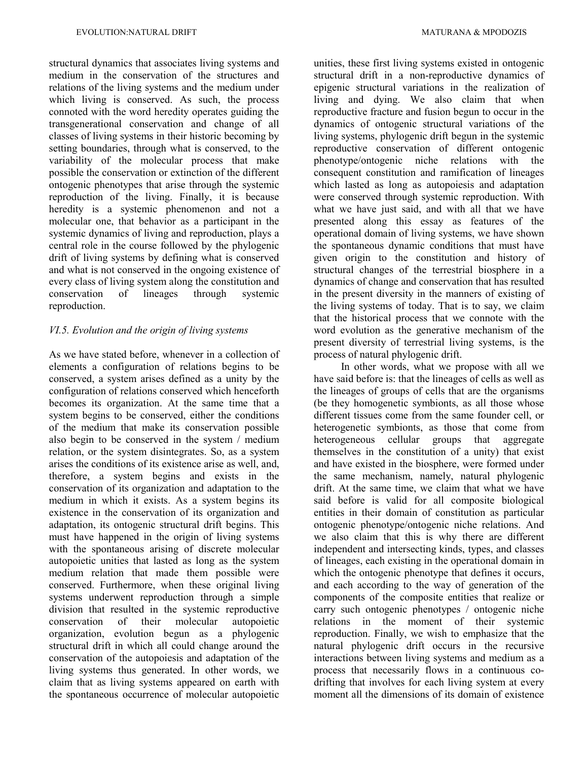structural dynamics that associates living systems and medium in the conservation of the structures and relations of the living systems and the medium under which living is conserved. As such, the process connoted with the word heredity operates guiding the transgenerational conservation and change of all classes of living systems in their historic becoming by setting boundaries, through what is conserved, to the variability of the molecular process that make possible the conservation or extinction of the different ontogenic phenotypes that arise through the systemic reproduction of the living. Finally, it is because heredity is a systemic phenomenon and not a molecular one, that behavior as a participant in the systemic dynamics of living and reproduction, plays a central role in the course followed by the phylogenic drift of living systems by defining what is conserved and what is not conserved in the ongoing existence of every class of living system along the constitution and conservation of lineages through systemic reproduction.

### *VI.5. Evolution and the origin of living systems*

As we have stated before, whenever in a collection of elements a configuration of relations begins to be conserved, a system arises defined as a unity by the configuration of relations conserved which henceforth becomes its organization. At the same time that a system begins to be conserved, either the conditions of the medium that make its conservation possible also begin to be conserved in the system / medium relation, or the system disintegrates. So, as a system arises the conditions of its existence arise as well, and, therefore, a system begins and exists in the conservation of its organization and adaptation to the medium in which it exists. As a system begins its existence in the conservation of its organization and adaptation, its ontogenic structural drift begins. This must have happened in the origin of living systems with the spontaneous arising of discrete molecular autopoietic unities that lasted as long as the system medium relation that made them possible were conserved. Furthermore, when these original living systems underwent reproduction through a simple division that resulted in the systemic reproductive conservation of their molecular autopoietic organization, evolution begun as a phylogenic structural drift in which all could change around the conservation of the autopoiesis and adaptation of the living systems thus generated. In other words, we claim that as living systems appeared on earth with the spontaneous occurrence of molecular autopoietic unities, these first living systems existed in ontogenic structural drift in a non-reproductive dynamics of epigenic structural variations in the realization of living and dying. We also claim that when reproductive fracture and fusion begun to occur in the dynamics of ontogenic structural variations of the living systems, phylogenic drift begun in the systemic reproductive conservation of different ontogenic phenotype/ontogenic niche relations with the consequent constitution and ramification of lineages which lasted as long as autopoiesis and adaptation were conserved through systemic reproduction. With what we have just said, and with all that we have presented along this essay as features of the operational domain of living systems, we have shown the spontaneous dynamic conditions that must have given origin to the constitution and history of structural changes of the terrestrial biosphere in a dynamics of change and conservation that has resulted in the present diversity in the manners of existing of the living systems of today. That is to say, we claim that the historical process that we connote with the word evolution as the generative mechanism of the present diversity of terrestrial living systems, is the process of natural phylogenic drift.

In other words, what we propose with all we have said before is: that the lineages of cells as well as the lineages of groups of cells that are the organisms (be they homogenetic symbionts, as all those whose different tissues come from the same founder cell, or heterogenetic symbionts, as those that come from heterogeneous cellular groups that aggregate themselves in the constitution of a unity) that exist and have existed in the biosphere, were formed under the same mechanism, namely, natural phylogenic drift. At the same time, we claim that what we have said before is valid for all composite biological entities in their domain of constitution as particular ontogenic phenotype/ontogenic niche relations. And we also claim that this is why there are different independent and intersecting kinds, types, and classes of lineages, each existing in the operational domain in which the ontogenic phenotype that defines it occurs, and each according to the way of generation of the components of the composite entities that realize or carry such ontogenic phenotypes / ontogenic niche relations in the moment of their systemic reproduction. Finally, we wish to emphasize that the natural phylogenic drift occurs in the recursive interactions between living systems and medium as a process that necessarily flows in a continuous co-drifting that involves for each living system at every moment all the dimensions of its domain of existence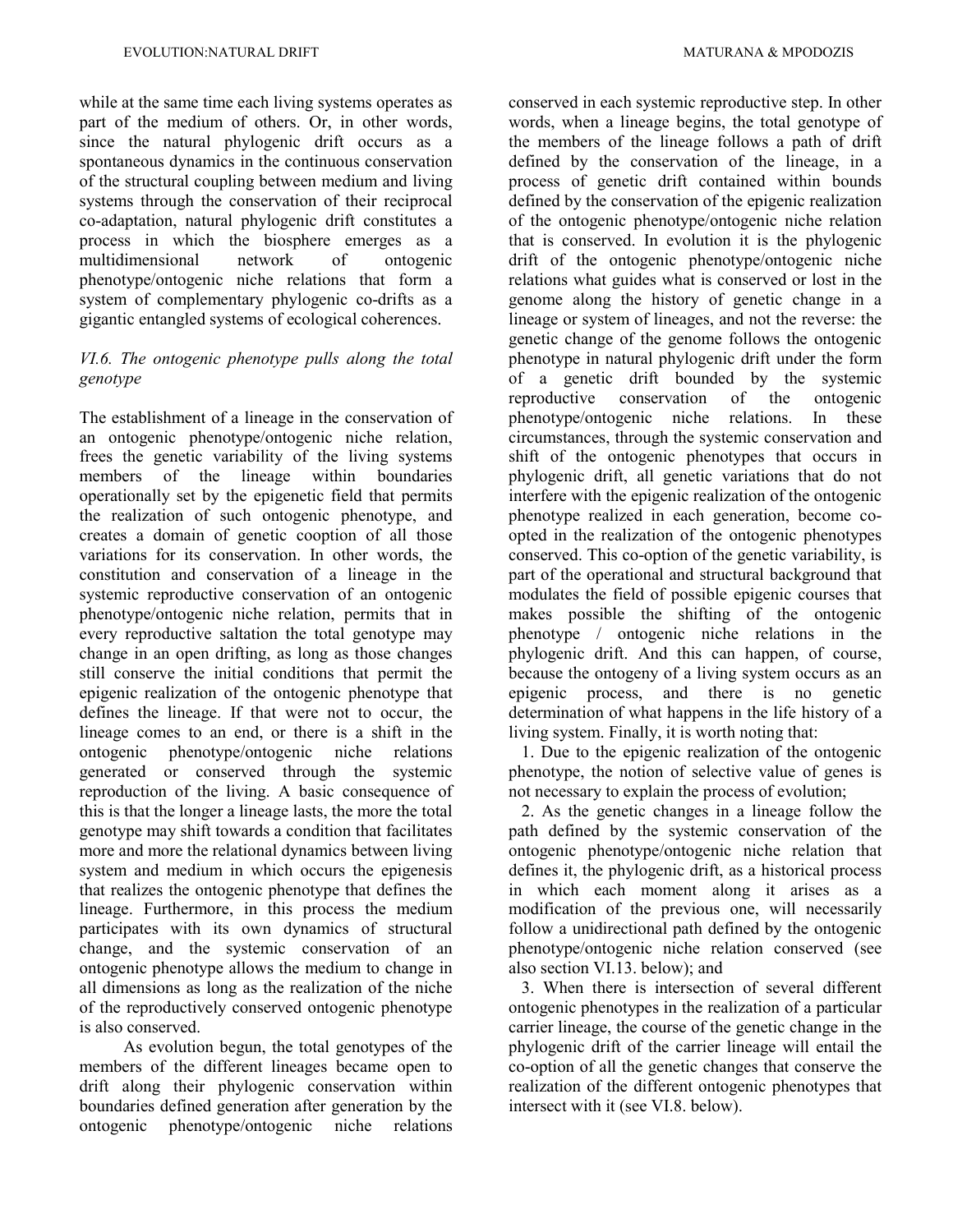while at the same time each living systems operates as part of the medium of others. Or, in other words, since the natural phylogenic drift occurs as a spontaneous dynamics in the continuous conservation of the structural coupling between medium and living systems through the conservation of their reciprocal co-adaptation, natural phylogenic drift constitutes a process in which the biosphere emerges as a multidimensional network of ontogenic phenotype/ontogenic niche relations that form a system of complementary phylogenic co-drifts as a gigantic entangled systems of ecological coherences.

### *VI.6. The ontogenic phenotype pulls along the total genotype*

The establishment of a lineage in the conservation of an ontogenic phenotype/ontogenic niche relation, frees the genetic variability of the living systems members of the lineage within boundaries operationally set by the epigenetic field that permits the realization of such ontogenic phenotype, and creates a domain of genetic cooption of all those variations for its conservation. In other words, the constitution and conservation of a lineage in the systemic reproductive conservation of an ontogenic phenotype/ontogenic niche relation, permits that in every reproductive saltation the total genotype may change in an open drifting, as long as those changes still conserve the initial conditions that permit the epigenic realization of the ontogenic phenotype that defines the lineage. If that were not to occur, the lineage comes to an end, or there is a shift in the ontogenic phenotype/ontogenic niche relations generated or conserved through the systemic reproduction of the living. A basic consequence of this is that the longer a lineage lasts, the more the total genotype may shift towards a condition that facilitates more and more the relational dynamics between living system and medium in which occurs the epigenesis that realizes the ontogenic phenotype that defines the lineage. Furthermore, in this process the medium participates with its own dynamics of structural change, and the systemic conservation of an ontogenic phenotype allows the medium to change in all dimensions as long as the realization of the niche of the reproductively conserved ontogenic phenotype is also conserved.

As evolution begun, the total genotypes of the members of the different lineages became open to drift along their phylogenic conservation within boundaries defined generation after generation by the ontogenic phenotype/ontogenic niche relations conserved in each systemic reproductive step. In other words, when a lineage begins, the total genotype of the members of the lineage follows a path of drift defined by the conservation of the lineage, in a process of genetic drift contained within bounds defined by the conservation of the epigenic realization of the ontogenic phenotype/ontogenic niche relation that is conserved. In evolution it is the phylogenic drift of the ontogenic phenotype/ontogenic niche relations what guides what is conserved or lost in the genome along the history of genetic change in a lineage or system of lineages, and not the reverse: the genetic change of the genome follows the ontogenic phenotype in natural phylogenic drift under the form of a genetic drift bounded by the systemic reproductive conservation of the ontogenic phenotype/ontogenic niche relations. In these circumstances, through the systemic conservation and shift of the ontogenic phenotypes that occurs in phylogenic drift, all genetic variations that do not interfere with the epigenic realization of the ontogenic phenotype realized in each generation, become co-opted in the realization of the ontogenic phenotypes conserved. This co-option of the genetic variability, is part of the operational and structural background that modulates the field of possible epigenic courses that makes possible the shifting of the ontogenic phenotype / ontogenic niche relations in the phylogenic drift. And this can happen, of course, because the ontogeny of a living system occurs as an epigenic process, and there is no genetic determination of what happens in the life history of a living system. Finally, it is worth noting that:

1. Due to the epigenic realization of the ontogenic phenotype, the notion of selective value of genes is not necessary to explain the process of evolution;
2. As the genetic changes in a lineage follow the path defined by the systemic conservation of the ontogenic phenotype/ontogenic niche relation that defines it, the phylogenic drift, as a historical process in which each moment along it arises as a modification of the previous one, will necessarily follow a unidirectional path defined by the ontogenic phenotype/ontogenic niche relation conserved (see also section VI.13. below); and
3. When there is intersection of several different ontogenic phenotypes in the realization of a particular carrier lineage, the course of the genetic change in the phylogenic drift of the carrier lineage will entail the co-option of all the genetic changes that conserve the realization of the different ontogenic phenotypes that intersect with it (see VI.8. below).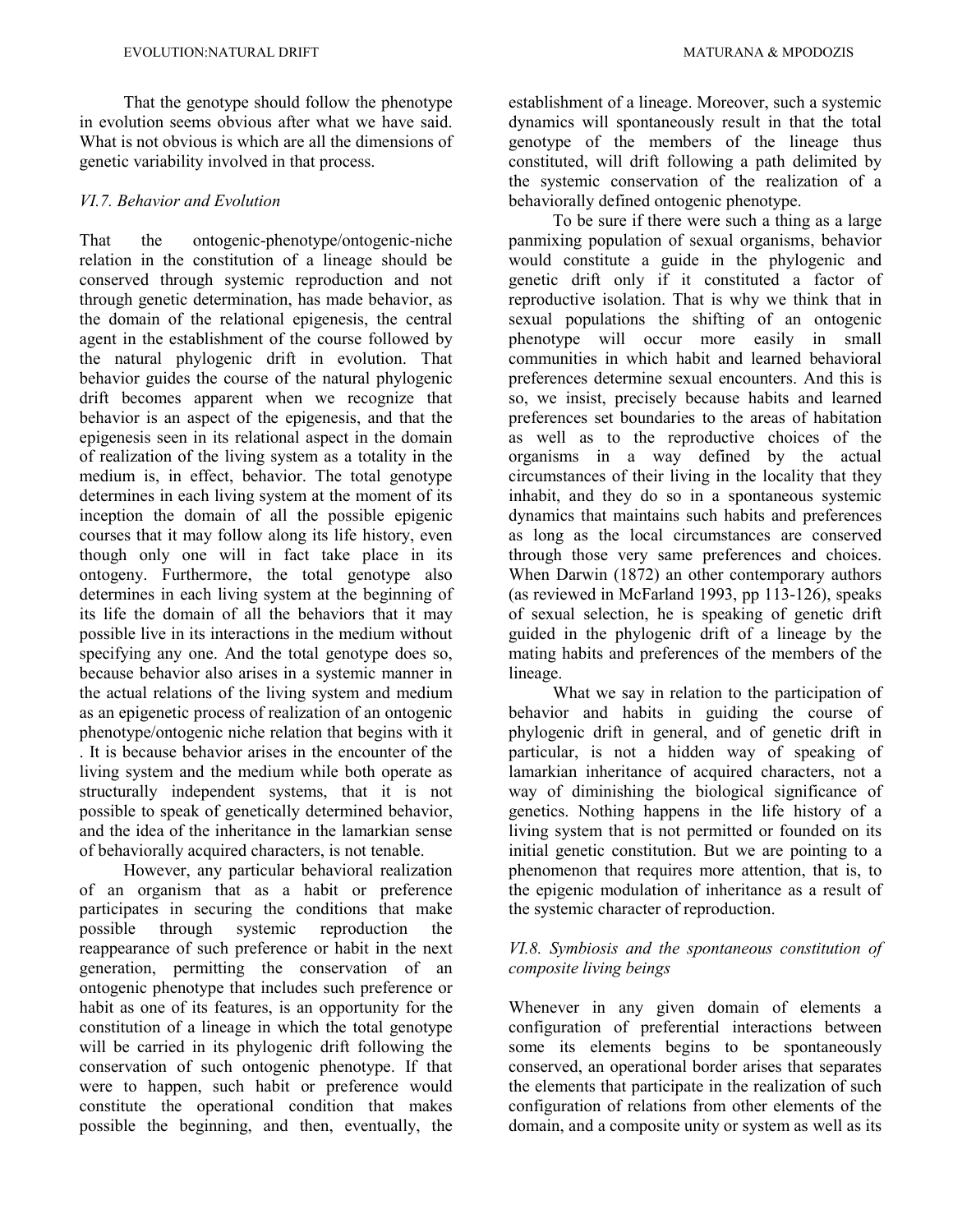That the genotype should follow the phenotype in evolution seems obvious after what we have said. What is not obvious is which are all the dimensions of genetic variability involved in that process.

### *VI.7. Behavior and Evolution*

That the ontogenic-phenotype/ontogenic-niche relation in the constitution of a lineage should be conserved through systemic reproduction and not through genetic determination, has made behavior, as the domain of the relational epigenesis, the central agent in the establishment of the course followed by the natural phylogenic drift in evolution. That behavior guides the course of the natural phylogenic drift becomes apparent when we recognize that behavior is an aspect of the epigenesis, and that the epigenesis seen in its relational aspect in the domain of realization of the living system as a totality in the medium is, in effect, behavior. The total genotype determines in each living system at the moment of its inception the domain of all the possible epigenic courses that it may follow along its life history, even though only one will in fact take place in its ontogeny. Furthermore, the total genotype also determines in each living system at the beginning of its life the domain of all the behaviors that it may possible live in its interactions in the medium without specifying any one. And the total genotype does so, because behavior also arises in a systemic manner in the actual relations of the living system and medium as an epigenetic process of realization of an ontogenic phenotype/ontogenic niche relation that begins with it . It is because behavior arises in the encounter of the living system and the medium while both operate as structurally independent systems, that it is not possible to speak of genetically determined behavior, and the idea of the inheritance in the lamarkian sense of behaviorally acquired characters, is not tenable.

However, any particular behavioral realization of an organism that as a habit or preference participates in securing the conditions that make possible through systemic reproduction the reappearance of such preference or habit in the next generation, permitting the conservation of an ontogenic phenotype that includes such preference or habit as one of its features, is an opportunity for the constitution of a lineage in which the total genotype will be carried in its phylogenic drift following the conservation of such ontogenic phenotype. If that were to happen, such habit or preference would constitute the operational condition that makes possible the beginning, and then, eventually, the establishment of a lineage. Moreover, such a systemic dynamics will spontaneously result in that the total genotype of the members of the lineage thus constituted, will drift following a path delimited by the systemic conservation of the realization of a behaviorally defined ontogenic phenotype.

To be sure if there were such a thing as a large panmixing population of sexual organisms, behavior would constitute a guide in the phylogenic and genetic drift only if it constituted a factor of reproductive isolation. That is why we think that in sexual populations the shifting of an ontogenic phenotype will occur more easily in small communities in which habit and learned behavioral preferences determine sexual encounters. And this is so, we insist, precisely because habits and learned preferences set boundaries to the areas of habitation as well as to the reproductive choices of the organisms in a way defined by the actual circumstances of their living in the locality that they inhabit, and they do so in a spontaneous systemic dynamics that maintains such habits and preferences as long as the local circumstances are conserved through those very same preferences and choices. When Darwin (1872) an other contemporary authors (as reviewed in McFarland 1993, pp 113-126), speaks of sexual selection, he is speaking of genetic drift guided in the phylogenic drift of a lineage by the mating habits and preferences of the members of the lineage.

What we say in relation to the participation of behavior and habits in guiding the course of phylogenic drift in general, and of genetic drift in particular, is not a hidden way of speaking of lamarkian inheritance of acquired characters, not a way of diminishing the biological significance of genetics. Nothing happens in the life history of a living system that is not permitted or founded on its initial genetic constitution. But we are pointing to a phenomenon that requires more attention, that is, to the epigenic modulation of inheritance as a result of the systemic character of reproduction.

### *VI.8. Symbiosis and the spontaneous constitution of composite living beings*

Whenever in any given domain of elements a configuration of preferential interactions between some its elements begins to be spontaneously conserved, an operational border arises that separates the elements that participate in the realization of such configuration of relations from other elements of the domain, and a composite unity or system as well as its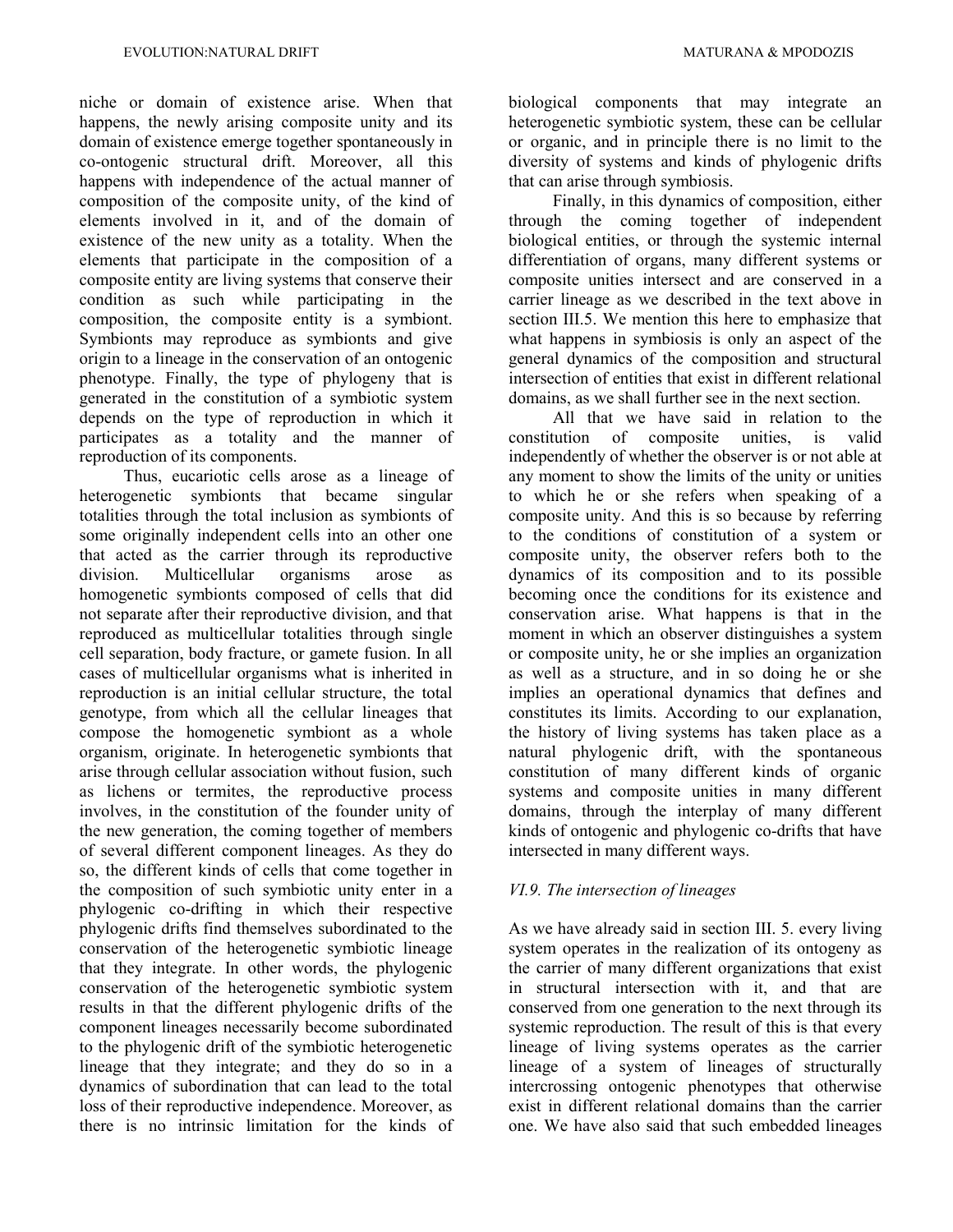niche or domain of existence arise. When that happens, the newly arising composite unity and its domain of existence emerge together spontaneously in co-ontogenic structural drift. Moreover, all this happens with independence of the actual manner of composition of the composite unity, of the kind of elements involved in it, and of the domain of existence of the new unity as a totality. When the elements that participate in the composition of a composite entity are living systems that conserve their condition as such while participating in the composition, the composite entity is a symbiont. Symbionts may reproduce as symbionts and give origin to a lineage in the conservation of an ontogenic phenotype. Finally, the type of phylogeny that is generated in the constitution of a symbiotic system depends on the type of reproduction in which it participates as a totality and the manner of reproduction of its components.

Thus, eucariotic cells arose as a lineage of heterogenetic symbionts that became singular totalities through the total inclusion as symbionts of some originally independent cells into an other one that acted as the carrier through its reproductive division. Multicellular organisms arose as homogenetic symbionts composed of cells that did not separate after their reproductive division, and that reproduced as multicellular totalities through single cell separation, body fracture, or gamete fusion. In all cases of multicellular organisms what is inherited in reproduction is an initial cellular structure, the total genotype, from which all the cellular lineages that compose the homogenetic symbiont as a whole organism, originate. In heterogenetic symbionts that arise through cellular association without fusion, such as lichens or termites, the reproductive process involves, in the constitution of the founder unity of the new generation, the coming together of members of several different component lineages. As they do so, the different kinds of cells that come together in the composition of such symbiotic unity enter in a phylogenic co-drifting in which their respective phylogenic drifts find themselves subordinated to the conservation of the heterogenetic symbiotic lineage that they integrate. In other words, the phylogenic conservation of the heterogenetic symbiotic system results in that the different phylogenic drifts of the component lineages necessarily become subordinated to the phylogenic drift of the symbiotic heterogenetic lineage that they integrate; and they do so in a dynamics of subordination that can lead to the total loss of their reproductive independence. Moreover, as there is no intrinsic limitation for the kinds of biological components that may integrate an heterogenetic symbiotic system, these can be cellular or organic, and in principle there is no limit to the diversity of systems and kinds of phylogenic drifts that can arise through symbiosis.

Finally, in this dynamics of composition, either through the coming together of independent biological entities, or through the systemic internal differentiation of organs, many different systems or composite unities intersect and are conserved in a carrier lineage as we described in the text above in section III.5. We mention this here to emphasize that what happens in symbiosis is only an aspect of the general dynamics of the composition and structural intersection of entities that exist in different relational domains, as we shall further see in the next section.

All that we have said in relation to the constitution of composite unities, is valid independently of whether the observer is or not able at any moment to show the limits of the unity or unities to which he or she refers when speaking of a composite unity. And this is so because by referring to the conditions of constitution of a system or composite unity, the observer refers both to the dynamics of its composition and to its possible becoming once the conditions for its existence and conservation arise. What happens is that in the moment in which an observer distinguishes a system or composite unity, he or she implies an organization as well as a structure, and in so doing he or she implies an operational dynamics that defines and constitutes its limits. According to our explanation, the history of living systems has taken place as a natural phylogenic drift, with the spontaneous constitution of many different kinds of organic systems and composite unities in many different domains, through the interplay of many different kinds of ontogenic and phylogenic co-drifts that have intersected in many different ways.

### *VI.9. The intersection of lineages*

As we have already said in section III. 5. every living system operates in the realization of its ontogeny as the carrier of many different organizations that exist in structural intersection with it, and that are conserved from one generation to the next through its systemic reproduction. The result of this is that every lineage of living systems operates as the carrier lineage of a system of lineages of structurally intercrossing ontogenic phenotypes that otherwise exist in different relational domains than the carrier one. We have also said that such embedded lineages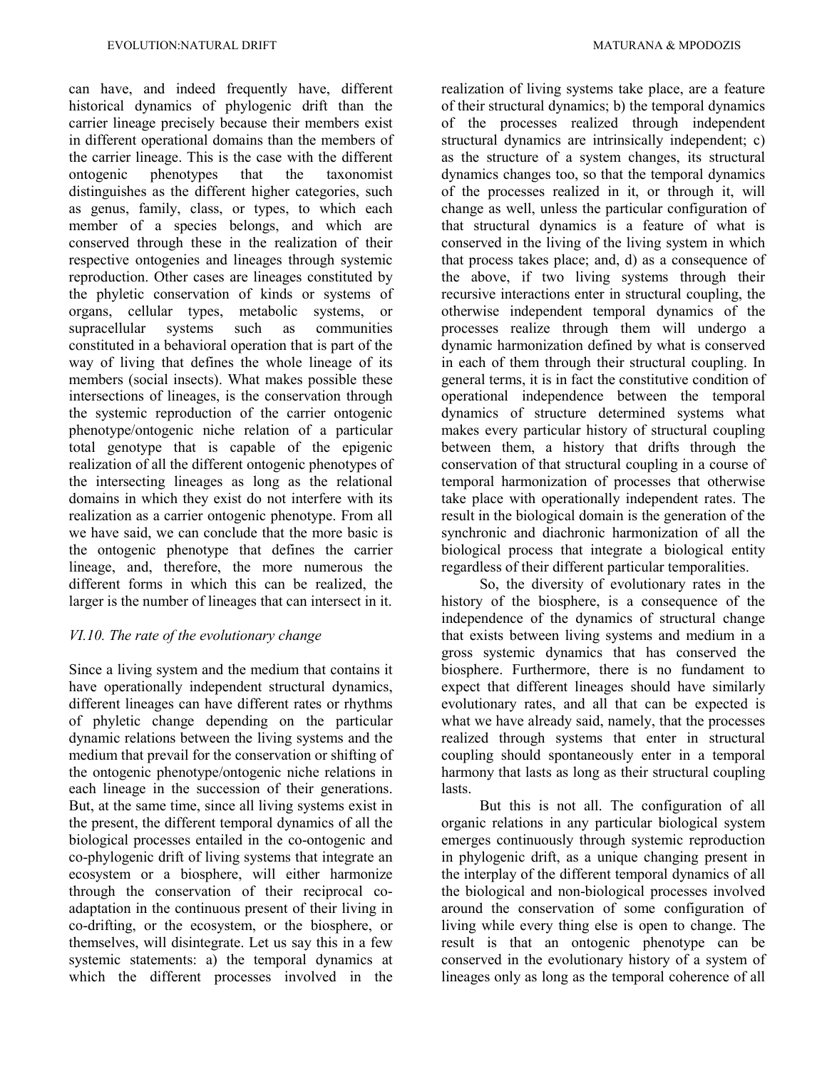can have, and indeed frequently have, different historical dynamics of phylogenic drift than the carrier lineage precisely because their members exist in different operational domains than the members of the carrier lineage. This is the case with the different ontogenic phenotypes that the taxonomist distinguishes as the different higher categories, such as genus, family, class, or types, to which each member of a species belongs, and which are conserved through these in the realization of their respective ontogenies and lineages through systemic reproduction. Other cases are lineages constituted by the phyletic conservation of kinds or systems of organs, cellular types, metabolic systems, or supracellular systems such as communities constituted in a behavioral operation that is part of the way of living that defines the whole lineage of its members (social insects). What makes possible these intersections of lineages, is the conservation through the systemic reproduction of the carrier ontogenic phenotype/ontogenic niche relation of a particular total genotype that is capable of the epigenic realization of all the different ontogenic phenotypes of the intersecting lineages as long as the relational domains in which they exist do not interfere with its realization as a carrier ontogenic phenotype. From all we have said, we can conclude that the more basic is the ontogenic phenotype that defines the carrier lineage, and, therefore, the more numerous the different forms in which this can be realized, the larger is the number of lineages that can intersect in it.

### *VI.10. The rate of the evolutionary change*

Since a living system and the medium that contains it have operationally independent structural dynamics, different lineages can have different rates or rhythms of phyletic change depending on the particular dynamic relations between the living systems and the medium that prevail for the conservation or shifting of the ontogenic phenotype/ontogenic niche relations in each lineage in the succession of their generations. But, at the same time, since all living systems exist in the present, the different temporal dynamics of all the biological processes entailed in the co-ontogenic and co-phylogenic drift of living systems that integrate an ecosystem or a biosphere, will either harmonize through the conservation of their reciprocal co-adaptation in the continuous present of their living in co-drifting, or the ecosystem, or the biosphere, or themselves, will disintegrate. Let us say this in a few systemic statements: a) the temporal dynamics at which the different processes involved in the realization of living systems take place, are a feature of their structural dynamics; b) the temporal dynamics of the processes realized through independent structural dynamics are intrinsically independent; c) as the structure of a system changes, its structural dynamics changes too, so that the temporal dynamics of the processes realized in it, or through it, will change as well, unless the particular configuration of that structural dynamics is a feature of what is conserved in the living of the living system in which that process takes place; and, d) as a consequence of the above, if two living systems through their recursive interactions enter in structural coupling, the otherwise independent temporal dynamics of the processes realize through them will undergo a dynamic harmonization defined by what is conserved in each of them through their structural coupling. In general terms, it is in fact the constitutive condition of operational independence between the temporal dynamics of structure determined systems what makes every particular history of structural coupling between them, a history that drifts through the conservation of that structural coupling in a course of temporal harmonization of processes that otherwise take place with operationally independent rates. The result in the biological domain is the generation of the synchronic and diachronic harmonization of all the biological process that integrate a biological entity regardless of their different particular temporalities.

So, the diversity of evolutionary rates in the history of the biosphere, is a consequence of the independence of the dynamics of structural change that exists between living systems and medium in a gross systemic dynamics that has conserved the biosphere. Furthermore, there is no fundament to expect that different lineages should have similarly evolutionary rates, and all that can be expected is what we have already said, namely, that the processes realized through systems that enter in structural coupling should spontaneously enter in a temporal harmony that lasts as long as their structural coupling lasts.

But this is not all. The configuration of all organic relations in any particular biological system emerges continuously through systemic reproduction in phylogenic drift, as a unique changing present in the interplay of the different temporal dynamics of all the biological and non-biological processes involved around the conservation of some configuration of living while every thing else is open to change. The result is that an ontogenic phenotype can be conserved in the evolutionary history of a system of lineages only as long as the temporal coherence of all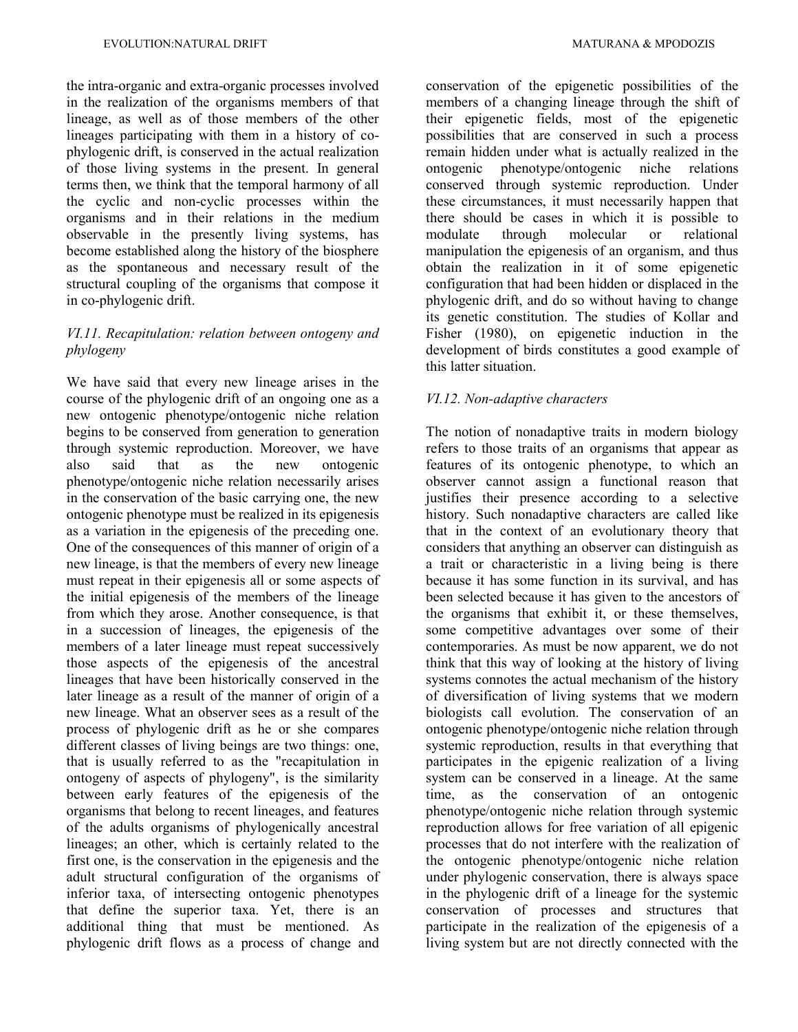the intra-organic and extra-organic processes involved in the realization of the organisms members of that lineage, as well as of those members of the other lineages participating with them in a history of co-phylogenic drift, is conserved in the actual realization of those living systems in the present. In general terms then, we think that the temporal harmony of all the cyclic and non-cyclic processes within the organisms and in their relations in the medium observable in the presently living systems, has become established along the history of the biosphere as the spontaneous and necessary result of the structural coupling of the organisms that compose it in co-phylogenic drift.

### *VI.11. Recapitulation: relation between ontogeny and phylogeny*

We have said that every new lineage arises in the course of the phylogenic drift of an ongoing one as a new ontogenic phenotype/ontogenic niche relation begins to be conserved from generation to generation through systemic reproduction. Moreover, we have also said that as the new ontogenic phenotype/ontogenic niche relation necessarily arises in the conservation of the basic carrying one, the new ontogenic phenotype must be realized in its epigenesis as a variation in the epigenesis of the preceding one. One of the consequences of this manner of origin of a new lineage, is that the members of every new lineage must repeat in their epigenesis all or some aspects of the initial epigenesis of the members of the lineage from which they arose. Another consequence, is that in a succession of lineages, the epigenesis of the members of a later lineage must repeat successively those aspects of the epigenesis of the ancestral lineages that have been historically conserved in the later lineage as a result of the manner of origin of a new lineage. What an observer sees as a result of the process of phylogenic drift as he or she compares different classes of living beings are two things: one, that is usually referred to as the "recapitulation in ontogeny of aspects of phylogeny", is the similarity between early features of the epigenesis of the organisms that belong to recent lineages, and features of the adults organisms of phylogenically ancestral lineages; an other, which is certainly related to the first one, is the conservation in the epigenesis and the adult structural configuration of the organisms of inferior taxa, of intersecting ontogenic phenotypes that define the superior taxa. Yet, there is an additional thing that must be mentioned. As phylogenic drift flows as a process of change and conservation of the epigenetic possibilities of the members of a changing lineage through the shift of their epigenetic fields, most of the epigenetic possibilities that are conserved in such a process remain hidden under what is actually realized in the ontogenic phenotype/ontogenic niche relations conserved through systemic reproduction. Under these circumstances, it must necessarily happen that there should be cases in which it is possible to modulate through molecular or relational manipulation the epigenesis of an organism, and thus obtain the realization in it of some epigenetic configuration that had been hidden or displaced in the phylogenic drift, and do so without having to change its genetic constitution. The studies of Kollar and Fisher (1980), on epigenetic induction in the development of birds constitutes a good example of this latter situation.

### *VI.12. Non-adaptive characters*

The notion of nonadaptive traits in modern biology refers to those traits of an organisms that appear as features of its ontogenic phenotype, to which an observer cannot assign a functional reason that justifies their presence according to a selective history. Such nonadaptive characters are called like that in the context of an evolutionary theory that considers that anything an observer can distinguish as a trait or characteristic in a living being is there because it has some function in its survival, and has been selected because it has given to the ancestors of the organisms that exhibit it, or these themselves, some competitive advantages over some of their contemporaries. As must be now apparent, we do not think that this way of looking at the history of living systems connotes the actual mechanism of the history of diversification of living systems that we modern biologists call evolution. The conservation of an ontogenic phenotype/ontogenic niche relation through systemic reproduction, results in that everything that participates in the epigenic realization of a living system can be conserved in a lineage. At the same time, as the conservation of an ontogenic phenotype/ontogenic niche relation through systemic reproduction allows for free variation of all epigenic processes that do not interfere with the realization of the ontogenic phenotype/ontogenic niche relation under phylogenic conservation, there is always space in the phylogenic drift of a lineage for the systemic conservation of processes and structures that participate in the realization of the epigenesis of a living system but are not directly connected with the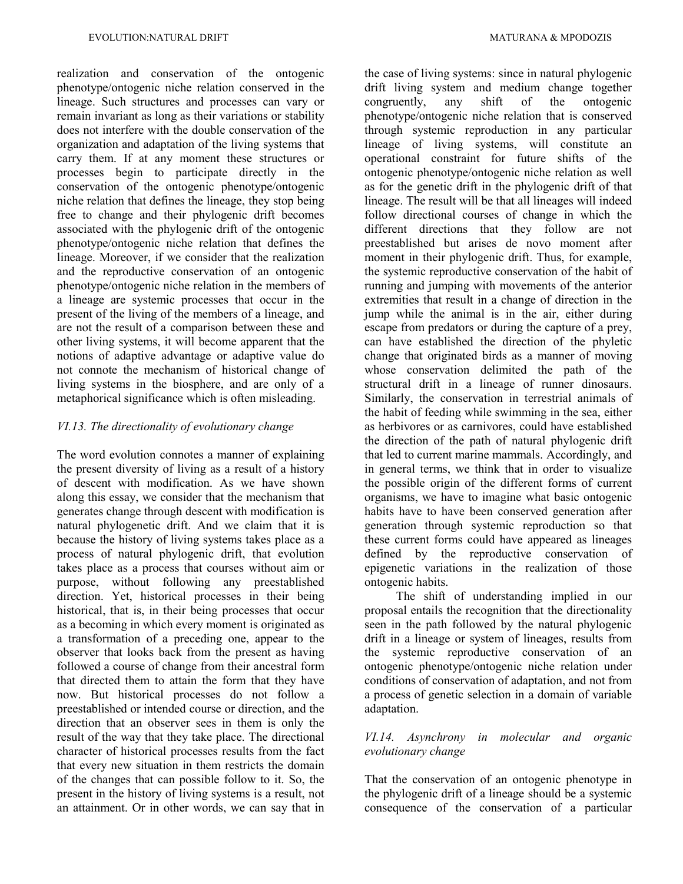realization and conservation of the ontogenic phenotype/ontogenic niche relation conserved in the lineage. Such structures and processes can vary or remain invariant as long as their variations or stability does not interfere with the double conservation of the organization and adaptation of the living systems that carry them. If at any moment these structures or processes begin to participate directly in the conservation of the ontogenic phenotype/ontogenic niche relation that defines the lineage, they stop being free to change and their phylogenic drift becomes associated with the phylogenic drift of the ontogenic phenotype/ontogenic niche relation that defines the lineage. Moreover, if we consider that the realization and the reproductive conservation of an ontogenic phenotype/ontogenic niche relation in the members of a lineage are systemic processes that occur in the present of the living of the members of a lineage, and are not the result of a comparison between these and other living systems, it will become apparent that the notions of adaptive advantage or adaptive value do not connote the mechanism of historical change of living systems in the biosphere, and are only of a metaphorical significance which is often misleading.

*VI.13. The directionality of evolutionary change*

The word evolution connotes a manner of explaining the present diversity of living as a result of a history of descent with modification. As we have shown along this essay, we consider that the mechanism that generates change through descent with modification is natural phylogenetic drift. And we claim that it is because the history of living systems takes place as a process of natural phylogenic drift, that evolution takes place as a process that courses without aim or purpose, without following any preestablished direction. Yet, historical processes in their being historical, that is, in their being processes that occur as a becoming in which every moment is originated as a transformation of a preceding one, appear to the observer that looks back from the present as having followed a course of change from their ancestral form that directed them to attain the form that they have now. But historical processes do not follow a preestablished or intended course or direction, and the direction that an observer sees in them is only the result of the way that they take place. The directional character of historical processes results from the fact that every new situation in them restricts the domain of the changes that can possible follow to it. So, the present in the history of living systems is a result, not an attainment. Or in other words, we can say that in the case of living systems: since in natural phylogenic drift living system and medium change together congruently, any shift of the ontogenic phenotype/ontogenic niche relation that is conserved through systemic reproduction in any particular lineage of living systems, will constitute an operational constraint for future shifts of the ontogenic phenotype/ontogenic niche relation as well as for the genetic drift in the phylogenic drift of that lineage. The result will be that all lineages will indeed follow directional courses of change in which the different directions that they follow are not preestablished but arises de novo moment after moment in their phylogenic drift. Thus, for example, the systemic reproductive conservation of the habit of running and jumping with movements of the anterior extremities that result in a change of direction in the jump while the animal is in the air, either during escape from predators or during the capture of a prey, can have established the direction of the phyletic change that originated birds as a manner of moving whose conservation delimited the path of the structural drift in a lineage of runner dinosaurs. Similarly, the conservation in terrestrial animals of the habit of feeding while swimming in the sea, either as herbivores or as carnivores, could have established the direction of the path of natural phylogenic drift that led to current marine mammals. Accordingly, and in general terms, we think that in order to visualize the possible origin of the different forms of current organisms, we have to imagine what basic ontogenic habits have to have been conserved generation after generation through systemic reproduction so that these current forms could have appeared as lineages defined by the reproductive conservation of epigenetic variations in the realization of those ontogenic habits.

The shift of understanding implied in our proposal entails the recognition that the directionality seen in the path followed by the natural phylogenic drift in a lineage or system of lineages, results from the systemic reproductive conservation of an ontogenic phenotype/ontogenic niche relation under conditions of conservation of adaptation, and not from a process of genetic selection in a domain of variable adaptation.

*VI.14. Asynchrony in molecular and organic evolutionary change*

That the conservation of an ontogenic phenotype in the phylogenic drift of a lineage should be a systemic consequence of the conservation of a particular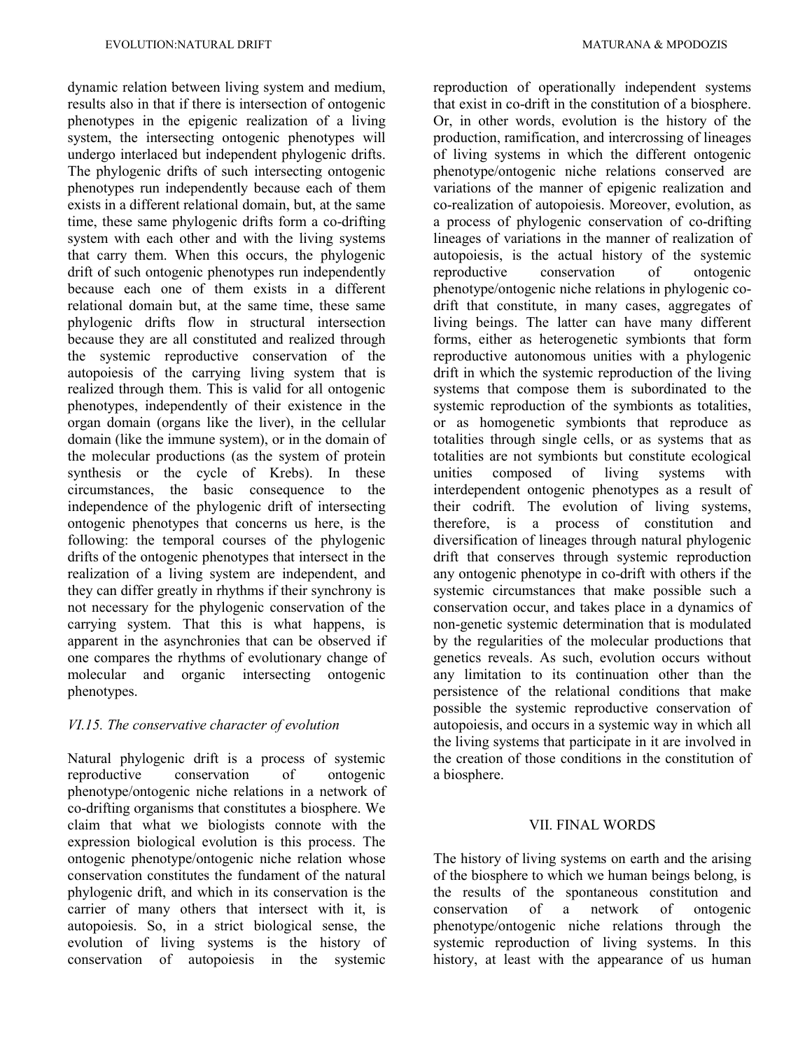dynamic relation between living system and medium, results also in that if there is intersection of ontogenic phenotypes in the epigenic realization of a living system, the intersecting ontogenic phenotypes will undergo interlaced but independent phylogenic drifts. The phylogenic drifts of such intersecting ontogenic phenotypes run independently because each of them exists in a different relational domain, but, at the same time, these same phylogenic drifts form a co-drifting system with each other and with the living systems that carry them. When this occurs, the phylogenic drift of such ontogenic phenotypes run independently because each one of them exists in a different relational domain but, at the same time, these same phylogenic drifts flow in structural intersection because they are all constituted and realized through the systemic reproductive conservation of the autopoiesis of the carrying living system that is realized through them. This is valid for all ontogenic phenotypes, independently of their existence in the organ domain (organs like the liver), in the cellular domain (like the immune system), or in the domain of the molecular productions (as the system of protein synthesis or the cycle of Krebs). In these circumstances, the basic consequence to the independence of the phylogenic drift of intersecting ontogenic phenotypes that concerns us here, is the following: the temporal courses of the phylogenic drifts of the ontogenic phenotypes that intersect in the realization of a living system are independent, and they can differ greatly in rhythms if their synchrony is not necessary for the phylogenic conservation of the carrying system. That this is what happens, is apparent in the asynchronies that can be observed if one compares the rhythms of evolutionary change of molecular and organic intersecting ontogenic phenotypes.

### *VI.15. The conservative character of evolution*

Natural phylogenic drift is a process of systemic reproductive conservation of ontogenic phenotype/ontogenic niche relations in a network of co-drifting organisms that constitutes a biosphere. We claim that what we biologists connote with the expression biological evolution is this process. The ontogenic phenotype/ontogenic niche relation whose conservation constitutes the fundament of the natural phylogenic drift, and which in its conservation is the carrier of many others that intersect with it, is autopoiesis. So, in a strict biological sense, the evolution of living systems is the history of conservation of autopoiesis in the systemic reproduction of operationally independent systems that exist in co-drift in the constitution of a biosphere. Or, in other words, evolution is the history of the production, ramification, and intercrossing of lineages of living systems in which the different ontogenic phenotype/ontogenic niche relations conserved are variations of the manner of epigenic realization and co-realization of autopoiesis. Moreover, evolution, as a process of phylogenic conservation of co-drifting lineages of variations in the manner of realization of autopoiesis, is the actual history of the systemic reproductive conservation of ontogenic phenotype/ontogenic niche relations in phylogenic co-drift that constitute, in many cases, aggregates of living beings. The latter can have many different forms, either as heterogenetic symbionts that form reproductive autonomous unities with a phylogenic drift in which the systemic reproduction of the living systems that compose them is subordinated to the systemic reproduction of the symbionts as totalities, or as homogenetic symbionts that reproduce as totalities through single cells, or as systems that as totalities are not symbionts but constitute ecological unities composed of living systems with interdependent ontogenic phenotypes as a result of their codrift. The evolution of living systems, therefore, is a process of constitution and diversification of lineages through natural phylogenic drift that conserves through systemic reproduction any ontogenic phenotype in co-drift with others if the systemic circumstances that make possible such a conservation occur, and takes place in a dynamics of non-genetic systemic determination that is modulated by the regularities of the molecular productions that genetics reveals. As such, evolution occurs without any limitation to its continuation other than the persistence of the relational conditions that make possible the systemic reproductive conservation of autopoiesis, and occurs in a systemic way in which all the living systems that participate in it are involved in the creation of those conditions in the constitution of a biosphere.

## VII. FINAL WORDS

The history of living systems on earth and the arising of the biosphere to which we human beings belong, is the results of the spontaneous constitution and conservation of a network of ontogenic phenotype/ontogenic niche relations through the systemic reproduction of living systems. In this history, at least with the appearance of us human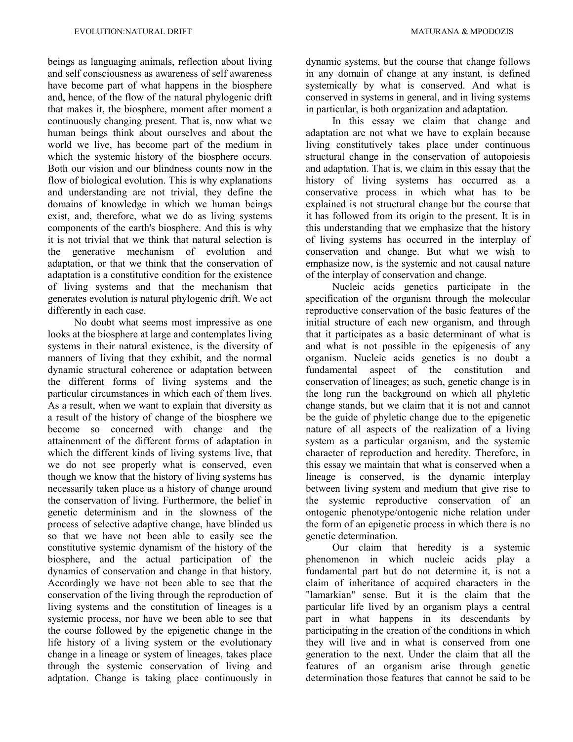beings as languaging animals, reflection about living and self consciousness as awareness of self awareness have become part of what happens in the biosphere and, hence, of the flow of the natural phylogenic drift that makes it, the biosphere, moment after moment a continuously changing present. That is, now what we human beings think about ourselves and about the world we live, has become part of the medium in which the systemic history of the biosphere occurs. Both our vision and our blindness counts now in the flow of biological evolution. This is why explanations and understanding are not trivial, they define the domains of knowledge in which we human beings exist, and, therefore, what we do as living systems components of the earth's biosphere. And this is why it is not trivial that we think that natural selection is the generative mechanism of evolution and adaptation, or that we think that the conservation of adaptation is a constitutive condition for the existence of living systems and that the mechanism that generates evolution is natural phylogenic drift. We act differently in each case.

No doubt what seems most impressive as one looks at the biosphere at large and contemplates living systems in their natural existence, is the diversity of manners of living that they exhibit, and the normal dynamic structural coherence or adaptation between the different forms of living systems and the particular circumstances in which each of them lives. As a result, when we want to explain that diversity as a result of the history of change of the biosphere we become so concerned with change and the attainenment of the different forms of adaptation in which the different kinds of living systems live, that we do not see properly what is conserved, even though we know that the history of living systems has necessarily taken place as a history of change around the conservation of living. Furthermore, the belief in genetic determinism and in the slowness of the process of selective adaptive change, have blinded us so that we have not been able to easily see the constitutive systemic dynamism of the history of the biosphere, and the actual participation of the dynamics of conservation and change in that history. Accordingly we have not been able to see that the conservation of the living through the reproduction of living systems and the constitution of lineages is a systemic process, nor have we been able to see that the course followed by the epigenetic change in the life history of a living system or the evolutionary change in a lineage or system of lineages, takes place through the systemic conservation of living and adptation. Change is taking place continuously in dynamic systems, but the course that change follows in any domain of change at any instant, is defined systemically by what is conserved. And what is conserved in systems in general, and in living systems in particular, is both organization and adaptation.

In this essay we claim that change and adaptation are not what we have to explain because living constitutively takes place under continuous structural change in the conservation of autopoiesis and adaptation. That is, we claim in this essay that the history of living systems has occurred as a conservative process in which what has to be explained is not structural change but the course that it has followed from its origin to the present. It is in this understanding that we emphasize that the history of living systems has occurred in the interplay of conservation and change. But what we wish to emphasize now, is the systemic and not causal nature of the interplay of conservation and change.

Nucleic acids genetics participate in the specification of the organism through the molecular reproductive conservation of the basic features of the initial structure of each new organism, and through that it participates as a basic determinant of what is and what is not possible in the epigenesis of any organism. Nucleic acids genetics is no doubt a fundamental aspect of the constitution and conservation of lineages; as such, genetic change is in the long run the background on which all phyletic change stands, but we claim that it is not and cannot be the guide of phyletic change due to the epigenetic nature of all aspects of the realization of a living system as a particular organism, and the systemic character of reproduction and heredity. Therefore, in this essay we maintain that what is conserved when a lineage is conserved, is the dynamic interplay between living system and medium that give rise to the systemic reproductive conservation of an ontogenic phenotype/ontogenic niche relation under the form of an epigenetic process in which there is no genetic determination.

Our claim that heredity is a systemic phenomenon in which nucleic acids play a fundamental part but do not determine it, is not a claim of inheritance of acquired characters in the "lamarkian" sense. But it is the claim that the particular life lived by an organism plays a central part in what happens in its descendants by participating in the creation of the conditions in which they will live and in what is conserved from one generation to the next. Under the claim that all the features of an organism arise through genetic determination those features that cannot be said to be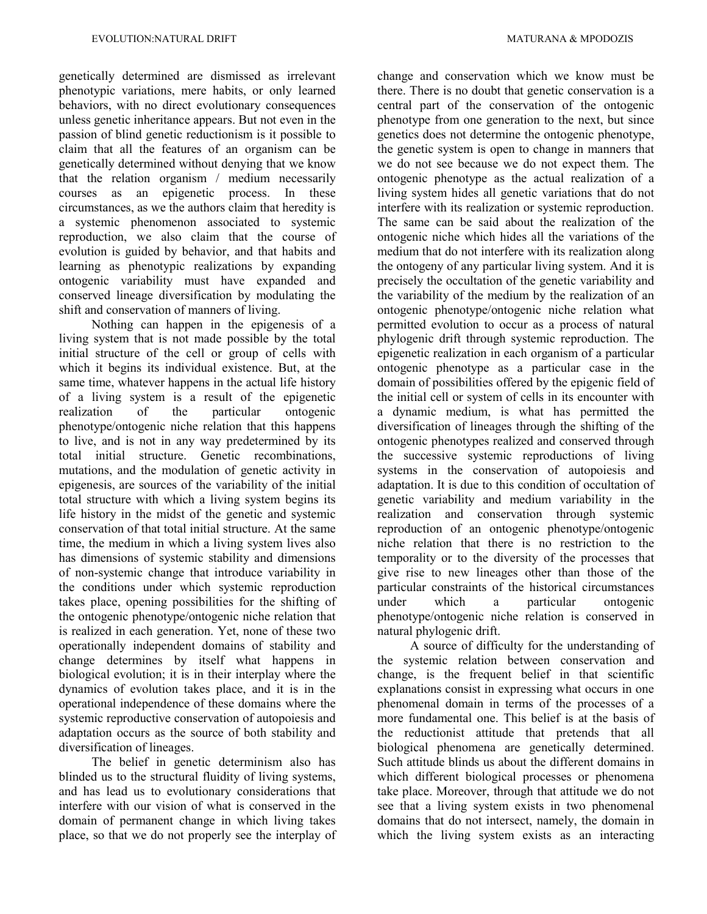genetically determined are dismissed as irrelevant phenotypic variations, mere habits, or only learned behaviors, with no direct evolutionary consequences unless genetic inheritance appears. But not even in the passion of blind genetic reductionism is it possible to claim that all the features of an organism can be genetically determined without denying that we know that the relation organism / medium necessarily courses as an epigenetic process. In these circumstances, as we the authors claim that heredity is a systemic phenomenon associated to systemic reproduction, we also claim that the course of evolution is guided by behavior, and that habits and learning as phenotypic realizations by expanding ontogenic variability must have expanded and conserved lineage diversification by modulating the shift and conservation of manners of living.

Nothing can happen in the epigenesis of a living system that is not made possible by the total initial structure of the cell or group of cells with which it begins its individual existence. But, at the same time, whatever happens in the actual life history of a living system is a result of the epigenetic realization of the particular ontogenic phenotype/ontogenic niche relation that this happens to live, and is not in any way predetermined by its total initial structure. Genetic recombinations, mutations, and the modulation of genetic activity in epigenesis, are sources of the variability of the initial total structure with which a living system begins its life history in the midst of the genetic and systemic conservation of that total initial structure. At the same time, the medium in which a living system lives also has dimensions of systemic stability and dimensions of non-systemic change that introduce variability in the conditions under which systemic reproduction takes place, opening possibilities for the shifting of the ontogenic phenotype/ontogenic niche relation that is realized in each generation. Yet, none of these two operationally independent domains of stability and change determines by itself what happens in biological evolution; it is in their interplay where the dynamics of evolution takes place, and it is in the operational independence of these domains where the systemic reproductive conservation of autopoiesis and adaptation occurs as the source of both stability and diversification of lineages.

The belief in genetic determinism also has blinded us to the structural fluidity of living systems, and has lead us to evolutionary considerations that interfere with our vision of what is conserved in the domain of permanent change in which living takes place, so that we do not properly see the interplay of change and conservation which we know must be there. There is no doubt that genetic conservation is a central part of the conservation of the ontogenic phenotype from one generation to the next, but since genetics does not determine the ontogenic phenotype, the genetic system is open to change in manners that we do not see because we do not expect them. The ontogenic phenotype as the actual realization of a living system hides all genetic variations that do not interfere with its realization or systemic reproduction. The same can be said about the realization of the ontogenic niche which hides all the variations of the medium that do not interfere with its realization along the ontogeny of any particular living system. And it is precisely the occultation of the genetic variability and the variability of the medium by the realization of an ontogenic phenotype/ontogenic niche relation what permitted evolution to occur as a process of natural phylogenic drift through systemic reproduction. The epigenetic realization in each organism of a particular ontogenic phenotype as a particular case in the domain of possibilities offered by the epigenic field of the initial cell or system of cells in its encounter with a dynamic medium, is what has permitted the diversification of lineages through the shifting of the ontogenic phenotypes realized and conserved through the successive systemic reproductions of living systems in the conservation of autopoiesis and adaptation. It is due to this condition of occultation of genetic variability and medium variability in the realization and conservation through systemic reproduction of an ontogenic phenotype/ontogenic niche relation that there is no restriction to the temporality or to the diversity of the processes that give rise to new lineages other than those of the particular constraints of the historical circumstances under which a particular ontogenic phenotype/ontogenic niche relation is conserved in natural phylogenic drift.

A source of difficulty for the understanding of the systemic relation between conservation and change, is the frequent belief in that scientific explanations consist in expressing what occurs in one phenomenal domain in terms of the processes of a more fundamental one. This belief is at the basis of the reductionist attitude that pretends that all biological phenomena are genetically determined. Such attitude blinds us about the different domains in which different biological processes or phenomena take place. Moreover, through that attitude we do not see that a living system exists in two phenomenal domains that do not intersect, namely, the domain in which the living system exists as an interacting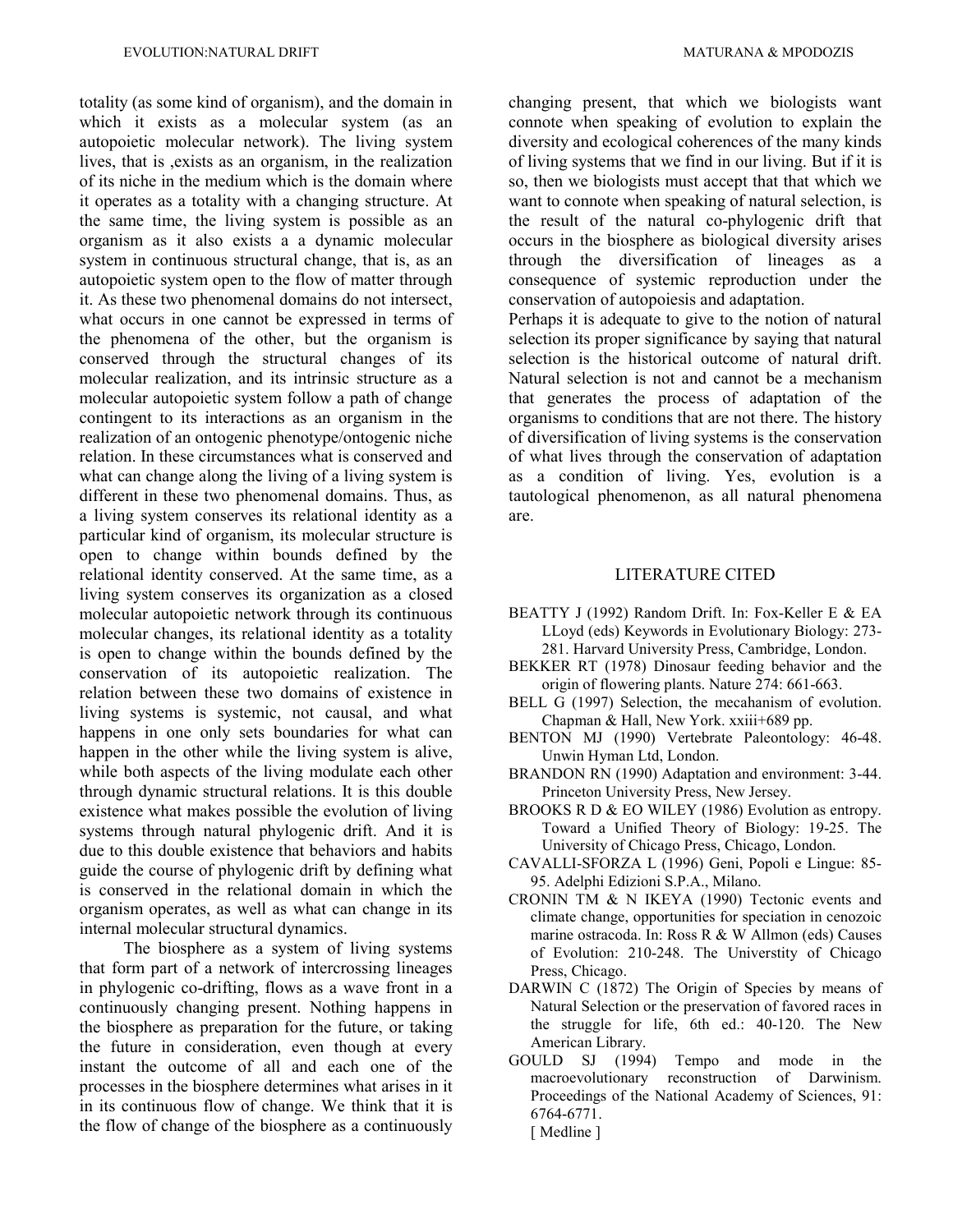totality (as some kind of organism), and the domain in which it exists as a molecular system (as an autopoietic molecular network). The living system lives, that is ,exists as an organism, in the realization of its niche in the medium which is the domain where it operates as a totality with a changing structure. At the same time, the living system is possible as an organism as it also exists a a dynamic molecular system in continuous structural change, that is, as an autopoietic system open to the flow of matter through it. As these two phenomenal domains do not intersect, what occurs in one cannot be expressed in terms of the phenomena of the other, but the organism is conserved through the structural changes of its molecular realization, and its intrinsic structure as a molecular autopoietic system follow a path of change contingent to its interactions as an organism in the realization of an ontogenic phenotype/ontogenic niche relation. In these circumstances what is conserved and what can change along the living of a living system is different in these two phenomenal domains. Thus, as a living system conserves its relational identity as a particular kind of organism, its molecular structure is open to change within bounds defined by the relational identity conserved. At the same time, as a living system conserves its organization as a closed molecular autopoietic network through its continuous molecular changes, its relational identity as a totality is open to change within the bounds defined by the conservation of its autopoietic realization. The relation between these two domains of existence in living systems is systemic, not causal, and what happens in one only sets boundaries for what can happen in the other while the living system is alive, while both aspects of the living modulate each other through dynamic structural relations. It is this double existence what makes possible the evolution of living systems through natural phylogenic drift. And it is due to this double existence that behaviors and habits guide the course of phylogenic drift by defining what is conserved in the relational domain in which the organism operates, as well as what can change in its internal molecular structural dynamics.

The biosphere as a system of living systems that form part of a network of intercrossing lineages in phylogenic co-drifting, flows as a wave front in a continuously changing present. Nothing happens in the biosphere as preparation for the future, or taking the future in consideration, even though at every instant the outcome of all and each one of the processes in the biosphere determines what arises in it in its continuous flow of change. We think that it is the flow of change of the biosphere as a continuously changing present, that which we biologists want connote when speaking of evolution to explain the diversity and ecological coherences of the many kinds of living systems that we find in our living. But if it is so, then we biologists must accept that that which we want to connote when speaking of natural selection, is the result of the natural co-phylogenic drift that occurs in the biosphere as biological diversity arises through the diversification of lineages as a consequence of systemic reproduction under the conservation of autopoiesis and adaptation.

Perhaps it is adequate to give to the notion of natural selection its proper significance by saying that natural selection is the historical outcome of natural drift. Natural selection is not and cannot be a mechanism that generates the process of adaptation of the organisms to conditions that are not there. The history of diversification of living systems is the conservation of what lives through the conservation of adaptation as a condition of living. Yes, evolution is a tautological phenomenon, as all natural phenomena are.

## LITERATURE CITED

BEATTY J (1992) Random Drift. In: Fox-Keller E & EA LLoyd (eds) Keywords in Evolutionary Biology: 273-281. Harvard University Press, Cambridge, London.

BEKKER RT (1978) Dinosaur feeding behavior and the origin of flowering plants. Nature 274: 661-663.

BELL G (1997) Selection, the mecahanism of evolution. Chapman & Hall, New York. xxiii+689 pp.

BENTON MJ (1990) Vertebrate Paleontology: 46-48. Unwin Hyman Ltd, London.

BRANDON RN (1990) Adaptation and environment: 3-44. Princeton University Press, New Jersey.

BROOKS R D & EO WILEY (1986) Evolution as entropy. Toward a Unified Theory of Biology: 19-25. The University of Chicago Press, Chicago, London.

CAVALLI-SFORZA L (1996) Geni, Popoli e Lingue: 85-95. Adelphi Edizioni S.P.A., Milano.

CRONIN TM & N IKEYA (1990) Tectonic events and climate change, opportunities for speciation in cenozoic marine ostracoda. In: Ross R & W Allmon (eds) Causes of Evolution: 210-248. The Universtity of Chicago Press, Chicago.

DARWIN C (1872) The Origin of Species by means of Natural Selection or the preservation of favored races in the struggle for life, 6th ed.: 40-120. The New American Library.

GOULD SJ (1994) Tempo and mode in the macroevolutionary reconstruction of Darwinism. Proceedings of the National Academy of Sciences, 91: 6764-6771.
[ Medline ]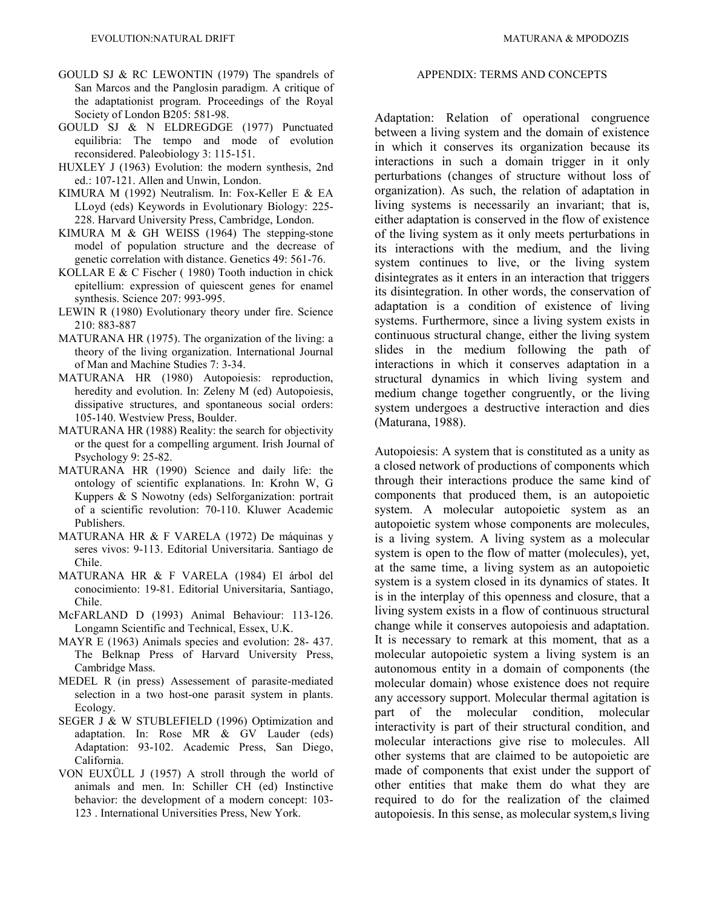GOULD SJ & RC LEWONTIN (1979) The spandrels of San Marcos and the Panglosin paradigm. A critique of the adaptationist program. Proceedings of the Royal Society of London B205: 581-98.

GOULD SJ & N ELDREGDGE (1977) Punctuated equilibria: The tempo and mode of evolution reconsidered. Paleobiology 3: 115-151.

HUXLEY J (1963) Evolution: the modern synthesis, 2nd ed.: 107-121. Allen and Unwin, London.

KIMURA M (1992) Neutralism. In: Fox-Keller E & EA LLoyd (eds) Keywords in Evolutionary Biology: 225-228. Harvard University Press, Cambridge, London.

KIMURA M & GH WEISS (1964) The stepping-stone model of population structure and the decrease of genetic correlation with distance. Genetics 49: 561-76.

KOLLAR E & C Fischer ( 1980) Tooth induction in chick epitellium: expression of quiescent genes for enamel synthesis. Science 207: 993-995.

LEWIN R (1980) Evolutionary theory under fire. Science 210: 883-887

MATURANA HR (1975). The organization of the living: a theory of the living organization. International Journal of Man and Machine Studies 7: 3-34.

MATURANA HR (1980) Autopoiesis: reproduction, heredity and evolution. In: Zeleny M (ed) Autopoiesis, dissipative structures, and spontaneous social orders: 105-140. Westview Press, Boulder.

MATURANA HR (1988) Reality: the search for objectivity or the quest for a compelling argument. Irish Journal of Psychology 9: 25-82.

MATURANA HR (1990) Science and daily life: the ontology of scientific explanations. In: Krohn W, G Kuppers & S Nowotny (eds) Selforganization: portrait of a scientific revolution: 70-110. Kluwer Academic Publishers.

MATURANA HR & F VARELA (1972) De máquinas y seres vivos: 9-113. Editorial Universitaria. Santiago de Chile.

MATURANA HR & F VARELA (1984) El árbol del conocimiento: 19-81. Editorial Universitaria, Santiago, Chile.

McFARLAND D (1993) Animal Behaviour: 113-126. Longamn Scientific and Technical, Essex, U.K.

MAYR E (1963) Animals species and evolution: 28- 437. The Belknap Press of Harvard University Press, Cambridge Mass.

MEDEL R (in press) Assessement of parasite-mediated selection in a two host-one parasit system in plants. Ecology.

SEGER J & W STUBLEFIELD (1996) Optimization and adaptation. In: Rose MR & GV Lauder (eds) Adaptation: 93-102. Academic Press, San Diego, California.

VON EUXÜLL J (1957) A stroll through the world of animals and men. In: Schiller CH (ed) Instinctive behavior: the development of a modern concept: 103-123 . International Universities Press, New York.

## APPENDIX: TERMS AND CONCEPTS

Adaptation: Relation of operational congruence between a living system and the domain of existence in which it conserves its organization because its interactions in such a domain trigger in it only perturbations (changes of structure without loss of organization). As such, the relation of adaptation in living systems is necessarily an invariant; that is, either adaptation is conserved in the flow of existence of the living system as it only meets perturbations in its interactions with the medium, and the living system continues to live, or the living system disintegrates as it enters in an interaction that triggers its disintegration. In other words, the conservation of adaptation is a condition of existence of living systems. Furthermore, since a living system exists in continuous structural change, either the living system slides in the medium following the path of interactions in which it conserves adaptation in a structural dynamics in which living system and medium change together congruently, or the living system undergoes a destructive interaction and dies (Maturana, 1988).

Autopoiesis: A system that is constituted as a unity as a closed network of productions of components which through their interactions produce the same kind of components that produced them, is an autopoietic system. A molecular autopoietic system as an autopoietic system whose components are molecules, is a living system. A living system as a molecular system is open to the flow of matter (molecules), yet, at the same time, a living system as an autopoietic system is a system closed in its dynamics of states. It is in the interplay of this openness and closure, that a living system exists in a flow of continuous structural change while it conserves autopoiesis and adaptation. It is necessary to remark at this moment, that as a molecular autopoietic system a living system is an autonomous entity in a domain of components (the molecular domain) whose existence does not require any accessory support. Molecular thermal agitation is part of the molecular condition, molecular interactivity is part of their structural condition, and molecular interactions give rise to molecules. All other systems that are claimed to be autopoietic are made of components that exist under the support of other entities that make them do what they are required to do for the realization of the claimed autopoiesis. In this sense, as molecular system,s living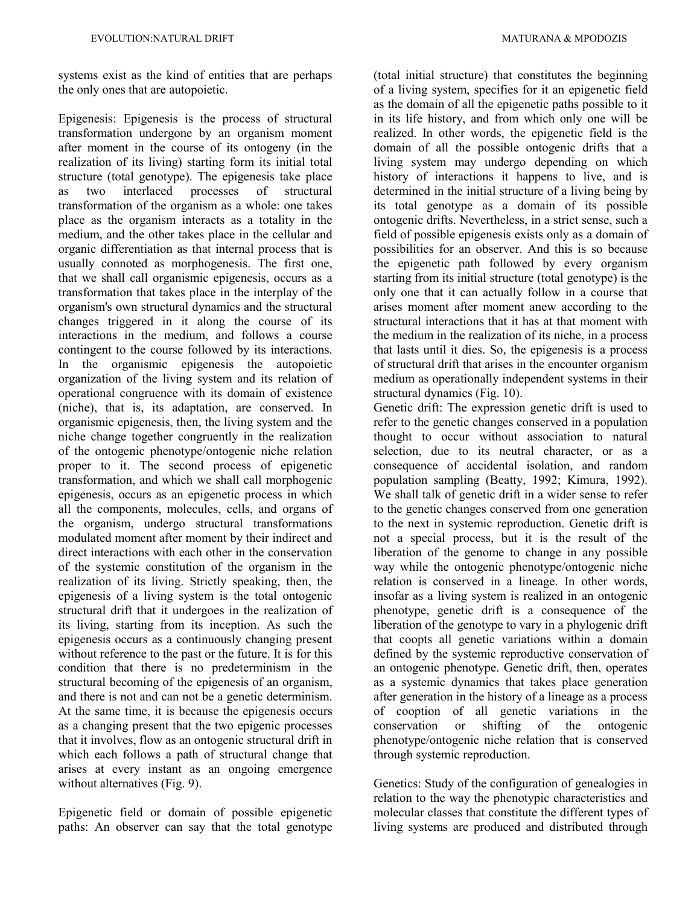systems exist as the kind of entities that are perhaps the only ones that are autopoietic.

Epigenesis: Epigenesis is the process of structural transformation undergone by an organism moment after moment in the course of its ontogeny (in the realization of its living) starting form its initial total structure (total genotype). The epigenesis take place as two interlaced processes of structural transformation of the organism as a whole: one takes place as the organism interacts as a totality in the medium, and the other takes place in the cellular and organic differentiation as that internal process that is usually connoted as morphogenesis. The first one, that we shall call organismic epigenesis, occurs as a transformation that takes place in the interplay of the organism's own structural dynamics and the structural changes triggered in it along the course of its interactions in the medium, and follows a course contingent to the course followed by its interactions. In the organismic epigenesis the autopoietic organization of the living system and its relation of operational congruence with its domain of existence (niche), that is, its adaptation, are conserved. In organismic epigenesis, then, the living system and the niche change together congruently in the realization of the ontogenic phenotype/ontogenic niche relation proper to it. The second process of epigenetic transformation, and which we shall call morphogenic epigenesis, occurs as an epigenetic process in which all the components, molecules, cells, and organs of the organism, undergo structural transformations modulated moment after moment by their indirect and direct interactions with each other in the conservation of the systemic constitution of the organism in the realization of its living. Strictly speaking, then, the epigenesis of a living system is the total ontogenic structural drift that it undergoes in the realization of its living, starting from its inception. As such the epigenesis occurs as a continuously changing present without reference to the past or the future. It is for this condition that there is no predeterminism in the structural becoming of the epigenesis of an organism, and there is not and can not be a genetic determinism. At the same time, it is because the epigenesis occurs as a changing present that the two epigenic processes that it involves, flow as an ontogenic structural drift in which each follows a path of structural change that arises at every instant as an ongoing emergence without alternatives (Fig. 9).

Epigenetic field or domain of possible epigenetic paths: An observer can say that the total genotype (total initial structure) that constitutes the beginning of a living system, specifies for it an epigenetic field as the domain of all the epigenetic paths possible to it in its life history, and from which only one will be realized. In other words, the epigenetic field is the domain of all the possible ontogenic drifts that a living system may undergo depending on which history of interactions it happens to live, and is determined in the initial structure of a living being by its total genotype as a domain of its possible ontogenic drifts. Nevertheless, in a strict sense, such a field of possible epigenesis exists only as a domain of possibilities for an observer. And this is so because the epigenetic path followed by every organism starting from its initial structure (total genotype) is the only one that it can actually follow in a course that arises moment after moment anew according to the structural interactions that it has at that moment with the medium in the realization of its niche, in a process that lasts until it dies. So, the epigenesis is a process of structural drift that arises in the encounter organism medium as operationally independent systems in their structural dynamics (Fig. 10).

Genetic drift: The expression genetic drift is used to refer to the genetic changes conserved in a population thought to occur without association to natural selection, due to its neutral character, or as a consequence of accidental isolation, and random population sampling (Beatty, 1992; Kimura, 1992). We shall talk of genetic drift in a wider sense to refer to the genetic changes conserved from one generation to the next in systemic reproduction. Genetic drift is not a special process, but it is the result of the liberation of the genome to change in any possible way while the ontogenic phenotype/ontogenic niche relation is conserved in a lineage. In other words, insofar as a living system is realized in an ontogenic phenotype, genetic drift is a consequence of the liberation of the genotype to vary in a phylogenic drift that coopts all genetic variations within a domain defined by the systemic reproductive conservation of an ontogenic phenotype. Genetic drift, then, operates as a systemic dynamics that takes place generation after generation in the history of a lineage as a process of cooption of all genetic variations in the conservation or shifting of the ontogenic phenotype/ontogenic niche relation that is conserved through systemic reproduction.

Genetics: Study of the configuration of genealogies in relation to the way the phenotypic characteristics and molecular classes that constitute the different types of living systems are produced and distributed through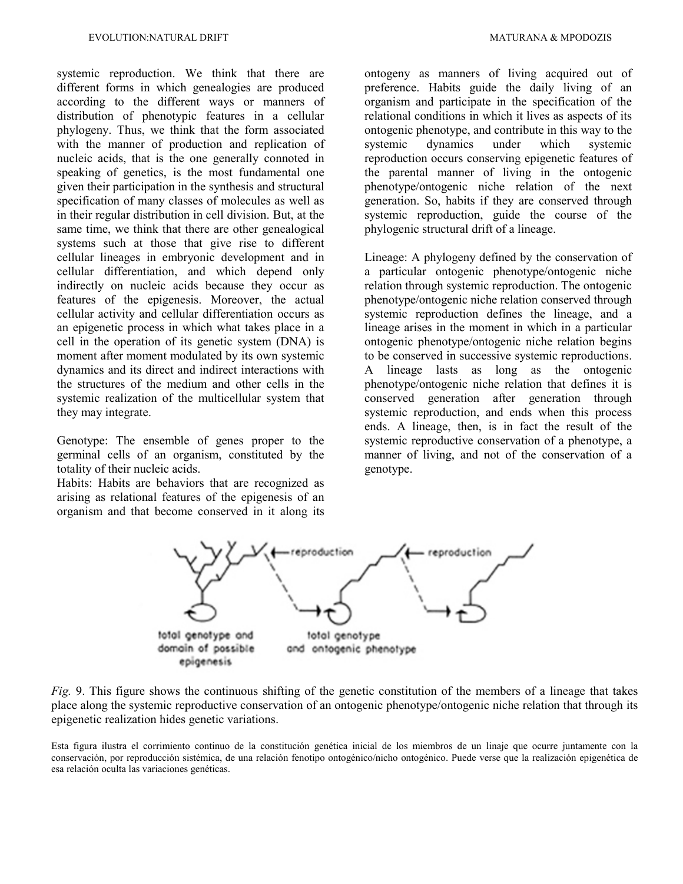systemic reproduction. We think that there are different forms in which genealogies are produced according to the different ways or manners of distribution of phenotypic features in a cellular phylogeny. Thus, we think that the form associated with the manner of production and replication of nucleic acids, that is the one generally connoted in speaking of genetics, is the most fundamental one given their participation in the synthesis and structural specification of many classes of molecules as well as in their regular distribution in cell division. But, at the same time, we think that there are other genealogical systems such at those that give rise to different cellular lineages in embryonic development and in cellular differentiation, and which depend only indirectly on nucleic acids because they occur as features of the epigenesis. Moreover, the actual cellular activity and cellular differentiation occurs as an epigenetic process in which what takes place in a cell in the operation of its genetic system (DNA) is moment after moment modulated by its own systemic dynamics and its direct and indirect interactions with the structures of the medium and other cells in the systemic realization of the multicellular system that they may integrate.

Genotype: The ensemble of genes proper to the germinal cells of an organism, constituted by the totality of their nucleic acids.

Habits: Habits are behaviors that are recognized as arising as relational features of the epigenesis of an organism and that become conserved in it along its ontogeny as manners of living acquired out of preference. Habits guide the daily living of an organism and participate in the specification of the relational conditions in which it lives as aspects of its ontogenic phenotype, and contribute in this way to the systemic dynamics under which systemic reproduction occurs conserving epigenetic features of the parental manner of living in the ontogenic phenotype/ontogenic niche relation of the next generation. So, habits if they are conserved through systemic reproduction, guide the course of the phylogenic structural drift of a lineage.

Lineage: A phylogeny defined by the conservation of a particular ontogenic phenotype/ontogenic niche relation through systemic reproduction. The ontogenic phenotype/ontogenic niche relation conserved through systemic reproduction defines the lineage, and a lineage arises in the moment in which in a particular ontogenic phenotype/ontogenic niche relation begins to be conserved in successive systemic reproductions. A lineage lasts as long as the ontogenic phenotype/ontogenic niche relation that defines it is conserved generation after generation through systemic reproduction, and ends when this process ends. A lineage, then, is in fact the result of the systemic reproductive conservation of a phenotype, a manner of living, and not of the conservation of a genotype.

reproduction — reproduction

total genotype and domain of possible epigenesis — total genotype and ontogenic phenotype

*Fig.* 9. This figure shows the continuous shifting of the genetic constitution of the members of a lineage that takes place along the systemic reproductive conservation of an ontogenic phenotype/ontogenic niche relation that through its epigenetic realization hides genetic variations.

Esta figura ilustra el corrimiento continuo de la constitución genética inicial de los miembros de un linaje que ocurre juntamente con la conservación, por reproducción sistémica, de una relación fenotipo ontogénico/nicho ontogénico. Puede verse que la realización epigenética de esa relación oculta las variaciones genéticas.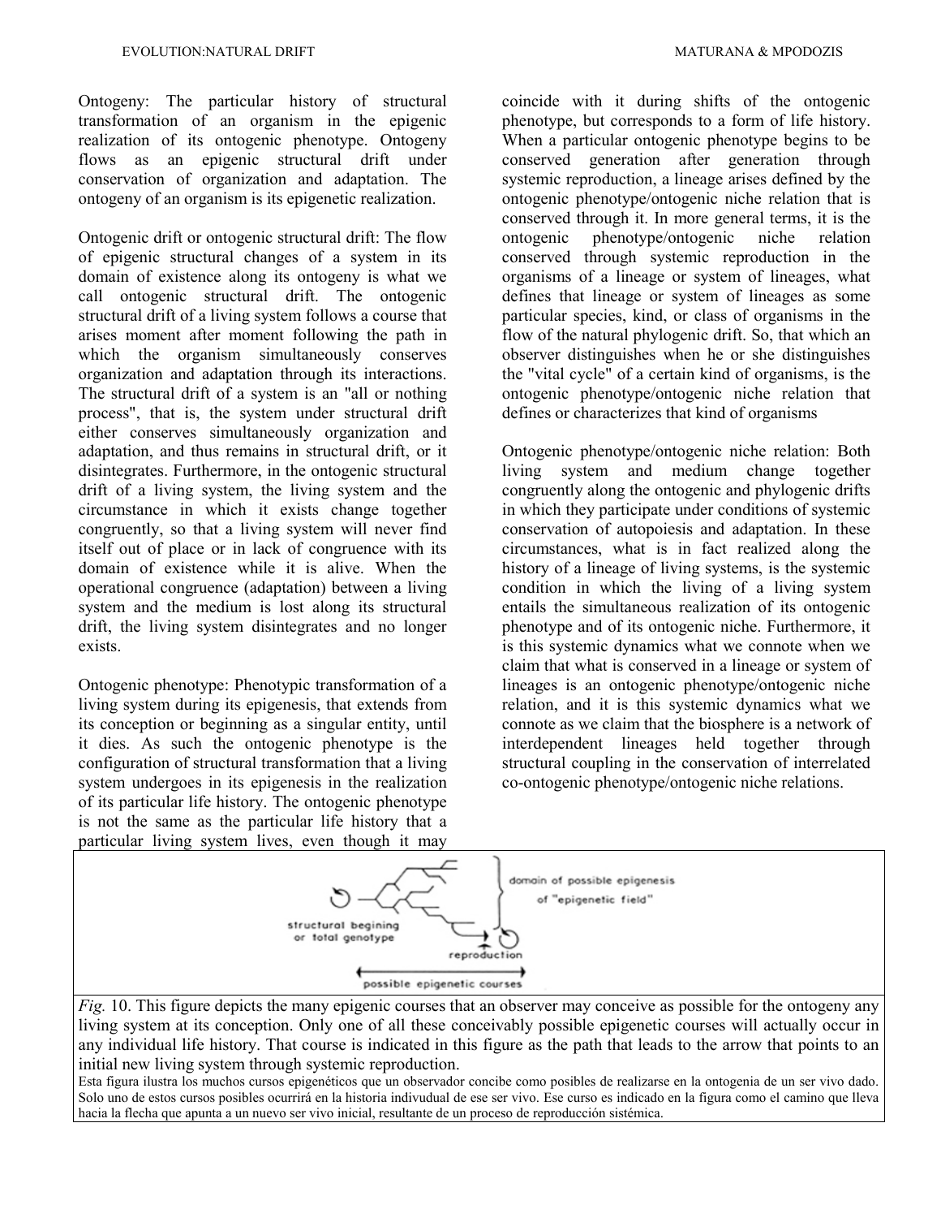Ontogeny: The particular history of structural transformation of an organism in the epigenic realization of its ontogenic phenotype. Ontogeny flows as an epigenic structural drift under conservation of organization and adaptation. The ontogeny of an organism is its epigenetic realization.

Ontogenic drift or ontogenic structural drift: The flow of epigenic structural changes of a system in its domain of existence along its ontogeny is what we call ontogenic structural drift. The ontogenic structural drift of a living system follows a course that arises moment after moment following the path in which the organism simultaneously conserves organization and adaptation through its interactions. The structural drift of a system is an "all or nothing process", that is, the system under structural drift either conserves simultaneously organization and adaptation, and thus remains in structural drift, or it disintegrates. Furthermore, in the ontogenic structural drift of a living system, the living system and the circumstance in which it exists change together congruently, so that a living system will never find itself out of place or in lack of congruence with its domain of existence while it is alive. When the operational congruence (adaptation) between a living system and the medium is lost along its structural drift, the living system disintegrates and no longer exists.

Ontogenic phenotype: Phenotypic transformation of a living system during its epigenesis, that extends from its conception or beginning as a singular entity, until it dies. As such the ontogenic phenotype is the configuration of structural transformation that a living system undergoes in its epigenesis in the realization of its particular life history. The ontogenic phenotype is not the same as the particular life history that a particular living system lives, even though it may coincide with it during shifts of the ontogenic phenotype, but corresponds to a form of life history. When a particular ontogenic phenotype begins to be conserved generation after generation through systemic reproduction, a lineage arises defined by the ontogenic phenotype/ontogenic niche relation that is conserved through it. In more general terms, it is the ontogenic phenotype/ontogenic niche relation conserved through systemic reproduction in the organisms of a lineage or system of lineages, what defines that lineage or system of lineages as some particular species, kind, or class of organisms in the flow of the natural phylogenic drift. So, that which an observer distinguishes when he or she distinguishes the "vital cycle" of a certain kind of organisms, is the ontogenic phenotype/ontogenic niche relation that defines or characterizes that kind of organisms

Ontogenic phenotype/ontogenic niche relation: Both living system and medium change together congruently along the ontogenic and phylogenic drifts in which they participate under conditions of systemic conservation of autopoiesis and adaptation. In these circumstances, what is in fact realized along the history of a lineage of living systems, is the systemic condition in which the living of a living system entails the simultaneous realization of its ontogenic phenotype and of its ontogenic niche. Furthermore, it is this systemic dynamics what we connote when we claim that what is conserved in a lineage or system of lineages is an ontogenic phenotype/ontogenic niche relation, and it is this systemic dynamics what we connote as we claim that the biosphere is a network of interdependent lineages held together through structural coupling in the conservation of interrelated co-ontogenic phenotype/ontogenic niche relations.

*Fig.* 10. This figure depicts the many epigenic courses that an observer may conceive as possible for the ontogeny any living system at its conception. Only one of all these conceivably possible epigenetic courses will actually occur in any individual life history. That course is indicated in this figure as the path that leads to the arrow that points to an initial new living system through systemic reproduction.

Esta figura ilustra los muchos cursos epigenéticos que un observador concibe como posibles de realizarse en la ontogenia de un ser vivo dado. Solo uno de estos cursos posibles ocurrirá en la historia indivudual de ese ser vivo. Ese curso es indicado en la figura como el camino que lleva hacia la flecha que apunta a un nuevo ser vivo inicial, resultante de un proceso de reproducción sistémica.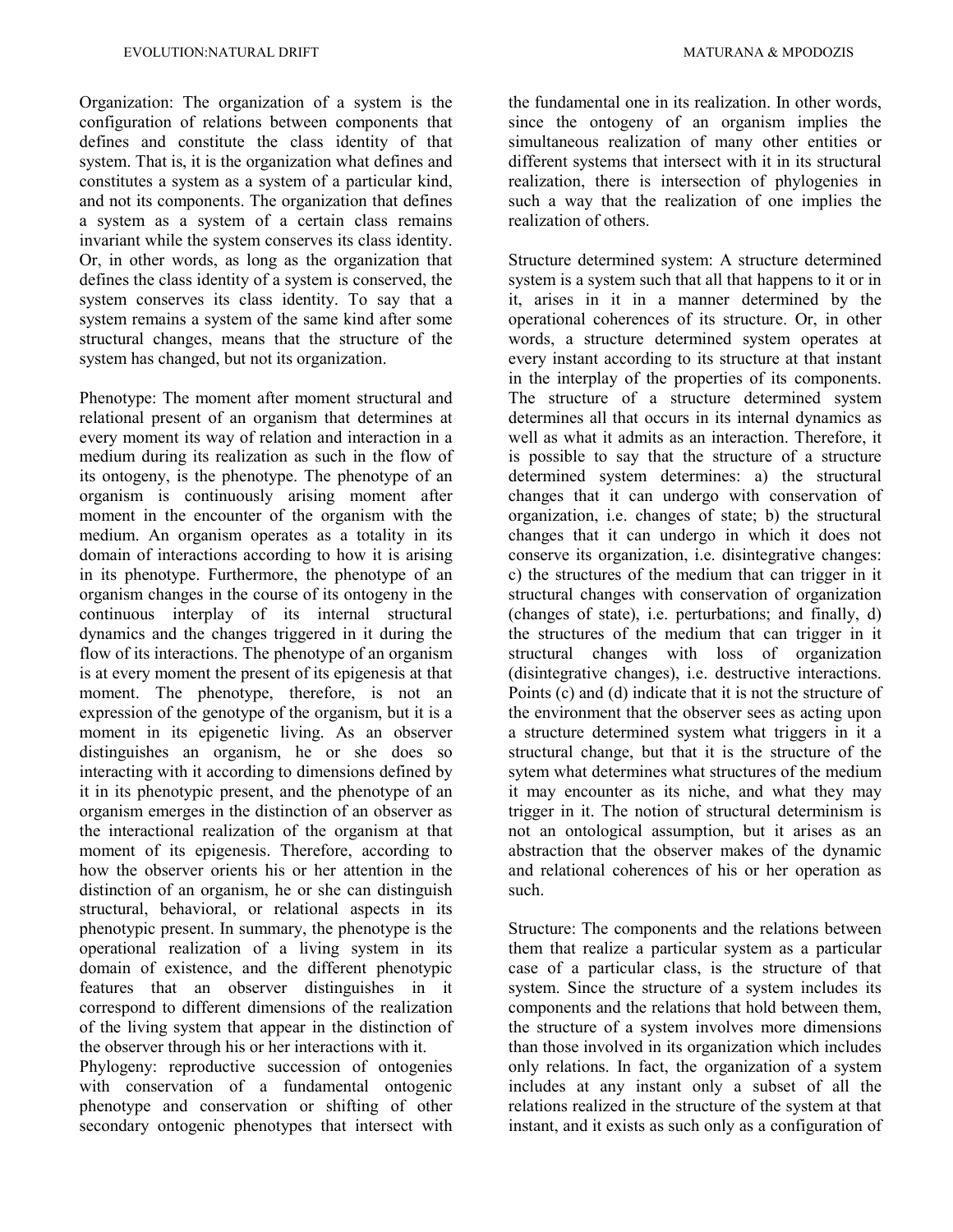Organization: The organization of a system is the configuration of relations between components that defines and constitute the class identity of that system. That is, it is the organization what defines and constitutes a system as a system of a particular kind, and not its components. The organization that defines a system as a system of a certain class remains invariant while the system conserves its class identity. Or, in other words, as long as the organization that defines the class identity of a system is conserved, the system conserves its class identity. To say that a system remains a system of the same kind after some structural changes, means that the structure of the system has changed, but not its organization.

Phenotype: The moment after moment structural and relational present of an organism that determines at every moment its way of relation and interaction in a medium during its realization as such in the flow of its ontogeny, is the phenotype. The phenotype of an organism is continuously arising moment after moment in the encounter of the organism with the medium. An organism operates as a totality in its domain of interactions according to how it is arising in its phenotype. Furthermore, the phenotype of an organism changes in the course of its ontogeny in the continuous interplay of its internal structural dynamics and the changes triggered in it during the flow of its interactions. The phenotype of an organism is at every moment the present of its epigenesis at that moment. The phenotype, therefore, is not an expression of the genotype of the organism, but it is a moment in its epigenetic living. As an observer distinguishes an organism, he or she does so interacting with it according to dimensions defined by it in its phenotypic present, and the phenotype of an organism emerges in the distinction of an observer as the interactional realization of the organism at that moment of its epigenesis. Therefore, according to how the observer orients his or her attention in the distinction of an organism, he or she can distinguish structural, behavioral, or relational aspects in its phenotypic present. In summary, the phenotype is the operational realization of a living system in its domain of existence, and the different phenotypic features that an observer distinguishes in it correspond to different dimensions of the realization of the living system that appear in the distinction of the observer through his or her interactions with it.

Phylogeny: reproductive succession of ontogenies with conservation of a fundamental ontogenic phenotype and conservation or shifting of other secondary ontogenic phenotypes that intersect with the fundamental one in its realization. In other words, since the ontogeny of an organism implies the simultaneous realization of many other entities or different systems that intersect with it in its structural realization, there is intersection of phylogenies in such a way that the realization of one implies the realization of others.

Structure determined system: A structure determined system is a system such that all that happens to it or in it, arises in it in a manner determined by the operational coherences of its structure. Or, in other words, a structure determined system operates at every instant according to its structure at that instant in the interplay of the properties of its components. The structure of a structure determined system determines all that occurs in its internal dynamics as well as what it admits as an interaction. Therefore, it is possible to say that the structure of a structure determined system determines: a) the structural changes that it can undergo with conservation of organization, i.e. changes of state; b) the structural changes that it can undergo in which it does not conserve its organization, i.e. disintegrative changes: c) the structures of the medium that can trigger in it structural changes with conservation of organization (changes of state), i.e. perturbations; and finally, d) the structures of the medium that can trigger in it structural changes with loss of organization (disintegrative changes), i.e. destructive interactions. Points (c) and (d) indicate that it is not the structure of the environment that the observer sees as acting upon a structure determined system what triggers in it a structural change, but that it is the structure of the sytem what determines what structures of the medium it may encounter as its niche, and what they may trigger in it. The notion of structural determinism is not an ontological assumption, but it arises as an abstraction that the observer makes of the dynamic and relational coherences of his or her operation as such.

Structure: The components and the relations between them that realize a particular system as a particular case of a particular class, is the structure of that system. Since the structure of a system includes its components and the relations that hold between them, the structure of a system involves more dimensions than those involved in its organization which includes only relations. In fact, the organization of a system includes at any instant only a subset of all the relations realized in the structure of the system at that instant, and it exists as such only as a configuration of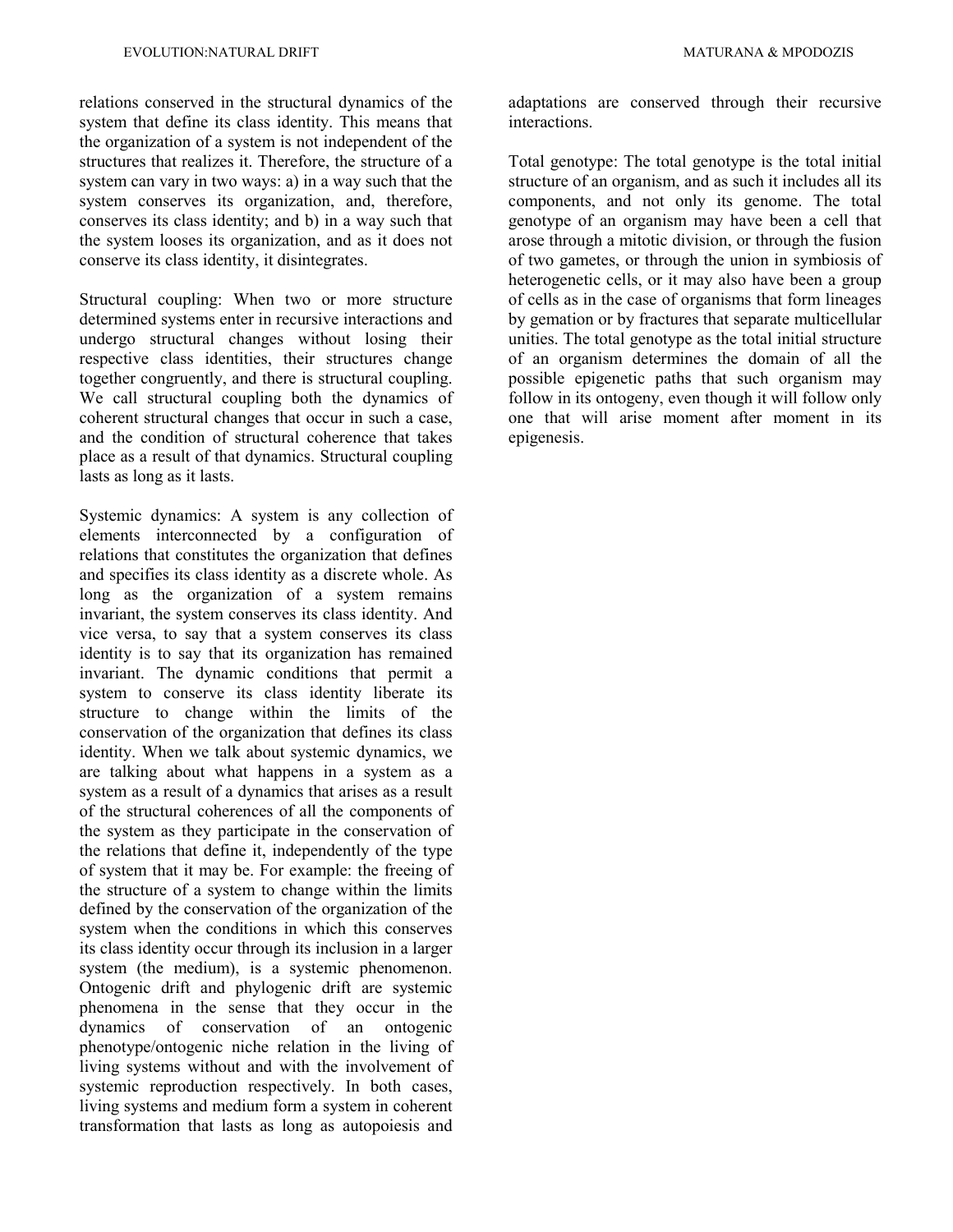relations conserved in the structural dynamics of the system that define its class identity. This means that the organization of a system is not independent of the structures that realizes it. Therefore, the structure of a system can vary in two ways: a) in a way such that the system conserves its organization, and, therefore, conserves its class identity; and b) in a way such that the system looses its organization, and as it does not conserve its class identity, it disintegrates.

Structural coupling: When two or more structure determined systems enter in recursive interactions and undergo structural changes without losing their respective class identities, their structures change together congruently, and there is structural coupling. We call structural coupling both the dynamics of coherent structural changes that occur in such a case, and the condition of structural coherence that takes place as a result of that dynamics. Structural coupling lasts as long as it lasts.

Systemic dynamics: A system is any collection of elements interconnected by a configuration of relations that constitutes the organization that defines and specifies its class identity as a discrete whole. As long as the organization of a system remains invariant, the system conserves its class identity. And vice versa, to say that a system conserves its class identity is to say that its organization has remained invariant. The dynamic conditions that permit a system to conserve its class identity liberate its structure to change within the limits of the conservation of the organization that defines its class identity. When we talk about systemic dynamics, we are talking about what happens in a system as a system as a result of a dynamics that arises as a result of the structural coherences of all the components of the system as they participate in the conservation of the relations that define it, independently of the type of system that it may be. For example: the freeing of the structure of a system to change within the limits defined by the conservation of the organization of the system when the conditions in which this conserves its class identity occur through its inclusion in a larger system (the medium), is a systemic phenomenon. Ontogenic drift and phylogenic drift are systemic phenomena in the sense that they occur in the dynamics of conservation of an ontogenic phenotype/ontogenic niche relation in the living of living systems without and with the involvement of systemic reproduction respectively. In both cases, living systems and medium form a system in coherent transformation that lasts as long as autopoiesis and adaptations are conserved through their recursive interactions.

Total genotype: The total genotype is the total initial structure of an organism, and as such it includes all its components, and not only its genome. The total genotype of an organism may have been a cell that arose through a mitotic division, or through the fusion of two gametes, or through the union in symbiosis of heterogenetic cells, or it may also have been a group of cells as in the case of organisms that form lineages by gemation or by fractures that separate multicellular unities. The total genotype as the total initial structure of an organism determines the domain of all the possible epigenetic paths that such organism may follow in its ontogeny, even though it will follow only one that will arise moment after moment in its epigenesis.